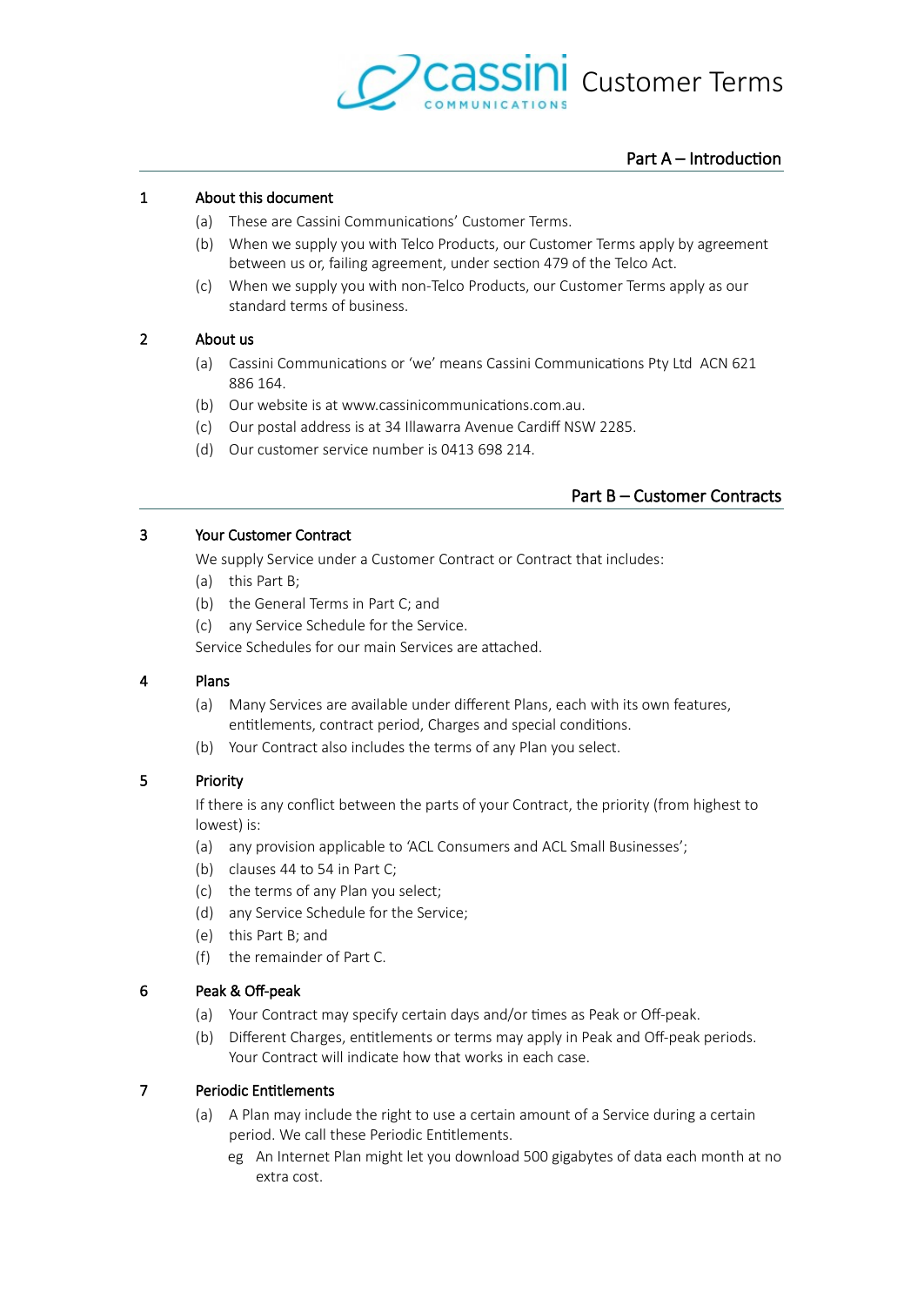# Customer Terms

## Part A – Introduction

### 1 About this document

(a) These are Cassini Communications' Customer Terms.

(b) When we supply you with Telco Products, our Customer Terms apply by agreement between us or, failing agreement, under section 479 of the Telco Act.

(c) When we supply you with non-Telco Products, our Customer Terms apply as our standard terms of business.

### 2 About us

(a) Cassini Communications or 'we' means Cassini Communications Pty Ltd ACN 621 886 164.

(b) Our website is at www.cassinicommunications.com.au.

(c) Our postal address is at 34 Illawarra Avenue Cardiff NSW 2285.

(d) Our customer service number is 0413 698 214.

## Part B – Customer Contracts

### 3 Your Customer Contract

We supply Service under a Customer Contract or Contract that includes:

(a) this Part B;

(b) the General Terms in Part C; and

(c) any Service Schedule for the Service.

Service Schedules for our main Services are attached.

### 4 Plans

(a) Many Services are available under different Plans, each with its own features, entitlements, contract period, Charges and special conditions.

(b) Your Contract also includes the terms of any Plan you select.

### 5 Priority

If there is any conflict between the parts of your Contract, the priority (from highest to lowest) is:

(a) any provision applicable to 'ACL Consumers and ACL Small Businesses';

(b) clauses 44 to 54 in Part C;

(c) the terms of any Plan you select;

(d) any Service Schedule for the Service;

(e) this Part B; and

(f) the remainder of Part C.

### 6 Peak & Off-peak

(a) Your Contract may specify certain days and/or times as Peak or Off-peak.

(b) Different Charges, entitlements or terms may apply in Peak and Off-peak periods. Your Contract will indicate how that works in each case.

### 7 Periodic Entitlements

(a) A Plan may include the right to use a certain amount of a Service during a certain period. We call these Periodic Entitlements.

eg An Internet Plan might let you download 500 gigabytes of data each month at no extra cost.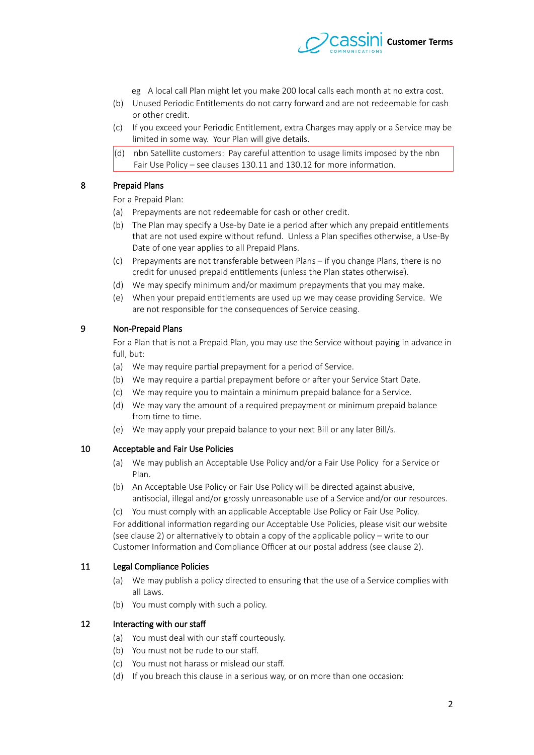eg A local call Plan might let you make 200 local calls each month at no extra cost.

(b) Unused Periodic Entitlements do not carry forward and are not redeemable for cash or other credit.

(c) If you exceed your Periodic Entitlement, extra Charges may apply or a Service may be limited in some way. Your Plan will give details.

(d) nbn Satellite customers: Pay careful attention to usage limits imposed by the nbn Fair Use Policy – see clauses 130.11 and 130.12 for more information.

## 8 Prepaid Plans

For a Prepaid Plan:

(a) Prepayments are not redeemable for cash or other credit.

(b) The Plan may specify a Use-by Date ie a period after which any prepaid entitlements that are not used expire without refund. Unless a Plan specifies otherwise, a Use-By Date of one year applies to all Prepaid Plans.

(c) Prepayments are not transferable between Plans – if you change Plans, there is no credit for unused prepaid entitlements (unless the Plan states otherwise).

(d) We may specify minimum and/or maximum prepayments that you may make.

(e) When your prepaid entitlements are used up we may cease providing Service. We are not responsible for the consequences of Service ceasing.

## 9 Non-Prepaid Plans

For a Plan that is not a Prepaid Plan, you may use the Service without paying in advance in full, but:

(a) We may require partial prepayment for a period of Service.

(b) We may require a partial prepayment before or after your Service Start Date.

(c) We may require you to maintain a minimum prepaid balance for a Service.

(d) We may vary the amount of a required prepayment or minimum prepaid balance from time to time.

(e) We may apply your prepaid balance to your next Bill or any later Bill/s.

## 10 Acceptable and Fair Use Policies

(a) We may publish an Acceptable Use Policy and/or a Fair Use Policy for a Service or Plan.

(b) An Acceptable Use Policy or Fair Use Policy will be directed against abusive, antisocial, illegal and/or grossly unreasonable use of a Service and/or our resources.

(c) You must comply with an applicable Acceptable Use Policy or Fair Use Policy.

For additional information regarding our Acceptable Use Policies, please visit our website (see clause 2) or alternatively to obtain a copy of the applicable policy – write to our Customer Information and Compliance Officer at our postal address (see clause 2).

## 11 Legal Compliance Policies

(a) We may publish a policy directed to ensuring that the use of a Service complies with all Laws.

(b) You must comply with such a policy.

## 12 Interacting with our staff

(a) You must deal with our staff courteously.

(b) You must not be rude to our staff.

(c) You must not harass or mislead our staff.

(d) If you breach this clause in a serious way, or on more than one occasion: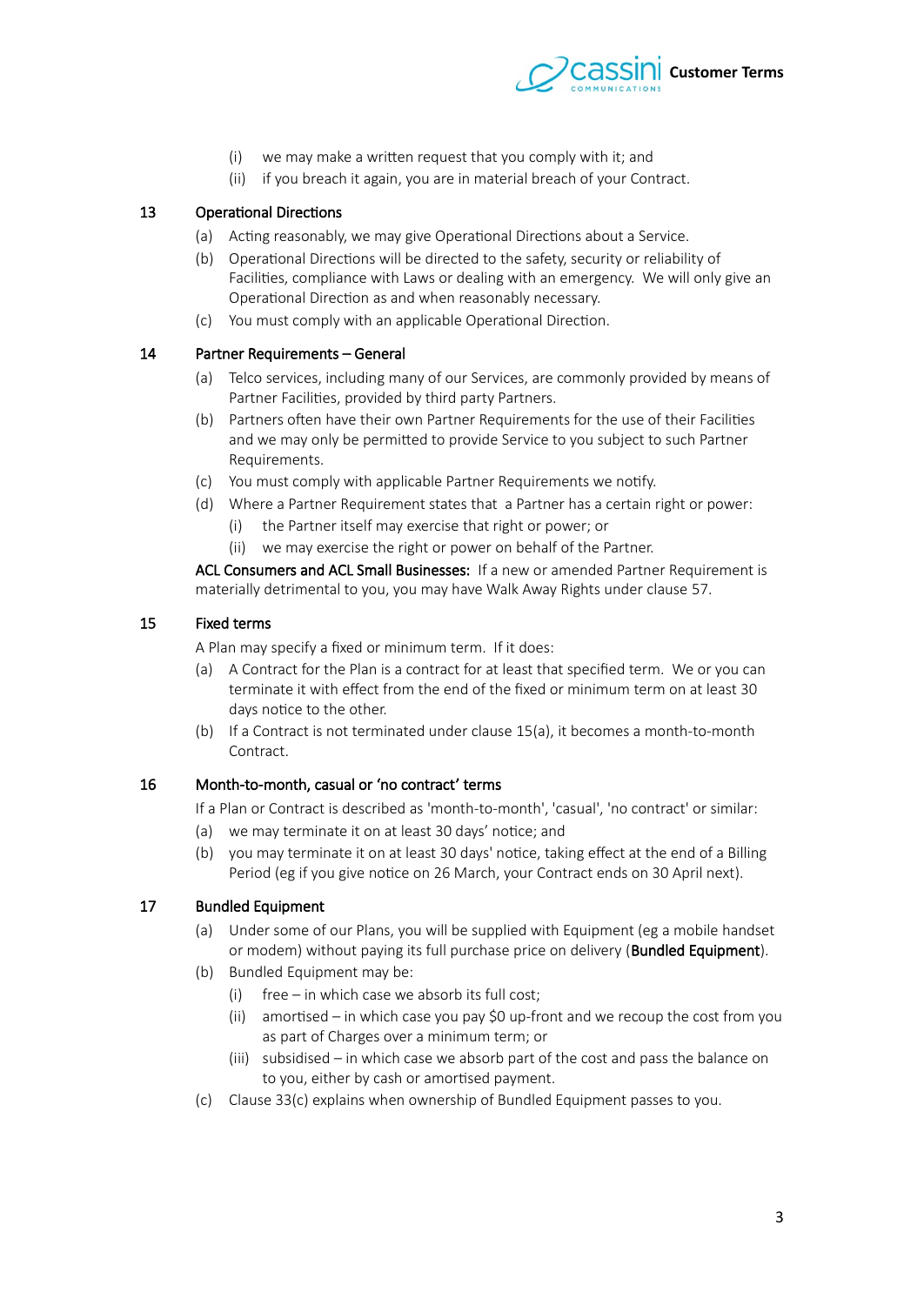(i) we may make a written request that you comply with it; and

(ii) if you breach it again, you are in material breach of your Contract.

## 13 Operational Directions

(a) Acting reasonably, we may give Operational Directions about a Service.

(b) Operational Directions will be directed to the safety, security or reliability of Facilities, compliance with Laws or dealing with an emergency. We will only give an Operational Direction as and when reasonably necessary.

(c) You must comply with an applicable Operational Direction.

## 14 Partner Requirements – General

(a) Telco services, including many of our Services, are commonly provided by means of Partner Facilities, provided by third party Partners.

(b) Partners often have their own Partner Requirements for the use of their Facilities and we may only be permitted to provide Service to you subject to such Partner Requirements.

(c) You must comply with applicable Partner Requirements we notify.

(d) Where a Partner Requirement states that a Partner has a certain right or power:

(i) the Partner itself may exercise that right or power; or

(ii) we may exercise the right or power on behalf of the Partner.

**ACL Consumers and ACL Small Businesses:** If a new or amended Partner Requirement is materially detrimental to you, you may have Walk Away Rights under clause 57.

## 15 Fixed terms

A Plan may specify a fixed or minimum term. If it does:

(a) A Contract for the Plan is a contract for at least that specified term. We or you can terminate it with effect from the end of the fixed or minimum term on at least 30 days notice to the other.

(b) If a Contract is not terminated under clause 15(a), it becomes a month-to-month Contract.

## 16 Month-to-month, casual or 'no contract' terms

If a Plan or Contract is described as 'month-to-month', 'casual', 'no contract' or similar:

(a) we may terminate it on at least 30 days' notice; and

(b) you may terminate it on at least 30 days' notice, taking effect at the end of a Billing Period (eg if you give notice on 26 March, your Contract ends on 30 April next).

## 17 Bundled Equipment

(a) Under some of our Plans, you will be supplied with Equipment (eg a mobile handset or modem) without paying its full purchase price on delivery (**Bundled Equipment**).

(b) Bundled Equipment may be:

(i) free – in which case we absorb its full cost;

(ii) amortised – in which case you pay $0 up-front and we recoup the cost from you as part of Charges over a minimum term; or

(iii) subsidised – in which case we absorb part of the cost and pass the balance on to you, either by cash or amortised payment.

(c) Clause 33(c) explains when ownership of Bundled Equipment passes to you.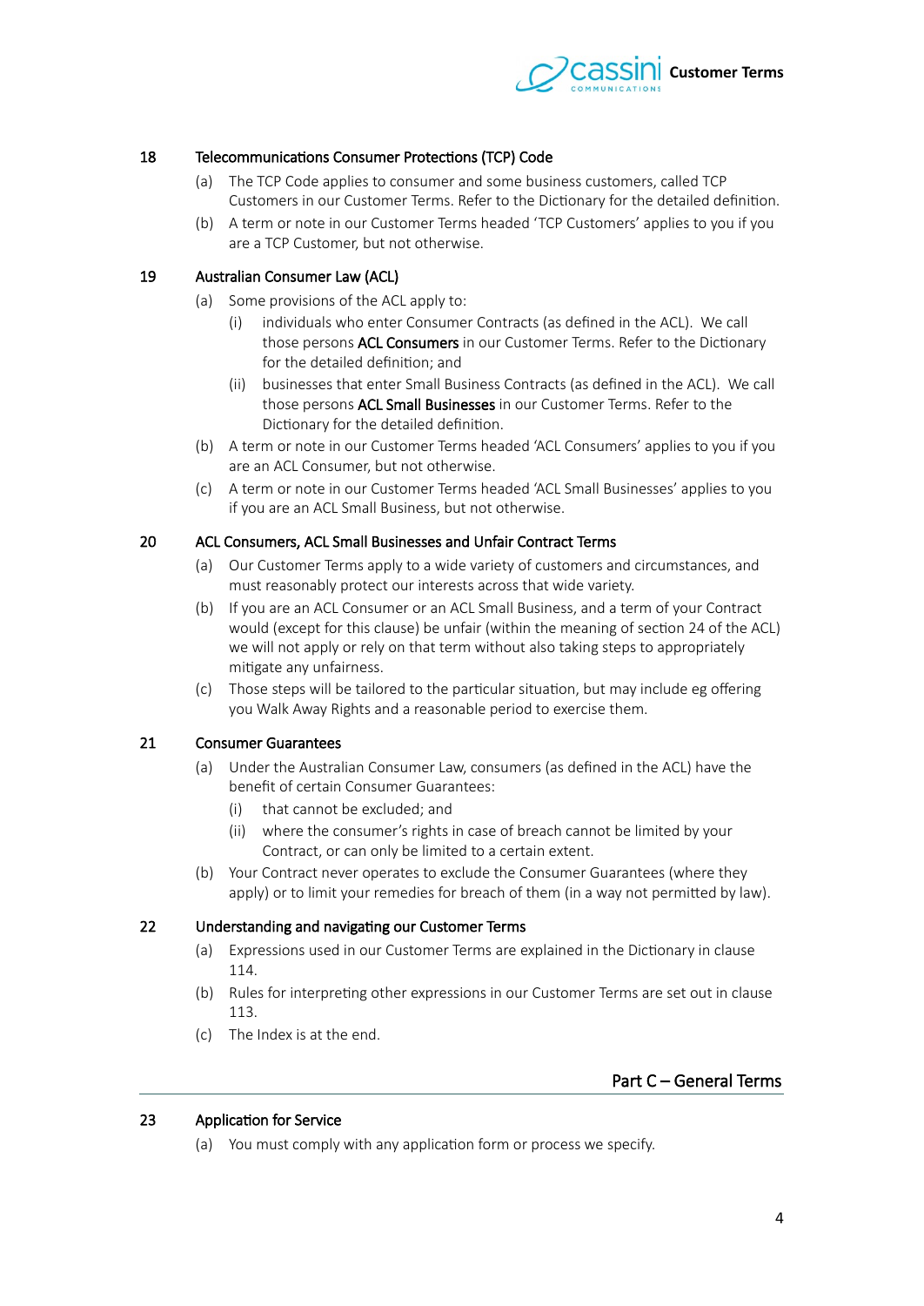## 18 Telecommunications Consumer Protections (TCP) Code

(a) The TCP Code applies to consumer and some business customers, called TCP Customers in our Customer Terms. Refer to the Dictionary for the detailed definition.

(b) A term or note in our Customer Terms headed 'TCP Customers' applies to you if you are a TCP Customer, but not otherwise.

## 19 Australian Consumer Law (ACL)

(a) Some provisions of the ACL apply to:

(i) individuals who enter Consumer Contracts (as defined in the ACL). We call those persons **ACL Consumers** in our Customer Terms. Refer to the Dictionary for the detailed definition; and

(ii) businesses that enter Small Business Contracts (as defined in the ACL). We call those persons **ACL Small Businesses** in our Customer Terms. Refer to the Dictionary for the detailed definition.

(b) A term or note in our Customer Terms headed 'ACL Consumers' applies to you if you are an ACL Consumer, but not otherwise.

(c) A term or note in our Customer Terms headed 'ACL Small Businesses' applies to you if you are an ACL Small Business, but not otherwise.

## 20 ACL Consumers, ACL Small Businesses and Unfair Contract Terms

(a) Our Customer Terms apply to a wide variety of customers and circumstances, and must reasonably protect our interests across that wide variety.

(b) If you are an ACL Consumer or an ACL Small Business, and a term of your Contract would (except for this clause) be unfair (within the meaning of section 24 of the ACL) we will not apply or rely on that term without also taking steps to appropriately mitigate any unfairness.

(c) Those steps will be tailored to the particular situation, but may include eg offering you Walk Away Rights and a reasonable period to exercise them.

## 21 Consumer Guarantees

(a) Under the Australian Consumer Law, consumers (as defined in the ACL) have the benefit of certain Consumer Guarantees:

(i) that cannot be excluded; and

(ii) where the consumer's rights in case of breach cannot be limited by your Contract, or can only be limited to a certain extent.

(b) Your Contract never operates to exclude the Consumer Guarantees (where they apply) or to limit your remedies for breach of them (in a way not permitted by law).

## 22 Understanding and navigating our Customer Terms

(a) Expressions used in our Customer Terms are explained in the Dictionary in clause 114.

(b) Rules for interpreting other expressions in our Customer Terms are set out in clause 113.

(c) The Index is at the end.

# Part C – General Terms

## 23 Application for Service

(a) You must comply with any application form or process we specify.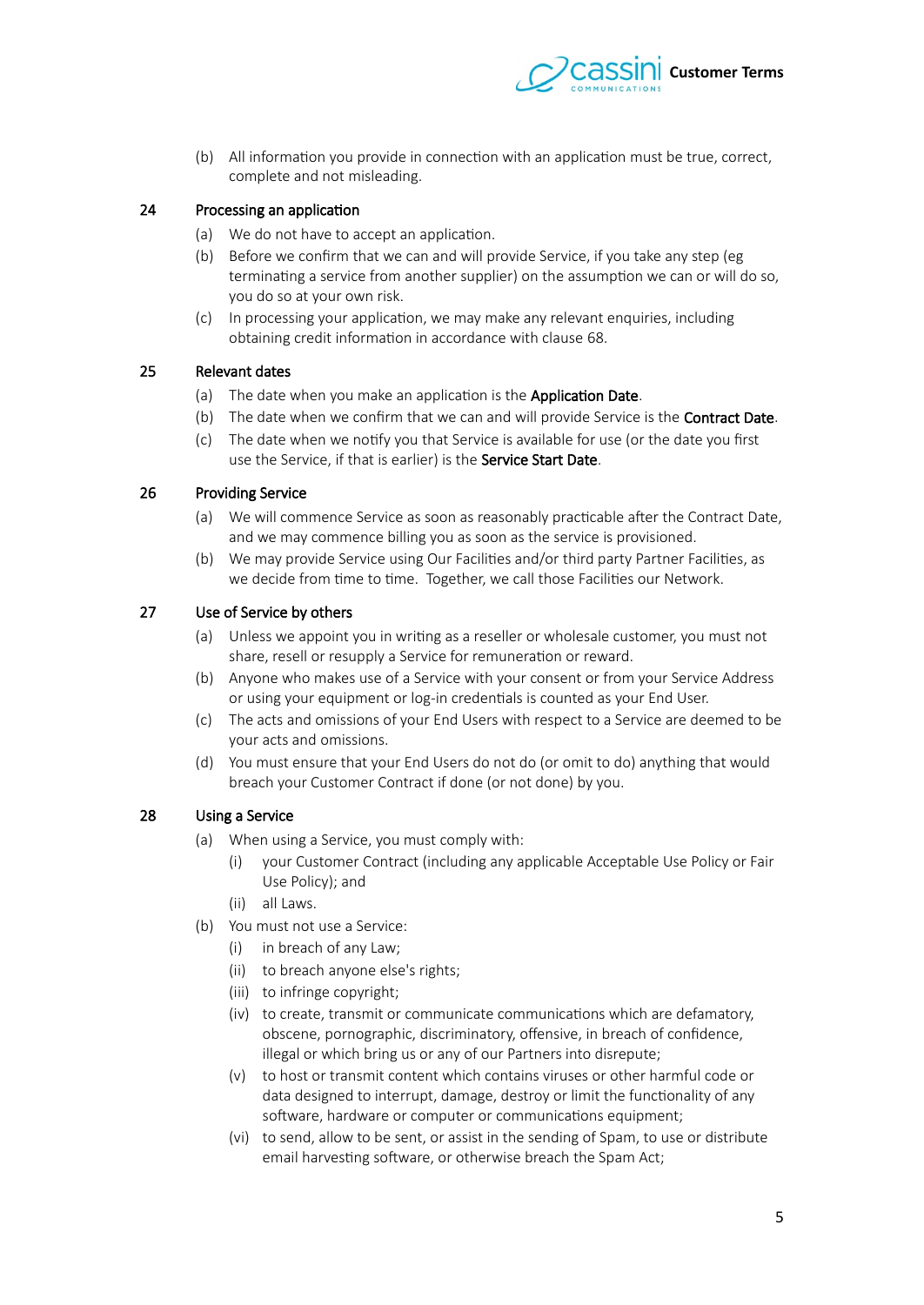(b) All information you provide in connection with an application must be true, correct, complete and not misleading.

## 24 Processing an application

(a) We do not have to accept an application.

(b) Before we confirm that we can and will provide Service, if you take any step (eg terminating a service from another supplier) on the assumption we can or will do so, you do so at your own risk.

(c) In processing your application, we may make any relevant enquiries, including obtaining credit information in accordance with clause 68.

## 25 Relevant dates

(a) The date when you make an application is the **Application Date**.

(b) The date when we confirm that we can and will provide Service is the **Contract Date**.

(c) The date when we notify you that Service is available for use (or the date you first use the Service, if that is earlier) is the **Service Start Date**.

## 26 Providing Service

(a) We will commence Service as soon as reasonably practicable after the Contract Date, and we may commence billing you as soon as the service is provisioned.

(b) We may provide Service using Our Facilities and/or third party Partner Facilities, as we decide from time to time. Together, we call those Facilities our Network.

## 27 Use of Service by others

(a) Unless we appoint you in writing as a reseller or wholesale customer, you must not share, resell or resupply a Service for remuneration or reward.

(b) Anyone who makes use of a Service with your consent or from your Service Address or using your equipment or log-in credentials is counted as your End User.

(c) The acts and omissions of your End Users with respect to a Service are deemed to be your acts and omissions.

(d) You must ensure that your End Users do not do (or omit to do) anything that would breach your Customer Contract if done (or not done) by you.

## 28 Using a Service

(a) When using a Service, you must comply with:

   (i) your Customer Contract (including any applicable Acceptable Use Policy or Fair Use Policy); and

   (ii) all Laws.

(b) You must not use a Service:

   (i) in breach of any Law;

   (ii) to breach anyone else's rights;

   (iii) to infringe copyright;

   (iv) to create, transmit or communicate communications which are defamatory, obscene, pornographic, discriminatory, offensive, in breach of confidence, illegal or which bring us or any of our Partners into disrepute;

   (v) to host or transmit content which contains viruses or other harmful code or data designed to interrupt, damage, destroy or limit the functionality of any software, hardware or computer or communications equipment;

   (vi) to send, allow to be sent, or assist in the sending of Spam, to use or distribute email harvesting software, or otherwise breach the Spam Act;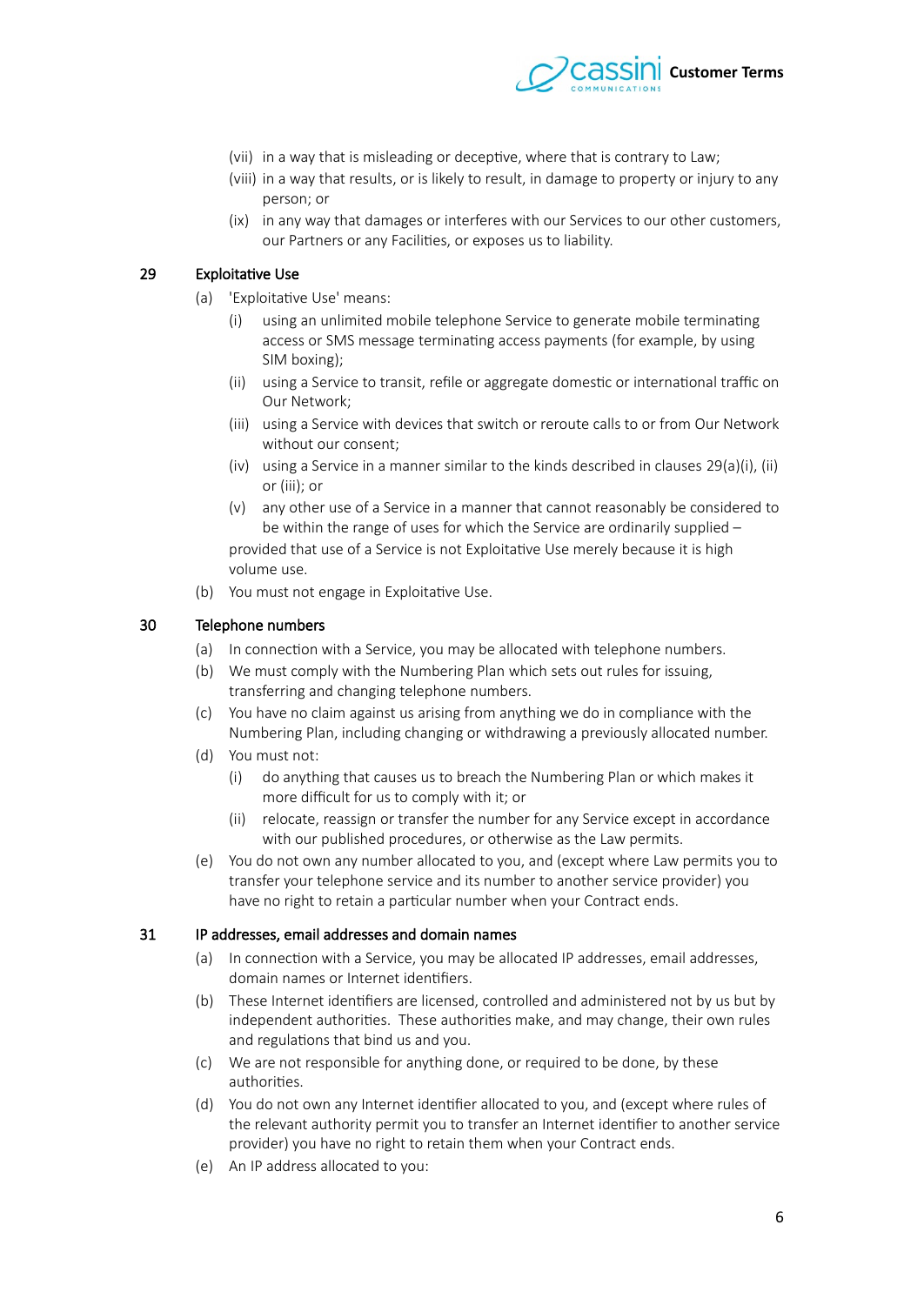(vii) in a way that is misleading or deceptive, where that is contrary to Law;

(viii) in a way that results, or is likely to result, in damage to property or injury to any person; or

(ix) in any way that damages or interferes with our Services to our other customers, our Partners or any Facilities, or exposes us to liability.

## 29 Exploitative Use

(a) 'Exploitative Use' means:

(i) using an unlimited mobile telephone Service to generate mobile terminating access or SMS message terminating access payments (for example, by using SIM boxing);

(ii) using a Service to transit, refile or aggregate domestic or international traffic on Our Network;

(iii) using a Service with devices that switch or reroute calls to or from Our Network without our consent;

(iv) using a Service in a manner similar to the kinds described in clauses 29(a)(i), (ii) or (iii); or

(v) any other use of a Service in a manner that cannot reasonably be considered to be within the range of uses for which the Service are ordinarily supplied –

provided that use of a Service is not Exploitative Use merely because it is high volume use.

(b) You must not engage in Exploitative Use.

## 30 Telephone numbers

(a) In connection with a Service, you may be allocated with telephone numbers.

(b) We must comply with the Numbering Plan which sets out rules for issuing, transferring and changing telephone numbers.

(c) You have no claim against us arising from anything we do in compliance with the Numbering Plan, including changing or withdrawing a previously allocated number.

(d) You must not:

(i) do anything that causes us to breach the Numbering Plan or which makes it more difficult for us to comply with it; or

(ii) relocate, reassign or transfer the number for any Service except in accordance with our published procedures, or otherwise as the Law permits.

(e) You do not own any number allocated to you, and (except where Law permits you to transfer your telephone service and its number to another service provider) you have no right to retain a particular number when your Contract ends.

## 31 IP addresses, email addresses and domain names

(a) In connection with a Service, you may be allocated IP addresses, email addresses, domain names or Internet identifiers.

(b) These Internet identifiers are licensed, controlled and administered not by us but by independent authorities. These authorities make, and may change, their own rules and regulations that bind us and you.

(c) We are not responsible for anything done, or required to be done, by these authorities.

(d) You do not own any Internet identifier allocated to you, and (except where rules of the relevant authority permit you to transfer an Internet identifier to another service provider) you have no right to retain them when your Contract ends.

(e) An IP address allocated to you: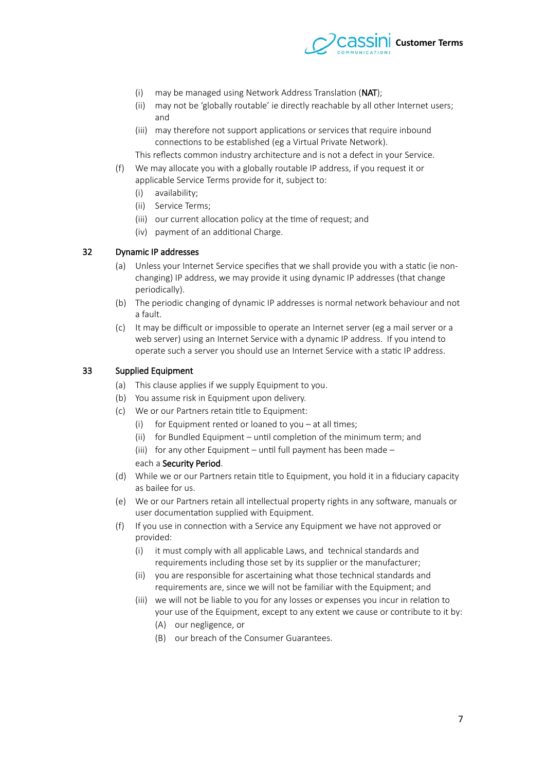(i) may be managed using Network Address Translation (**NAT**);

(ii) may not be 'globally routable' ie directly reachable by all other Internet users; and

(iii) may therefore not support applications or services that require inbound connections to be established (eg a Virtual Private Network).

This reflects common industry architecture and is not a defect in your Service.

(f) We may allocate you with a globally routable IP address, if you request it or applicable Service Terms provide for it, subject to:

(i) availability;

(ii) Service Terms;

(iii) our current allocation policy at the time of request; and

(iv) payment of an additional Charge.

## 32 Dynamic IP addresses

(a) Unless your Internet Service specifies that we shall provide you with a static (ie non-changing) IP address, we may provide it using dynamic IP addresses (that change periodically).

(b) The periodic changing of dynamic IP addresses is normal network behaviour and not a fault.

(c) It may be difficult or impossible to operate an Internet server (eg a mail server or a web server) using an Internet Service with a dynamic IP address. If you intend to operate such a server you should use an Internet Service with a static IP address.

## 33 Supplied Equipment

(a) This clause applies if we supply Equipment to you.

(b) You assume risk in Equipment upon delivery.

(c) We or our Partners retain title to Equipment:

(i) for Equipment rented or loaned to you – at all times;

(ii) for Bundled Equipment – until completion of the minimum term; and

(iii) for any other Equipment – until full payment has been made –

each a **Security Period**.

(d) While we or our Partners retain title to Equipment, you hold it in a fiduciary capacity as bailee for us.

(e) We or our Partners retain all intellectual property rights in any software, manuals or user documentation supplied with Equipment.

(f) If you use in connection with a Service any Equipment we have not approved or provided:

(i) it must comply with all applicable Laws, and technical standards and requirements including those set by its supplier or the manufacturer;

(ii) you are responsible for ascertaining what those technical standards and requirements are, since we will not be familiar with the Equipment; and

(iii) we will not be liable to you for any losses or expenses you incur in relation to your use of the Equipment, except to any extent we cause or contribute to it by:

(A) our negligence, or

(B) our breach of the Consumer Guarantees.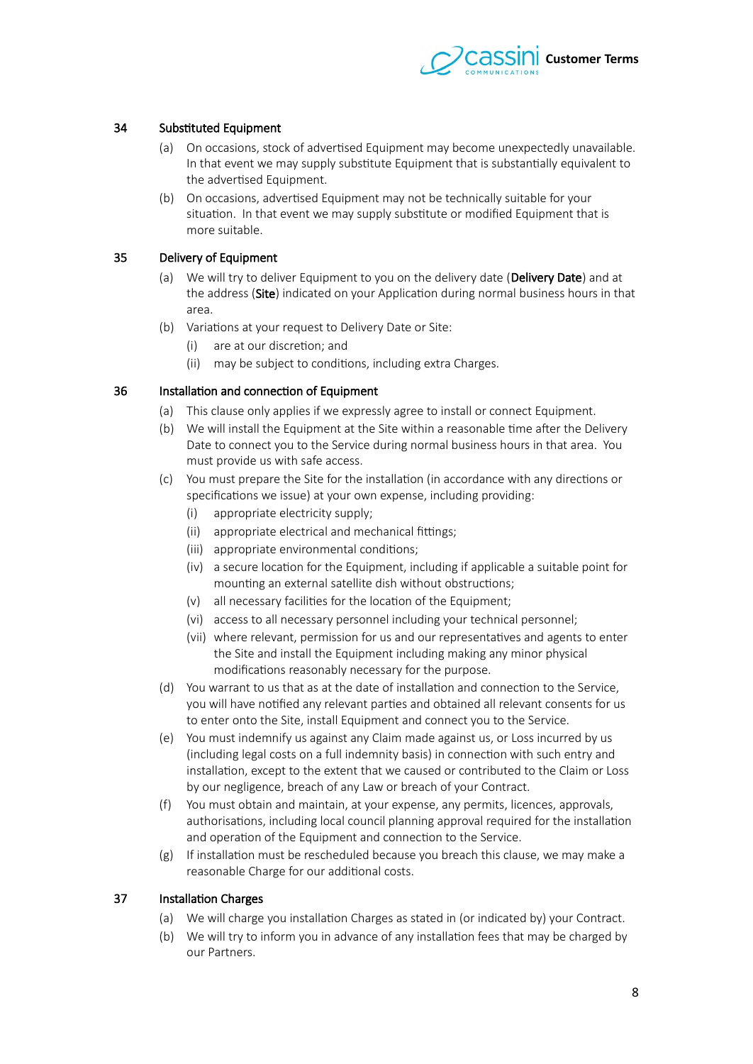## 34 Substituted Equipment

(a) On occasions, stock of advertised Equipment may become unexpectedly unavailable. In that event we may supply substitute Equipment that is substantially equivalent to the advertised Equipment.

(b) On occasions, advertised Equipment may not be technically suitable for your situation. In that event we may supply substitute or modified Equipment that is more suitable.

## 35 Delivery of Equipment

(a) We will try to deliver Equipment to you on the delivery date (**Delivery Date**) and at the address (**Site**) indicated on your Application during normal business hours in that area.

(b) Variations at your request to Delivery Date or Site:

(i) are at our discretion; and

(ii) may be subject to conditions, including extra Charges.

## 36 Installation and connection of Equipment

(a) This clause only applies if we expressly agree to install or connect Equipment.

(b) We will install the Equipment at the Site within a reasonable time after the Delivery Date to connect you to the Service during normal business hours in that area. You must provide us with safe access.

(c) You must prepare the Site for the installation (in accordance with any directions or specifications we issue) at your own expense, including providing:

(i) appropriate electricity supply;

(ii) appropriate electrical and mechanical fittings;

(iii) appropriate environmental conditions;

(iv) a secure location for the Equipment, including if applicable a suitable point for mounting an external satellite dish without obstructions;

(v) all necessary facilities for the location of the Equipment;

(vi) access to all necessary personnel including your technical personnel;

(vii) where relevant, permission for us and our representatives and agents to enter the Site and install the Equipment including making any minor physical modifications reasonably necessary for the purpose.

(d) You warrant to us that as at the date of installation and connection to the Service, you will have notified any relevant parties and obtained all relevant consents for us to enter onto the Site, install Equipment and connect you to the Service.

(e) You must indemnify us against any Claim made against us, or Loss incurred by us (including legal costs on a full indemnity basis) in connection with such entry and installation, except to the extent that we caused or contributed to the Claim or Loss by our negligence, breach of any Law or breach of your Contract.

(f) You must obtain and maintain, at your expense, any permits, licences, approvals, authorisations, including local council planning approval required for the installation and operation of the Equipment and connection to the Service.

(g) If installation must be rescheduled because you breach this clause, we may make a reasonable Charge for our additional costs.

## 37 Installation Charges

(a) We will charge you installation Charges as stated in (or indicated by) your Contract.

(b) We will try to inform you in advance of any installation fees that may be charged by our Partners.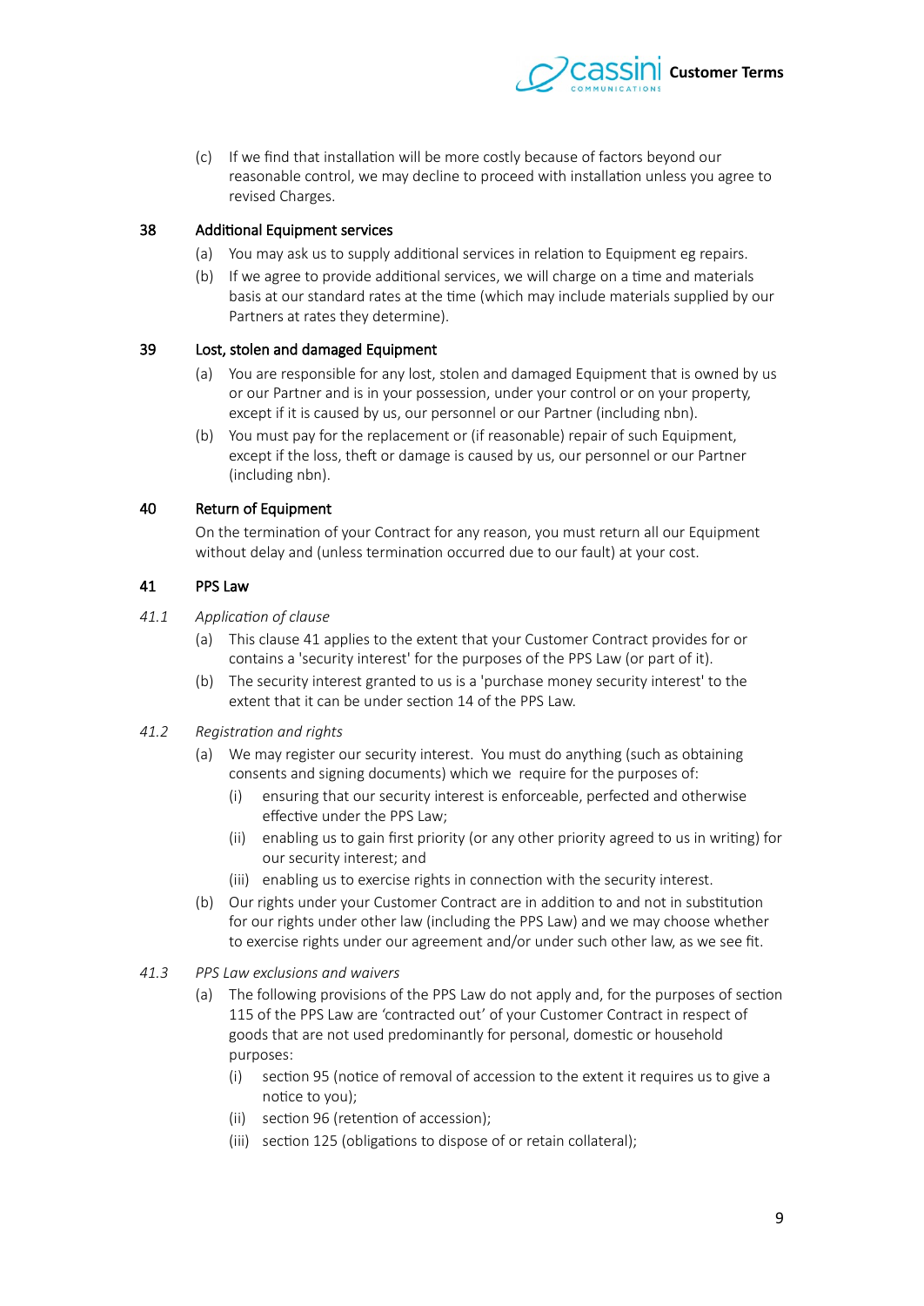(c) If we find that installation will be more costly because of factors beyond our reasonable control, we may decline to proceed with installation unless you agree to revised Charges.

## 38 Additional Equipment services

(a) You may ask us to supply additional services in relation to Equipment eg repairs.

(b) If we agree to provide additional services, we will charge on a time and materials basis at our standard rates at the time (which may include materials supplied by our Partners at rates they determine).

## 39 Lost, stolen and damaged Equipment

(a) You are responsible for any lost, stolen and damaged Equipment that is owned by us or our Partner and is in your possession, under your control or on your property, except if it is caused by us, our personnel or our Partner (including nbn).

(b) You must pay for the replacement or (if reasonable) repair of such Equipment, except if the loss, theft or damage is caused by us, our personnel or our Partner (including nbn).

## 40 Return of Equipment

On the termination of your Contract for any reason, you must return all our Equipment without delay and (unless termination occurred due to our fault) at your cost.

## 41 PPS Law

*41.1 Application of clause*

(a) This clause 41 applies to the extent that your Customer Contract provides for or contains a 'security interest' for the purposes of the PPS Law (or part of it).

(b) The security interest granted to us is a 'purchase money security interest' to the extent that it can be under section 14 of the PPS Law.

*41.2 Registration and rights*

(a) We may register our security interest. You must do anything (such as obtaining consents and signing documents) which we require for the purposes of:

- (i) ensuring that our security interest is enforceable, perfected and otherwise effective under the PPS Law;
- (ii) enabling us to gain first priority (or any other priority agreed to us in writing) for our security interest; and
- (iii) enabling us to exercise rights in connection with the security interest.

(b) Our rights under your Customer Contract are in addition to and not in substitution for our rights under other law (including the PPS Law) and we may choose whether to exercise rights under our agreement and/or under such other law, as we see fit.

*41.3 PPS Law exclusions and waivers*

(a) The following provisions of the PPS Law do not apply and, for the purposes of section 115 of the PPS Law are 'contracted out' of your Customer Contract in respect of goods that are not used predominantly for personal, domestic or household purposes:

- (i) section 95 (notice of removal of accession to the extent it requires us to give a notice to you);
- (ii) section 96 (retention of accession);
- (iii) section 125 (obligations to dispose of or retain collateral);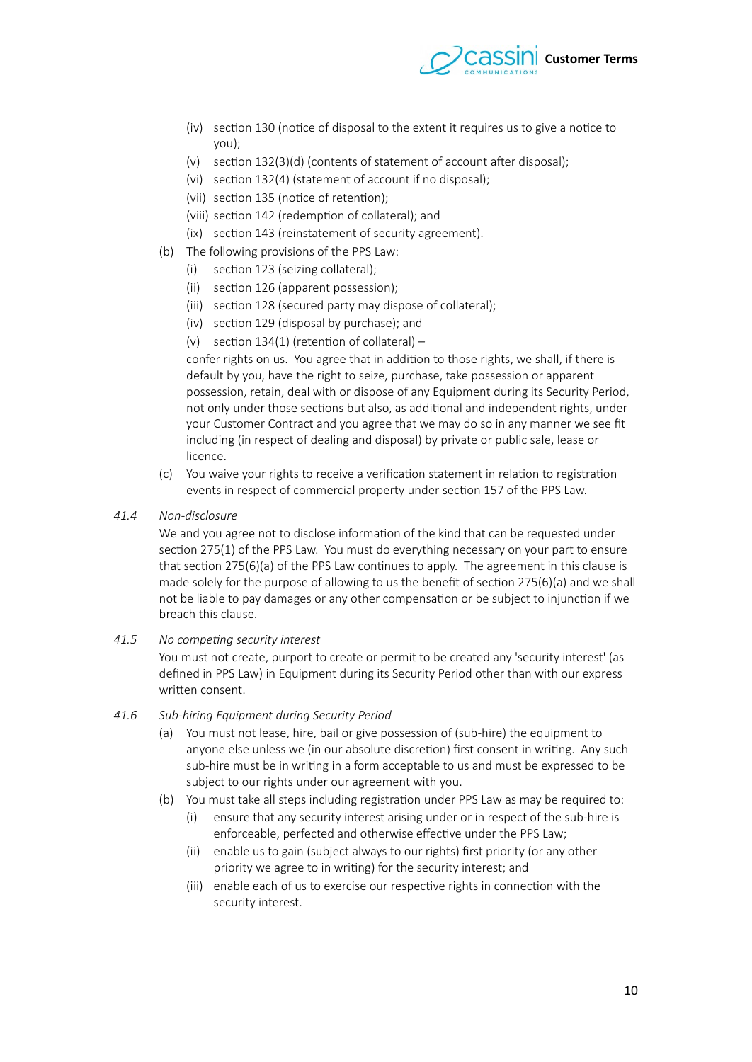(iv) section 130 (notice of disposal to the extent it requires us to give a notice to you);
(v) section 132(3)(d) (contents of statement of account after disposal);
(vi) section 132(4) (statement of account if no disposal);
(vii) section 135 (notice of retention);
(viii) section 142 (redemption of collateral); and
(ix) section 143 (reinstatement of security agreement).

(b) The following provisions of the PPS Law:
   (i) section 123 (seizing collateral);
   (ii) section 126 (apparent possession);
   (iii) section 128 (secured party may dispose of collateral);
   (iv) section 129 (disposal by purchase); and
   (v) section 134(1) (retention of collateral) –

   confer rights on us. You agree that in addition to those rights, we shall, if there is default by you, have the right to seize, purchase, take possession or apparent possession, retain, deal with or dispose of any Equipment during its Security Period, not only under those sections but also, as additional and independent rights, under your Customer Contract and you agree that we may do so in any manner we see fit including (in respect of dealing and disposal) by private or public sale, lease or licence.

(c) You waive your rights to receive a verification statement in relation to registration events in respect of commercial property under section 157 of the PPS Law.

*41.4 Non-disclosure*

We and you agree not to disclose information of the kind that can be requested under section 275(1) of the PPS Law. You must do everything necessary on your part to ensure that section 275(6)(a) of the PPS Law continues to apply. The agreement in this clause is made solely for the purpose of allowing to us the benefit of section 275(6)(a) and we shall not be liable to pay damages or any other compensation or be subject to injunction if we breach this clause.

*41.5 No competing security interest*

You must not create, purport to create or permit to be created any 'security interest' (as defined in PPS Law) in Equipment during its Security Period other than with our express written consent.

*41.6 Sub-hiring Equipment during Security Period*

(a) You must not lease, hire, bail or give possession of (sub-hire) the equipment to anyone else unless we (in our absolute discretion) first consent in writing. Any such sub-hire must be in writing in a form acceptable to us and must be expressed to be subject to our rights under our agreement with you.

(b) You must take all steps including registration under PPS Law as may be required to:
   (i) ensure that any security interest arising under or in respect of the sub-hire is enforceable, perfected and otherwise effective under the PPS Law;
   (ii) enable us to gain (subject always to our rights) first priority (or any other priority we agree to in writing) for the security interest; and
   (iii) enable each of us to exercise our respective rights in connection with the security interest.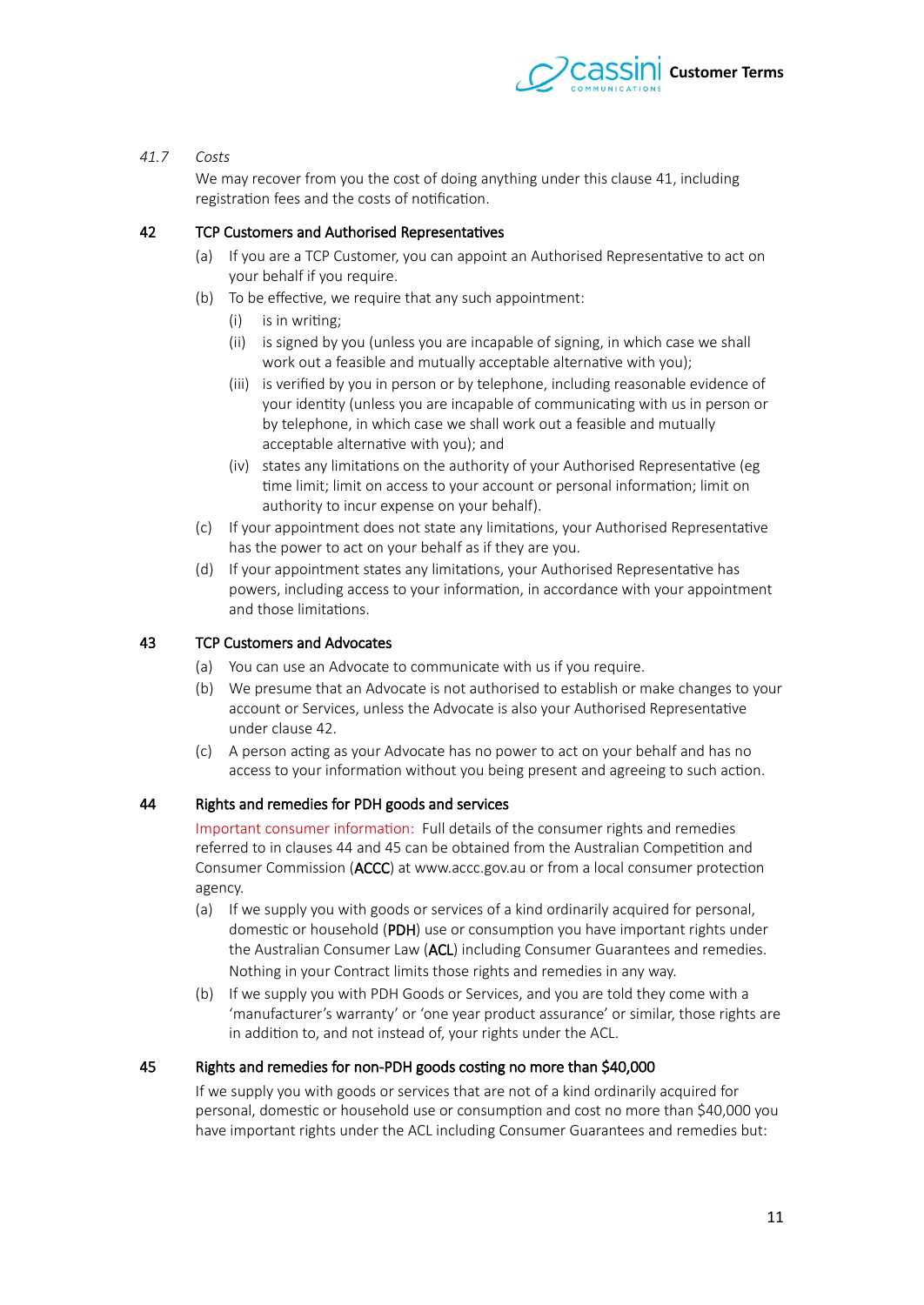*41.7 Costs*

We may recover from you the cost of doing anything under this clause 41, including registration fees and the costs of notification.

## 42 TCP Customers and Authorised Representatives

(a) If you are a TCP Customer, you can appoint an Authorised Representative to act on your behalf if you require.

(b) To be effective, we require that any such appointment:

  (i) is in writing;

  (ii) is signed by you (unless you are incapable of signing, in which case we shall work out a feasible and mutually acceptable alternative with you);

  (iii) is verified by you in person or by telephone, including reasonable evidence of your identity (unless you are incapable of communicating with us in person or by telephone, in which case we shall work out a feasible and mutually acceptable alternative with you); and

  (iv) states any limitations on the authority of your Authorised Representative (eg time limit; limit on access to your account or personal information; limit on authority to incur expense on your behalf).

(c) If your appointment does not state any limitations, your Authorised Representative has the power to act on your behalf as if they are you.

(d) If your appointment states any limitations, your Authorised Representative has powers, including access to your information, in accordance with your appointment and those limitations.

## 43 TCP Customers and Advocates

(a) You can use an Advocate to communicate with us if you require.

(b) We presume that an Advocate is not authorised to establish or make changes to your account or Services, unless the Advocate is also your Authorised Representative under clause 42.

(c) A person acting as your Advocate has no power to act on your behalf and has no access to your information without you being present and agreeing to such action.

## 44 Rights and remedies for PDH goods and services

Important consumer information: Full details of the consumer rights and remedies referred to in clauses 44 and 45 can be obtained from the Australian Competition and Consumer Commission (**ACCC**) at www.accc.gov.au or from a local consumer protection agency.

(a) If we supply you with goods or services of a kind ordinarily acquired for personal, domestic or household (**PDH**) use or consumption you have important rights under the Australian Consumer Law (**ACL**) including Consumer Guarantees and remedies. Nothing in your Contract limits those rights and remedies in any way.

(b) If we supply you with PDH Goods or Services, and you are told they come with a 'manufacturer's warranty' or 'one year product assurance' or similar, those rights are in addition to, and not instead of, your rights under the ACL.

## 45 Rights and remedies for non-PDH goods costing no more than $40,000

If we supply you with goods or services that are not of a kind ordinarily acquired for personal, domestic or household use or consumption and cost no more than $40,000 you have important rights under the ACL including Consumer Guarantees and remedies but: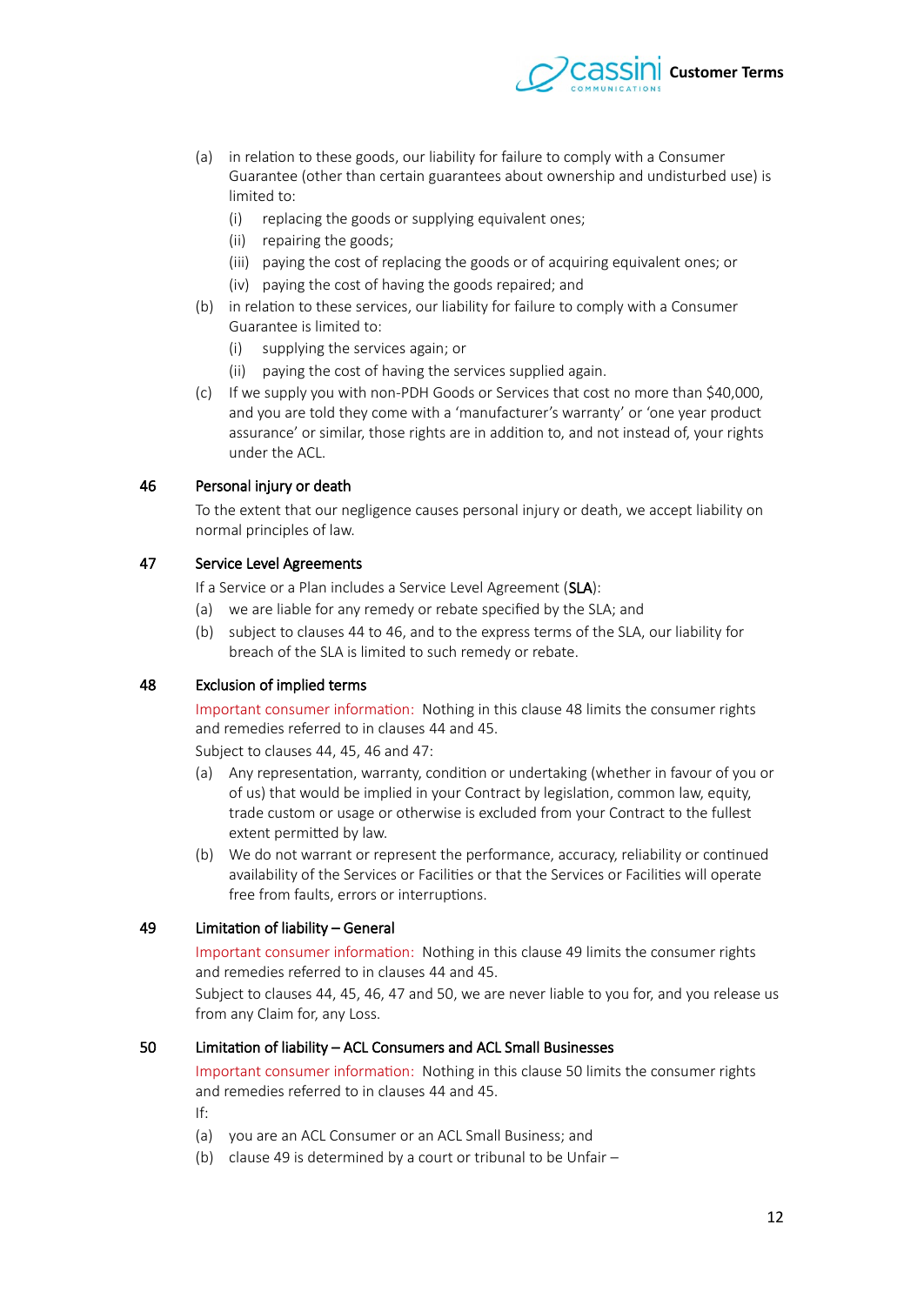(a) in relation to these goods, our liability for failure to comply with a Consumer Guarantee (other than certain guarantees about ownership and undisturbed use) is limited to:

   (i) replacing the goods or supplying equivalent ones;

   (ii) repairing the goods;

   (iii) paying the cost of replacing the goods or of acquiring equivalent ones; or

   (iv) paying the cost of having the goods repaired; and

(b) in relation to these services, our liability for failure to comply with a Consumer Guarantee is limited to:

   (i) supplying the services again; or

   (ii) paying the cost of having the services supplied again.

(c) If we supply you with non-PDH Goods or Services that cost no more than $40,000, and you are told they come with a 'manufacturer's warranty' or 'one year product assurance' or similar, those rights are in addition to, and not instead of, your rights under the ACL.

## 46 Personal injury or death

To the extent that our negligence causes personal injury or death, we accept liability on normal principles of law.

## 47 Service Level Agreements

If a Service or a Plan includes a Service Level Agreement (**SLA**):

(a) we are liable for any remedy or rebate specified by the SLA; and

(b) subject to clauses 44 to 46, and to the express terms of the SLA, our liability for breach of the SLA is limited to such remedy or rebate.

## 48 Exclusion of implied terms

Important consumer information: Nothing in this clause 48 limits the consumer rights and remedies referred to in clauses 44 and 45.

Subject to clauses 44, 45, 46 and 47:

(a) Any representation, warranty, condition or undertaking (whether in favour of you or of us) that would be implied in your Contract by legislation, common law, equity, trade custom or usage or otherwise is excluded from your Contract to the fullest extent permitted by law.

(b) We do not warrant or represent the performance, accuracy, reliability or continued availability of the Services or Facilities or that the Services or Facilities will operate free from faults, errors or interruptions.

## 49 Limitation of liability – General

Important consumer information: Nothing in this clause 49 limits the consumer rights and remedies referred to in clauses 44 and 45.

Subject to clauses 44, 45, 46, 47 and 50, we are never liable to you for, and you release us from any Claim for, any Loss.

## 50 Limitation of liability – ACL Consumers and ACL Small Businesses

Important consumer information: Nothing in this clause 50 limits the consumer rights and remedies referred to in clauses 44 and 45.

If:

(a) you are an ACL Consumer or an ACL Small Business; and

(b) clause 49 is determined by a court or tribunal to be Unfair –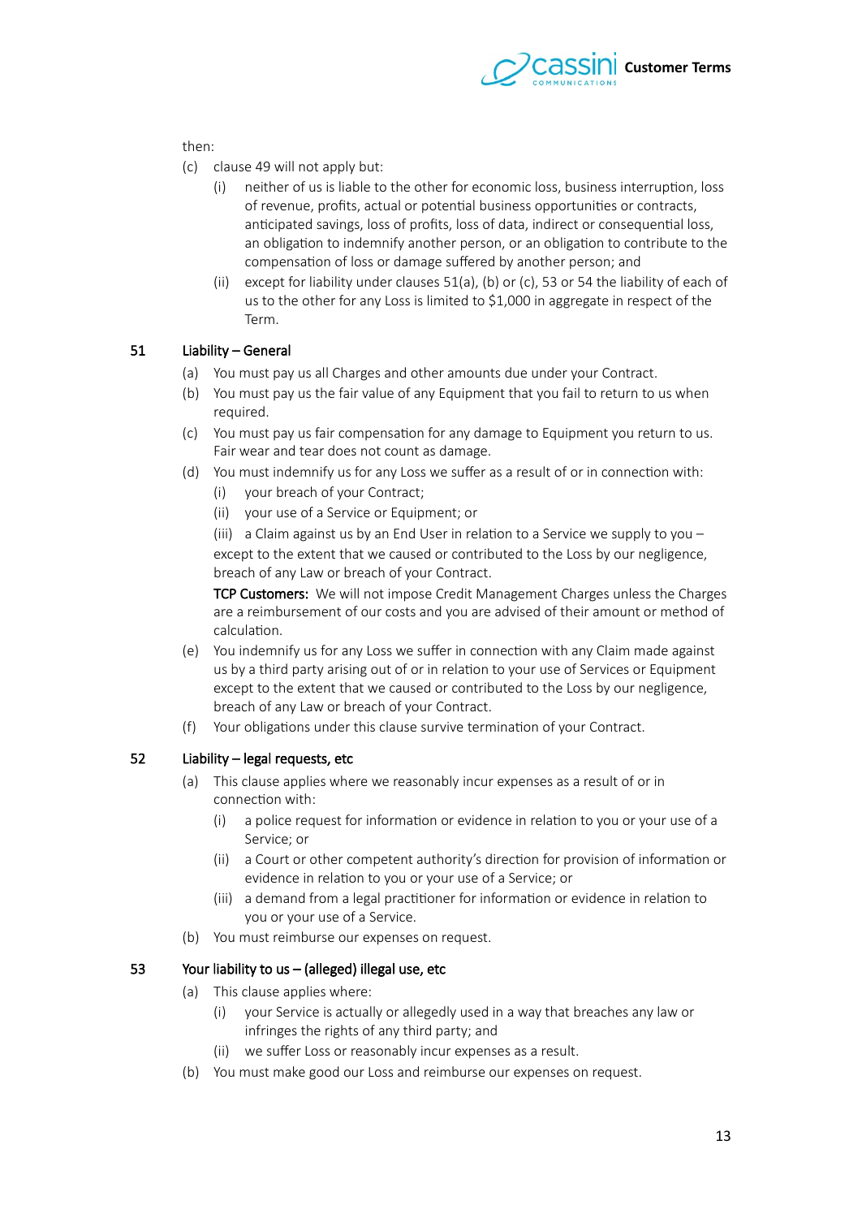then:

(c) clause 49 will not apply but:

   (i) neither of us is liable to the other for economic loss, business interruption, loss of revenue, profits, actual or potential business opportunities or contracts, anticipated savings, loss of profits, loss of data, indirect or consequential loss, an obligation to indemnify another person, or an obligation to contribute to the compensation of loss or damage suffered by another person; and

   (ii) except for liability under clauses 51(a), (b) or (c), 53 or 54 the liability of each of us to the other for any Loss is limited to $1,000 in aggregate in respect of the Term.

## 51 Liability – General

(a) You must pay us all Charges and other amounts due under your Contract.

(b) You must pay us the fair value of any Equipment that you fail to return to us when required.

(c) You must pay us fair compensation for any damage to Equipment you return to us. Fair wear and tear does not count as damage.

(d) You must indemnify us for any Loss we suffer as a result of or in connection with:

   (i) your breach of your Contract;

   (ii) your use of a Service or Equipment; or

   (iii) a Claim against us by an End User in relation to a Service we supply to you –

   except to the extent that we caused or contributed to the Loss by our negligence, breach of any Law or breach of your Contract.

   **TCP Customers:** We will not impose Credit Management Charges unless the Charges are a reimbursement of our costs and you are advised of their amount or method of calculation.

(e) You indemnify us for any Loss we suffer in connection with any Claim made against us by a third party arising out of or in relation to your use of Services or Equipment except to the extent that we caused or contributed to the Loss by our negligence, breach of any Law or breach of your Contract.

(f) Your obligations under this clause survive termination of your Contract.

## 52 Liability – legal requests, etc

(a) This clause applies where we reasonably incur expenses as a result of or in connection with:

   (i) a police request for information or evidence in relation to you or your use of a Service; or

   (ii) a Court or other competent authority's direction for provision of information or evidence in relation to you or your use of a Service; or

   (iii) a demand from a legal practitioner for information or evidence in relation to you or your use of a Service.

(b) You must reimburse our expenses on request.

## 53 Your liability to us – (alleged) illegal use, etc

(a) This clause applies where:

   (i) your Service is actually or allegedly used in a way that breaches any law or infringes the rights of any third party; and

   (ii) we suffer Loss or reasonably incur expenses as a result.

(b) You must make good our Loss and reimburse our expenses on request.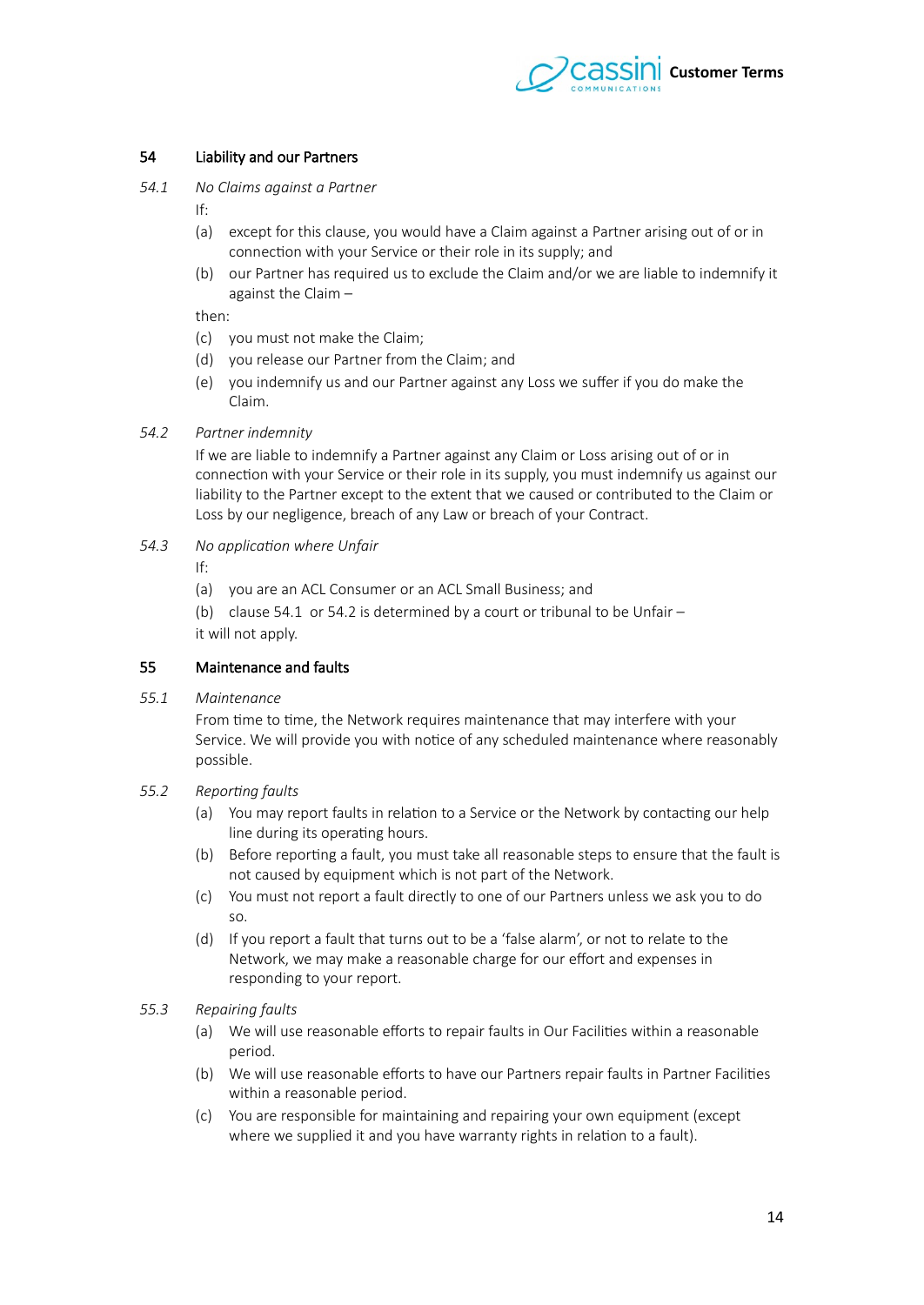## 54 Liability and our Partners

*54.1 No Claims against a Partner*

If:

(a) except for this clause, you would have a Claim against a Partner arising out of or in connection with your Service or their role in its supply; and

(b) our Partner has required us to exclude the Claim and/or we are liable to indemnify it against the Claim –

then:

(c) you must not make the Claim;

(d) you release our Partner from the Claim; and

(e) you indemnify us and our Partner against any Loss we suffer if you do make the Claim.

*54.2 Partner indemnity*

If we are liable to indemnify a Partner against any Claim or Loss arising out of or in connection with your Service or their role in its supply, you must indemnify us against our liability to the Partner except to the extent that we caused or contributed to the Claim or Loss by our negligence, breach of any Law or breach of your Contract.

*54.3 No application where Unfair*

If:

(a) you are an ACL Consumer or an ACL Small Business; and

(b) clause 54.1 or 54.2 is determined by a court or tribunal to be Unfair –

it will not apply.

## 55 Maintenance and faults

*55.1 Maintenance*

From time to time, the Network requires maintenance that may interfere with your Service. We will provide you with notice of any scheduled maintenance where reasonably possible.

*55.2 Reporting faults*

(a) You may report faults in relation to a Service or the Network by contacting our help line during its operating hours.

(b) Before reporting a fault, you must take all reasonable steps to ensure that the fault is not caused by equipment which is not part of the Network.

(c) You must not report a fault directly to one of our Partners unless we ask you to do so.

(d) If you report a fault that turns out to be a 'false alarm', or not to relate to the Network, we may make a reasonable charge for our effort and expenses in responding to your report.

*55.3 Repairing faults*

(a) We will use reasonable efforts to repair faults in Our Facilities within a reasonable period.

(b) We will use reasonable efforts to have our Partners repair faults in Partner Facilities within a reasonable period.

(c) You are responsible for maintaining and repairing your own equipment (except where we supplied it and you have warranty rights in relation to a fault).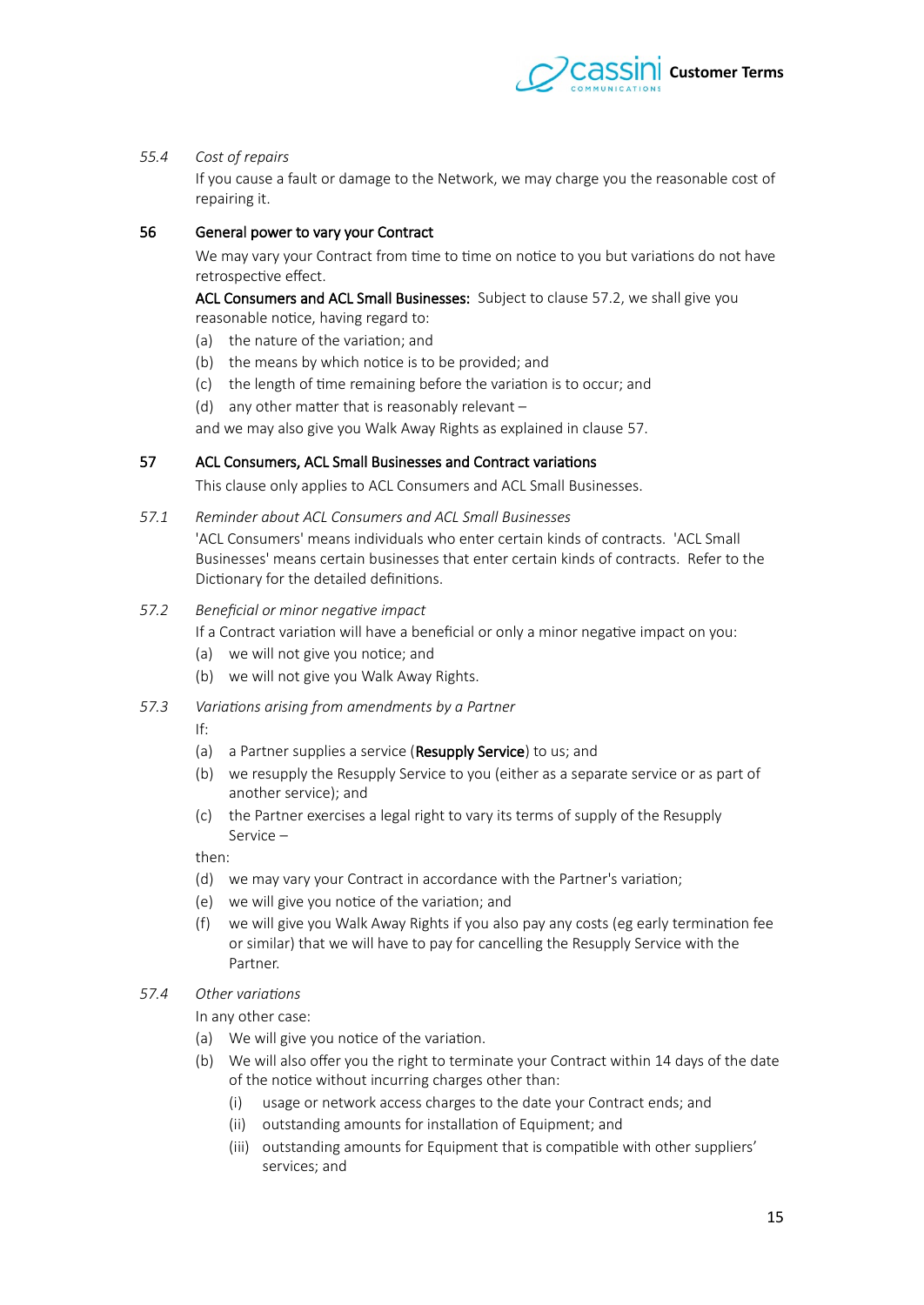*55.4 Cost of repairs*

If you cause a fault or damage to the Network, we may charge you the reasonable cost of repairing it.

## 56 General power to vary your Contract

We may vary your Contract from time to time on notice to you but variations do not have retrospective effect.

**ACL Consumers and ACL Small Businesses:** Subject to clause 57.2, we shall give you reasonable notice, having regard to:

(a) the nature of the variation; and

(b) the means by which notice is to be provided; and

(c) the length of time remaining before the variation is to occur; and

(d) any other matter that is reasonably relevant –

and we may also give you Walk Away Rights as explained in clause 57.

## 57 ACL Consumers, ACL Small Businesses and Contract variations

This clause only applies to ACL Consumers and ACL Small Businesses.

*57.1 Reminder about ACL Consumers and ACL Small Businesses*

'ACL Consumers' means individuals who enter certain kinds of contracts. 'ACL Small Businesses' means certain businesses that enter certain kinds of contracts. Refer to the Dictionary for the detailed definitions.

*57.2 Beneficial or minor negative impact*

If a Contract variation will have a beneficial or only a minor negative impact on you:

(a) we will not give you notice; and

(b) we will not give you Walk Away Rights.

*57.3 Variations arising from amendments by a Partner*

If:

(a) a Partner supplies a service (**Resupply Service**) to us; and

(b) we resupply the Resupply Service to you (either as a separate service or as part of another service); and

(c) the Partner exercises a legal right to vary its terms of supply of the Resupply Service –

then:

(d) we may vary your Contract in accordance with the Partner's variation;

(e) we will give you notice of the variation; and

(f) we will give you Walk Away Rights if you also pay any costs (eg early termination fee or similar) that we will have to pay for cancelling the Resupply Service with the Partner.

*57.4 Other variations*

In any other case:

(a) We will give you notice of the variation.

(b) We will also offer you the right to terminate your Contract within 14 days of the date of the notice without incurring charges other than:

   (i) usage or network access charges to the date your Contract ends; and

   (ii) outstanding amounts for installation of Equipment; and

   (iii) outstanding amounts for Equipment that is compatible with other suppliers' services; and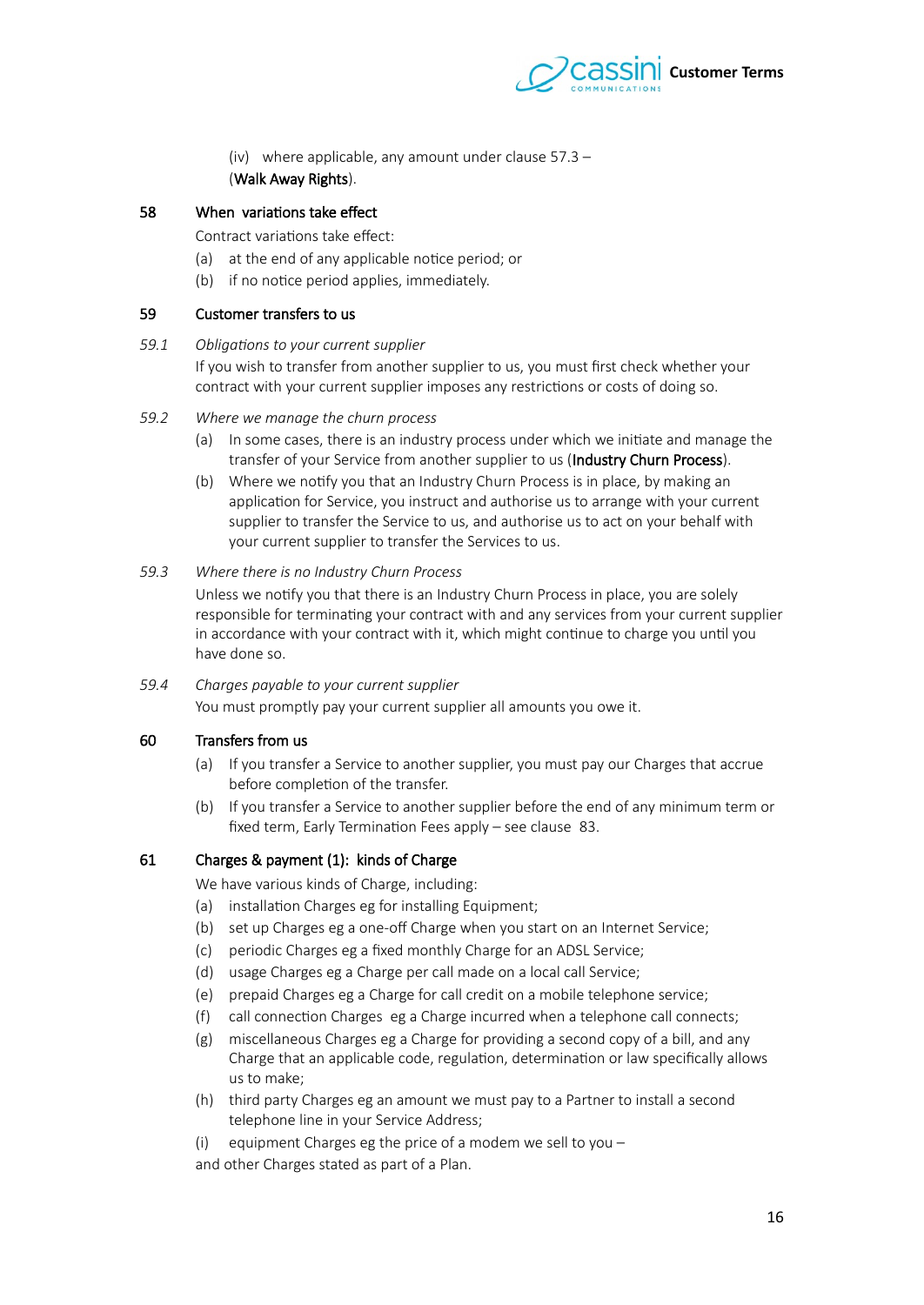(iv) where applicable, any amount under clause 57.3 – (**Walk Away Rights**).

## 58 When variations take effect

Contract variations take effect:

(a) at the end of any applicable notice period; or

(b) if no notice period applies, immediately.

## 59 Customer transfers to us

*59.1 Obligations to your current supplier*

If you wish to transfer from another supplier to us, you must first check whether your contract with your current supplier imposes any restrictions or costs of doing so.

*59.2 Where we manage the churn process*

(a) In some cases, there is an industry process under which we initiate and manage the transfer of your Service from another supplier to us (**Industry Churn Process**).

(b) Where we notify you that an Industry Churn Process is in place, by making an application for Service, you instruct and authorise us to arrange with your current supplier to transfer the Service to us, and authorise us to act on your behalf with your current supplier to transfer the Services to us.

*59.3 Where there is no Industry Churn Process*

Unless we notify you that there is an Industry Churn Process in place, you are solely responsible for terminating your contract with and any services from your current supplier in accordance with your contract with it, which might continue to charge you until you have done so.

*59.4 Charges payable to your current supplier*

You must promptly pay your current supplier all amounts you owe it.

## 60 Transfers from us

(a) If you transfer a Service to another supplier, you must pay our Charges that accrue before completion of the transfer.

(b) If you transfer a Service to another supplier before the end of any minimum term or fixed term, Early Termination Fees apply – see clause 83.

## 61 Charges & payment (1): kinds of Charge

We have various kinds of Charge, including:

(a) installation Charges eg for installing Equipment;

(b) set up Charges eg a one-off Charge when you start on an Internet Service;

(c) periodic Charges eg a fixed monthly Charge for an ADSL Service;

(d) usage Charges eg a Charge per call made on a local call Service;

(e) prepaid Charges eg a Charge for call credit on a mobile telephone service;

(f) call connection Charges eg a Charge incurred when a telephone call connects;

(g) miscellaneous Charges eg a Charge for providing a second copy of a bill, and any Charge that an applicable code, regulation, determination or law specifically allows us to make;

(h) third party Charges eg an amount we must pay to a Partner to install a second telephone line in your Service Address;

(i) equipment Charges eg the price of a modem we sell to you –

and other Charges stated as part of a Plan.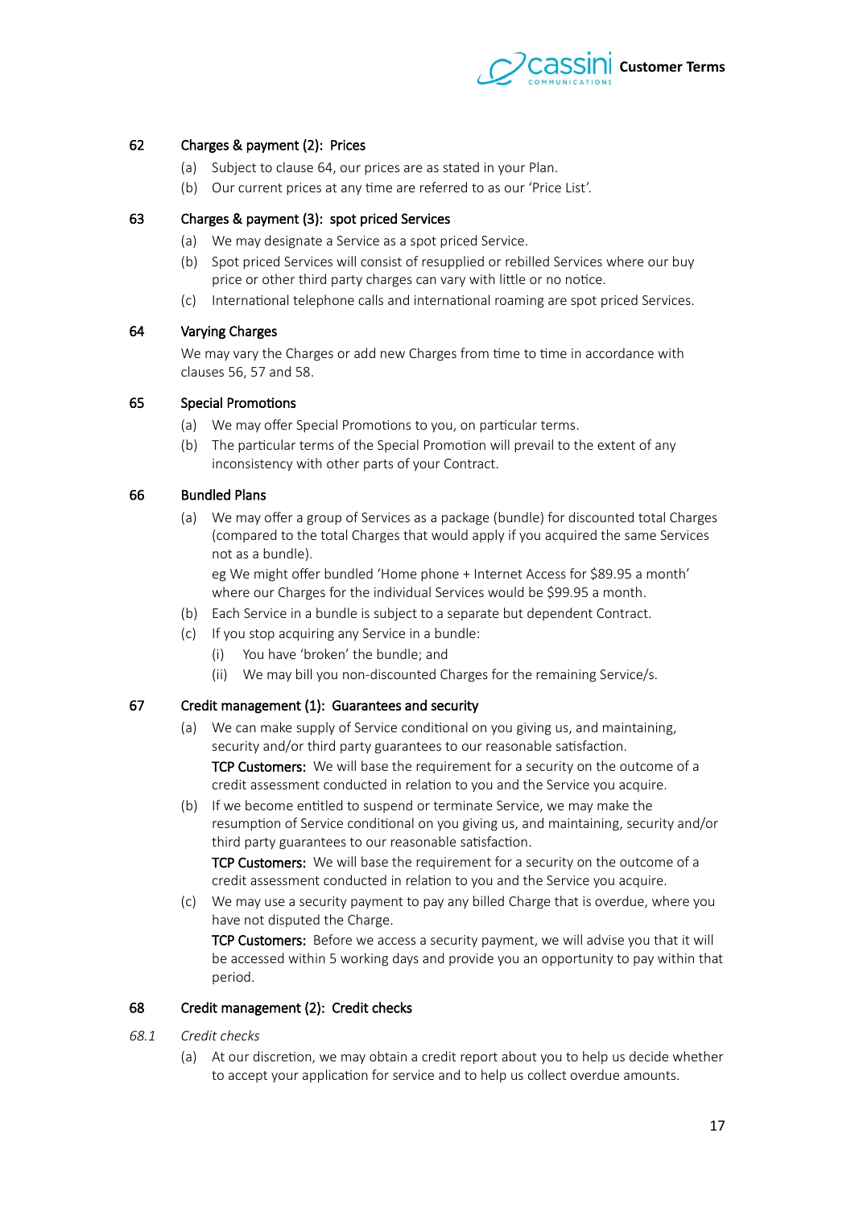## 62 Charges & payment (2): Prices

(a) Subject to clause 64, our prices are as stated in your Plan.

(b) Our current prices at any time are referred to as our 'Price List'.

## 63 Charges & payment (3): spot priced Services

(a) We may designate a Service as a spot priced Service.

(b) Spot priced Services will consist of resupplied or rebilled Services where our buy price or other third party charges can vary with little or no notice.

(c) International telephone calls and international roaming are spot priced Services.

## 64 Varying Charges

We may vary the Charges or add new Charges from time to time in accordance with clauses 56, 57 and 58.

## 65 Special Promotions

(a) We may offer Special Promotions to you, on particular terms.

(b) The particular terms of the Special Promotion will prevail to the extent of any inconsistency with other parts of your Contract.

## 66 Bundled Plans

(a) We may offer a group of Services as a package (bundle) for discounted total Charges (compared to the total Charges that would apply if you acquired the same Services not as a bundle).

eg We might offer bundled 'Home phone + Internet Access for $89.95 a month' where our Charges for the individual Services would be $99.95 a month.

(b) Each Service in a bundle is subject to a separate but dependent Contract.

(c) If you stop acquiring any Service in a bundle:

(i) You have 'broken' the bundle; and

(ii) We may bill you non-discounted Charges for the remaining Service/s.

## 67 Credit management (1): Guarantees and security

(a) We can make supply of Service conditional on you giving us, and maintaining, security and/or third party guarantees to our reasonable satisfaction.

**TCP Customers:** We will base the requirement for a security on the outcome of a credit assessment conducted in relation to you and the Service you acquire.

(b) If we become entitled to suspend or terminate Service, we may make the resumption of Service conditional on you giving us, and maintaining, security and/or third party guarantees to our reasonable satisfaction.

**TCP Customers:** We will base the requirement for a security on the outcome of a credit assessment conducted in relation to you and the Service you acquire.

(c) We may use a security payment to pay any billed Charge that is overdue, where you have not disputed the Charge.

**TCP Customers:** Before we access a security payment, we will advise you that it will be accessed within 5 working days and provide you an opportunity to pay within that period.

## 68 Credit management (2): Credit checks

*68.1 Credit checks*

(a) At our discretion, we may obtain a credit report about you to help us decide whether to accept your application for service and to help us collect overdue amounts.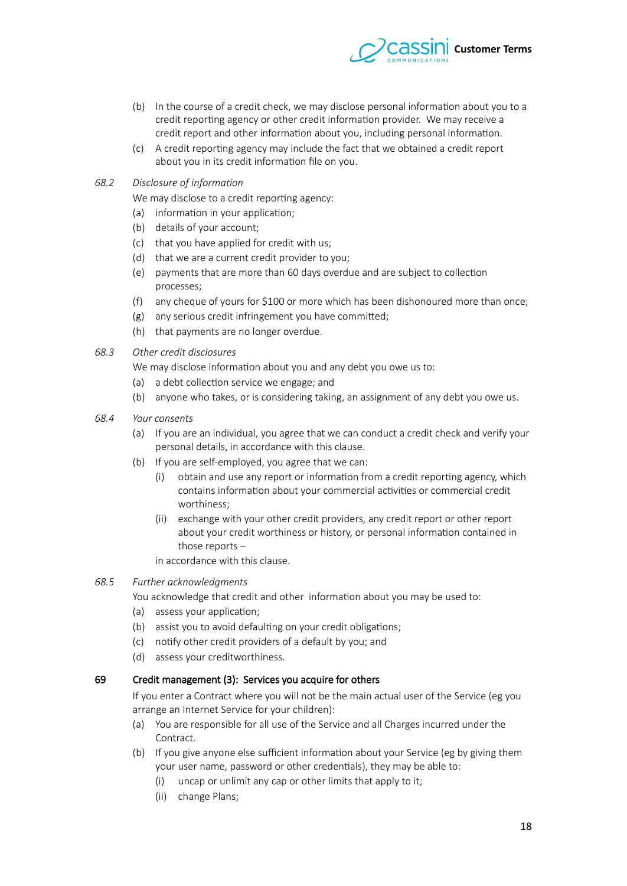(b) In the course of a credit check, we may disclose personal information about you to a credit reporting agency or other credit information provider. We may receive a credit report and other information about you, including personal information.

(c) A credit reporting agency may include the fact that we obtained a credit report about you in its credit information file on you.

*68.2 Disclosure of information*

We may disclose to a credit reporting agency:

(a) information in your application;

(b) details of your account;

(c) that you have applied for credit with us;

(d) that we are a current credit provider to you;

(e) payments that are more than 60 days overdue and are subject to collection processes;

(f) any cheque of yours for $100 or more which has been dishonoured more than once;

(g) any serious credit infringement you have committed;

(h) that payments are no longer overdue.

*68.3 Other credit disclosures*

We may disclose information about you and any debt you owe us to:

(a) a debt collection service we engage; and

(b) anyone who takes, or is considering taking, an assignment of any debt you owe us.

*68.4 Your consents*

(a) If you are an individual, you agree that we can conduct a credit check and verify your personal details, in accordance with this clause.

(b) If you are self-employed, you agree that we can:

(i) obtain and use any report or information from a credit reporting agency, which contains information about your commercial activities or commercial credit worthiness;

(ii) exchange with your other credit providers, any credit report or other report about your credit worthiness or history, or personal information contained in those reports –

in accordance with this clause.

*68.5 Further acknowledgments*

You acknowledge that credit and other information about you may be used to:

(a) assess your application;

(b) assist you to avoid defaulting on your credit obligations;

(c) notify other credit providers of a default by you; and

(d) assess your creditworthiness.

## 69 Credit management (3): Services you acquire for others

If you enter a Contract where you will not be the main actual user of the Service (eg you arrange an Internet Service for your children):

(a) You are responsible for all use of the Service and all Charges incurred under the Contract.

(b) If you give anyone else sufficient information about your Service (eg by giving them your user name, password or other credentials), they may be able to:

(i) uncap or unlimit any cap or other limits that apply to it;

(ii) change Plans;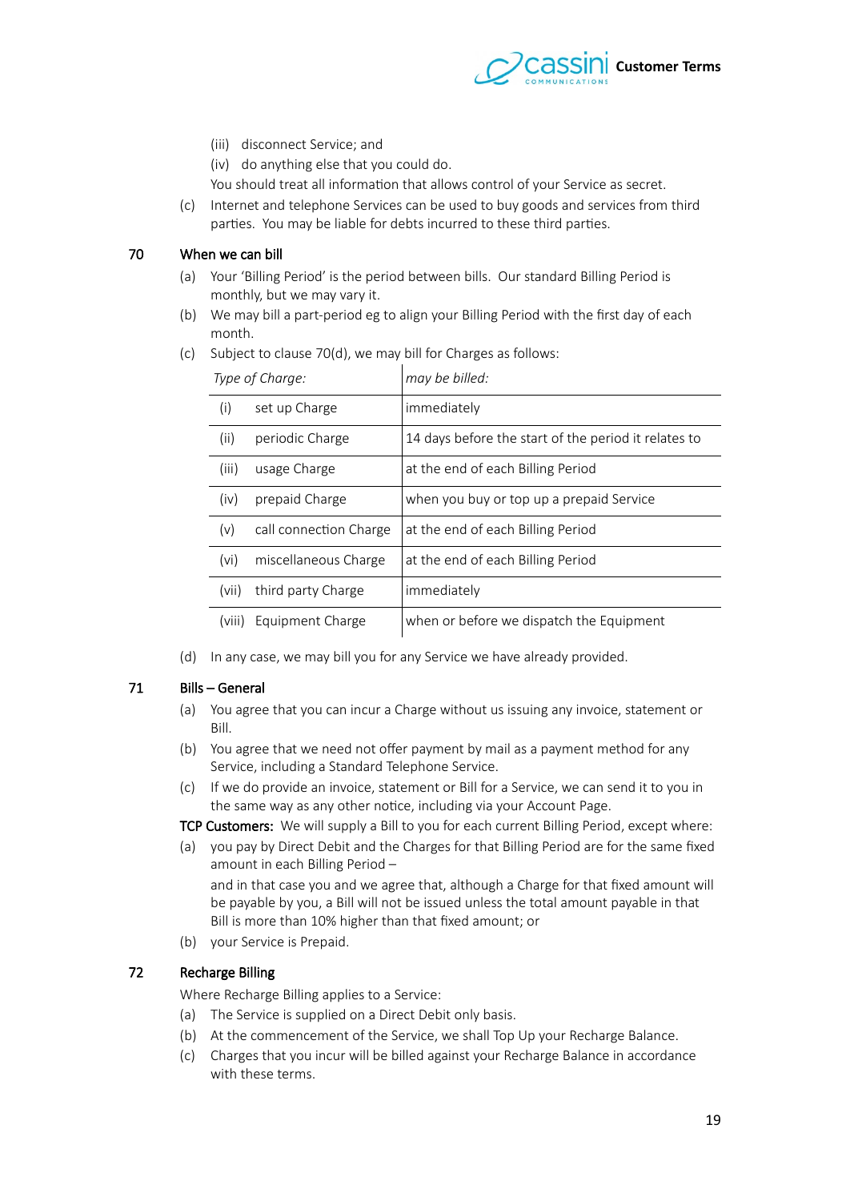(iii) disconnect Service; and

(iv) do anything else that you could do.

You should treat all information that allows control of your Service as secret.

(c) Internet and telephone Services can be used to buy goods and services from third parties. You may be liable for debts incurred to these third parties.

## 70 When we can bill

(a) Your 'Billing Period' is the period between bills. Our standard Billing Period is monthly, but we may vary it.

(b) We may bill a part-period eg to align your Billing Period with the first day of each month.

(c) Subject to clause 70(d), we may bill for Charges as follows:

| *Type of Charge:* | *may be billed:* |
|---|---|
| (i) set up Charge | immediately |
| (ii) periodic Charge | 14 days before the start of the period it relates to |
| (iii) usage Charge | at the end of each Billing Period |
| (iv) prepaid Charge | when you buy or top up a prepaid Service |
| (v) call connection Charge | at the end of each Billing Period |
| (vi) miscellaneous Charge | at the end of each Billing Period |
| (vii) third party Charge | immediately |
| (viii) Equipment Charge | when or before we dispatch the Equipment |

(d) In any case, we may bill you for any Service we have already provided.

## 71 Bills – General

(a) You agree that you can incur a Charge without us issuing any invoice, statement or Bill.

(b) You agree that we need not offer payment by mail as a payment method for any Service, including a Standard Telephone Service.

(c) If we do provide an invoice, statement or Bill for a Service, we can send it to you in the same way as any other notice, including via your Account Page.

**TCP Customers:** We will supply a Bill to you for each current Billing Period, except where:

(a) you pay by Direct Debit and the Charges for that Billing Period are for the same fixed amount in each Billing Period –

and in that case you and we agree that, although a Charge for that fixed amount will be payable by you, a Bill will not be issued unless the total amount payable in that Bill is more than 10% higher than that fixed amount; or

(b) your Service is Prepaid.

## 72 Recharge Billing

Where Recharge Billing applies to a Service:

(a) The Service is supplied on a Direct Debit only basis.

(b) At the commencement of the Service, we shall Top Up your Recharge Balance.

(c) Charges that you incur will be billed against your Recharge Balance in accordance with these terms.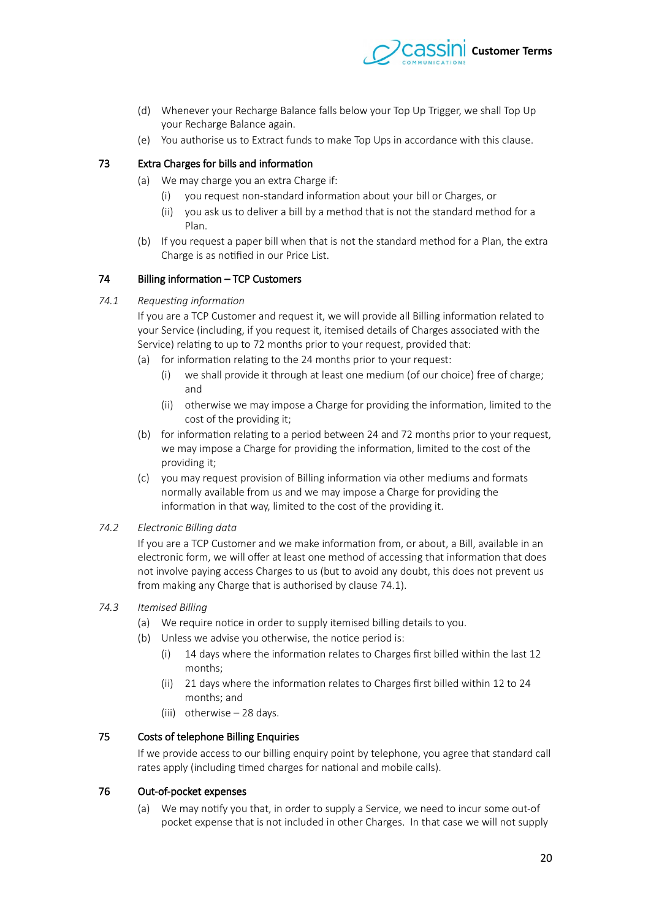(d) Whenever your Recharge Balance falls below your Top Up Trigger, we shall Top Up your Recharge Balance again.

(e) You authorise us to Extract funds to make Top Ups in accordance with this clause.

## 73 Extra Charges for bills and information

(a) We may charge you an extra Charge if:

  (i) you request non-standard information about your bill or Charges, or

  (ii) you ask us to deliver a bill by a method that is not the standard method for a Plan.

(b) If you request a paper bill when that is not the standard method for a Plan, the extra Charge is as notified in our Price List.

## 74 Billing information – TCP Customers

*74.1 Requesting information*

If you are a TCP Customer and request it, we will provide all Billing information related to your Service (including, if you request it, itemised details of Charges associated with the Service) relating to up to 72 months prior to your request, provided that:

(a) for information relating to the 24 months prior to your request:

  (i) we shall provide it through at least one medium (of our choice) free of charge; and

  (ii) otherwise we may impose a Charge for providing the information, limited to the cost of the providing it;

(b) for information relating to a period between 24 and 72 months prior to your request, we may impose a Charge for providing the information, limited to the cost of the providing it;

(c) you may request provision of Billing information via other mediums and formats normally available from us and we may impose a Charge for providing the information in that way, limited to the cost of the providing it.

*74.2 Electronic Billing data*

If you are a TCP Customer and we make information from, or about, a Bill, available in an electronic form, we will offer at least one method of accessing that information that does not involve paying access Charges to us (but to avoid any doubt, this does not prevent us from making any Charge that is authorised by clause 74.1).

*74.3 Itemised Billing*

(a) We require notice in order to supply itemised billing details to you.

(b) Unless we advise you otherwise, the notice period is:

  (i) 14 days where the information relates to Charges first billed within the last 12 months;

  (ii) 21 days where the information relates to Charges first billed within 12 to 24 months; and

  (iii) otherwise – 28 days.

## 75 Costs of telephone Billing Enquiries

If we provide access to our billing enquiry point by telephone, you agree that standard call rates apply (including timed charges for national and mobile calls).

## 76 Out-of-pocket expenses

(a) We may notify you that, in order to supply a Service, we need to incur some out-of pocket expense that is not included in other Charges. In that case we will not supply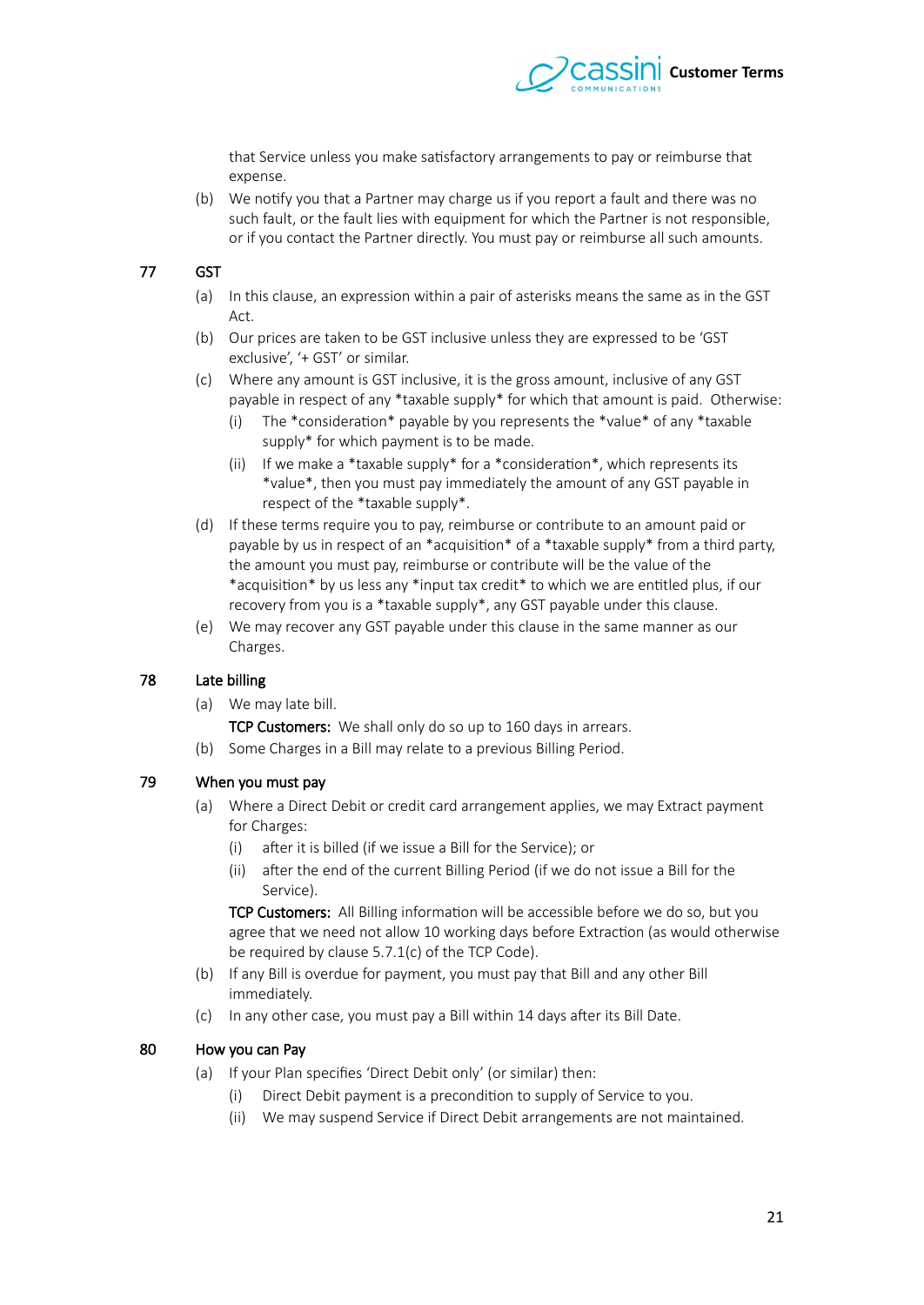that Service unless you make satisfactory arrangements to pay or reimburse that expense.

(b) We notify you that a Partner may charge us if you report a fault and there was no such fault, or the fault lies with equipment for which the Partner is not responsible, or if you contact the Partner directly. You must pay or reimburse all such amounts.

## 77 GST

(a) In this clause, an expression within a pair of asterisks means the same as in the GST Act.

(b) Our prices are taken to be GST inclusive unless they are expressed to be 'GST exclusive', '+ GST' or similar.

(c) Where any amount is GST inclusive, it is the gross amount, inclusive of any GST payable in respect of any *taxable supply* for which that amount is paid. Otherwise:

  (i) The *consideration* payable by you represents the *value* of any *taxable supply* for which payment is to be made.

  (ii) If we make a *taxable supply* for a *consideration*, which represents its *value*, then you must pay immediately the amount of any GST payable in respect of the *taxable supply*.

(d) If these terms require you to pay, reimburse or contribute to an amount paid or payable by us in respect of an *acquisition* of a *taxable supply* from a third party, the amount you must pay, reimburse or contribute will be the value of the *acquisition* by us less any *input tax credit* to which we are entitled plus, if our recovery from you is a *taxable supply*, any GST payable under this clause.

(e) We may recover any GST payable under this clause in the same manner as our Charges.

## 78 Late billing

(a) We may late bill.

  **TCP Customers:** We shall only do so up to 160 days in arrears.

(b) Some Charges in a Bill may relate to a previous Billing Period.

## 79 When you must pay

(a) Where a Direct Debit or credit card arrangement applies, we may Extract payment for Charges:

  (i) after it is billed (if we issue a Bill for the Service); or

  (ii) after the end of the current Billing Period (if we do not issue a Bill for the Service).

  **TCP Customers:** All Billing information will be accessible before we do so, but you agree that we need not allow 10 working days before Extraction (as would otherwise be required by clause 5.7.1(c) of the TCP Code).

(b) If any Bill is overdue for payment, you must pay that Bill and any other Bill immediately.

(c) In any other case, you must pay a Bill within 14 days after its Bill Date.

## 80 How you can Pay

(a) If your Plan specifies 'Direct Debit only' (or similar) then:

  (i) Direct Debit payment is a precondition to supply of Service to you.

  (ii) We may suspend Service if Direct Debit arrangements are not maintained.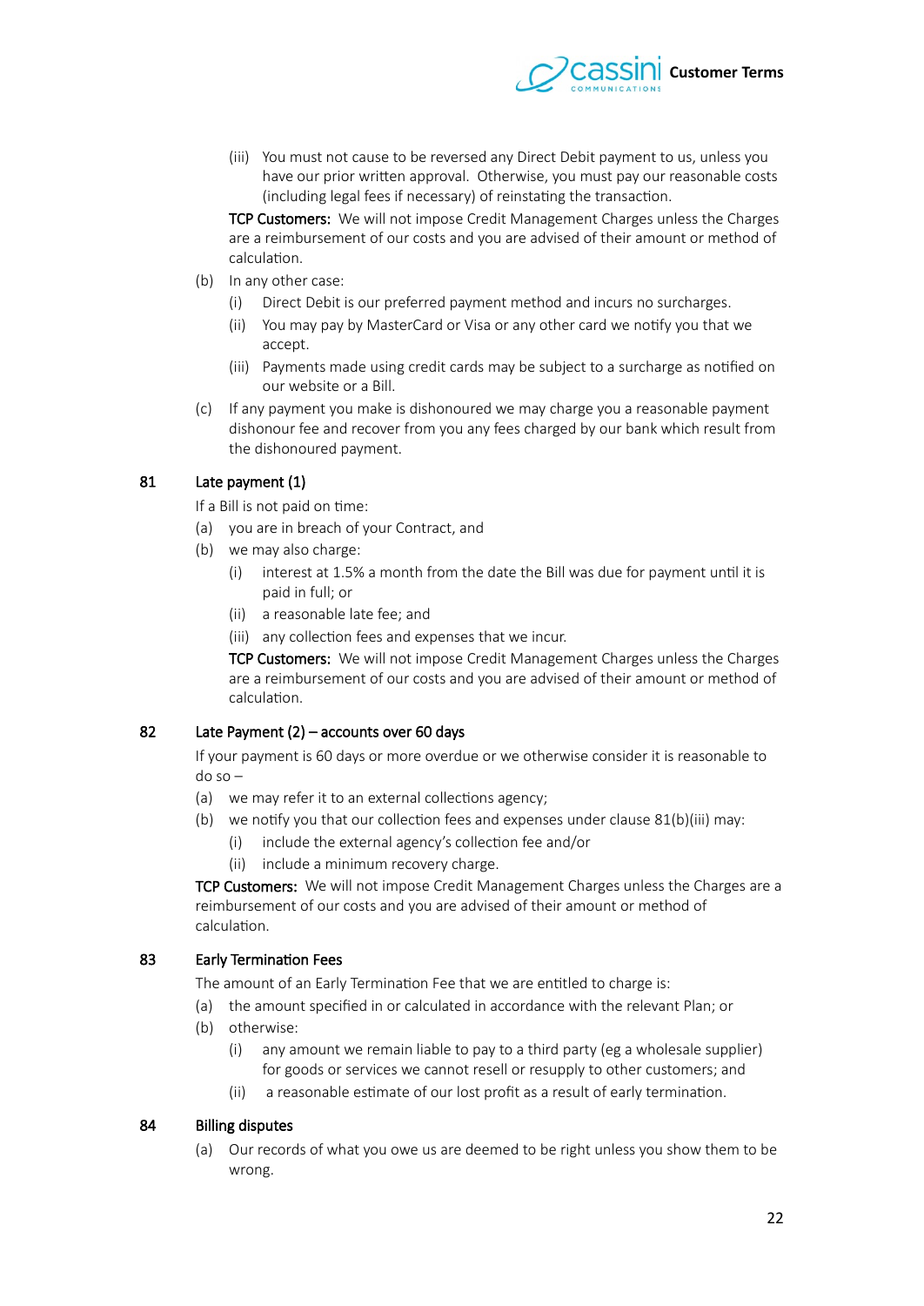(iii) You must not cause to be reversed any Direct Debit payment to us, unless you have our prior written approval. Otherwise, you must pay our reasonable costs (including legal fees if necessary) of reinstating the transaction.

**TCP Customers:** We will not impose Credit Management Charges unless the Charges are a reimbursement of our costs and you are advised of their amount or method of calculation.

(b) In any other case:

(i) Direct Debit is our preferred payment method and incurs no surcharges.

(ii) You may pay by MasterCard or Visa or any other card we notify you that we accept.

(iii) Payments made using credit cards may be subject to a surcharge as notified on our website or a Bill.

(c) If any payment you make is dishonoured we may charge you a reasonable payment dishonour fee and recover from you any fees charged by our bank which result from the dishonoured payment.

## 81 Late payment (1)

If a Bill is not paid on time:

(a) you are in breach of your Contract, and

(b) we may also charge:

(i) interest at 1.5% a month from the date the Bill was due for payment until it is paid in full; or

(ii) a reasonable late fee; and

(iii) any collection fees and expenses that we incur.

**TCP Customers:** We will not impose Credit Management Charges unless the Charges are a reimbursement of our costs and you are advised of their amount or method of calculation.

## 82 Late Payment (2) – accounts over 60 days

If your payment is 60 days or more overdue or we otherwise consider it is reasonable to do so –

(a) we may refer it to an external collections agency;

(b) we notify you that our collection fees and expenses under clause 81(b)(iii) may:

(i) include the external agency's collection fee and/or

(ii) include a minimum recovery charge.

**TCP Customers:** We will not impose Credit Management Charges unless the Charges are a reimbursement of our costs and you are advised of their amount or method of calculation.

## 83 Early Termination Fees

The amount of an Early Termination Fee that we are entitled to charge is:

(a) the amount specified in or calculated in accordance with the relevant Plan; or

(b) otherwise:

(i) any amount we remain liable to pay to a third party (eg a wholesale supplier) for goods or services we cannot resell or resupply to other customers; and

(ii) a reasonable estimate of our lost profit as a result of early termination.

## 84 Billing disputes

(a) Our records of what you owe us are deemed to be right unless you show them to be wrong.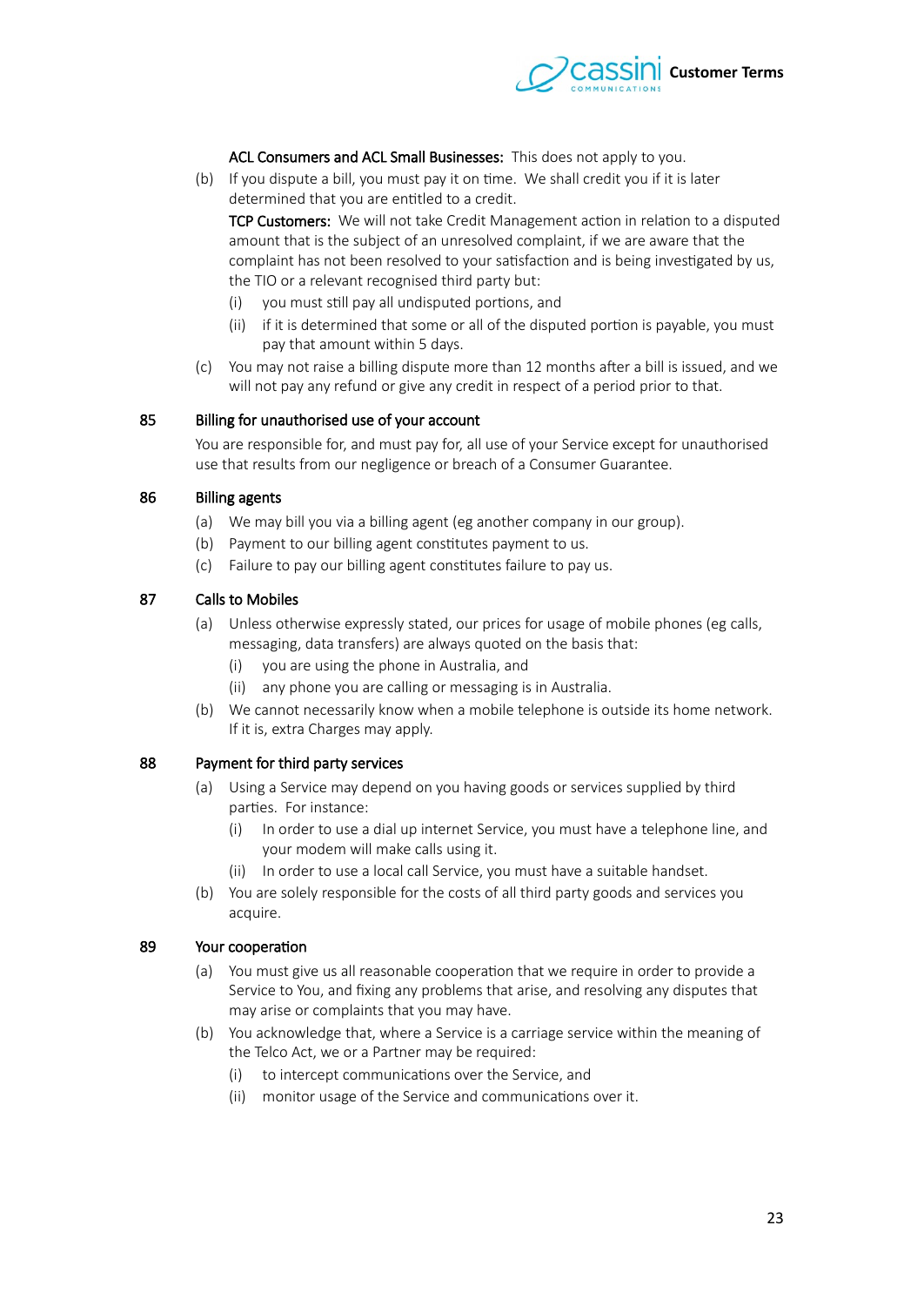**ACL Consumers and ACL Small Businesses:** This does not apply to you.

(b) If you dispute a bill, you must pay it on time. We shall credit you if it is later determined that you are entitled to a credit.

**TCP Customers:** We will not take Credit Management action in relation to a disputed amount that is the subject of an unresolved complaint, if we are aware that the complaint has not been resolved to your satisfaction and is being investigated by us, the TIO or a relevant recognised third party but:

(i) you must still pay all undisputed portions, and

(ii) if it is determined that some or all of the disputed portion is payable, you must pay that amount within 5 days.

(c) You may not raise a billing dispute more than 12 months after a bill is issued, and we will not pay any refund or give any credit in respect of a period prior to that.

## 85 Billing for unauthorised use of your account

You are responsible for, and must pay for, all use of your Service except for unauthorised use that results from our negligence or breach of a Consumer Guarantee.

## 86 Billing agents

(a) We may bill you via a billing agent (eg another company in our group).

(b) Payment to our billing agent constitutes payment to us.

(c) Failure to pay our billing agent constitutes failure to pay us.

## 87 Calls to Mobiles

(a) Unless otherwise expressly stated, our prices for usage of mobile phones (eg calls, messaging, data transfers) are always quoted on the basis that:

(i) you are using the phone in Australia, and

(ii) any phone you are calling or messaging is in Australia.

(b) We cannot necessarily know when a mobile telephone is outside its home network. If it is, extra Charges may apply.

## 88 Payment for third party services

(a) Using a Service may depend on you having goods or services supplied by third parties. For instance:

(i) In order to use a dial up internet Service, you must have a telephone line, and your modem will make calls using it.

(ii) In order to use a local call Service, you must have a suitable handset.

(b) You are solely responsible for the costs of all third party goods and services you acquire.

## 89 Your cooperation

(a) You must give us all reasonable cooperation that we require in order to provide a Service to You, and fixing any problems that arise, and resolving any disputes that may arise or complaints that you may have.

(b) You acknowledge that, where a Service is a carriage service within the meaning of the Telco Act, we or a Partner may be required:

(i) to intercept communications over the Service, and

(ii) monitor usage of the Service and communications over it.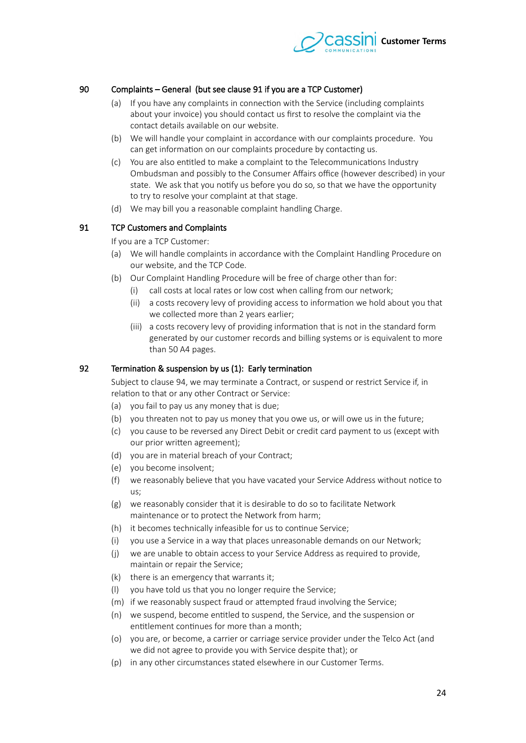## 90 Complaints – General (but see clause 91 if you are a TCP Customer)

(a) If you have any complaints in connection with the Service (including complaints about your invoice) you should contact us first to resolve the complaint via the contact details available on our website.

(b) We will handle your complaint in accordance with our complaints procedure. You can get information on our complaints procedure by contacting us.

(c) You are also entitled to make a complaint to the Telecommunications Industry Ombudsman and possibly to the Consumer Affairs office (however described) in your state. We ask that you notify us before you do so, so that we have the opportunity to try to resolve your complaint at that stage.

(d) We may bill you a reasonable complaint handling Charge.

## 91 TCP Customers and Complaints

If you are a TCP Customer:

(a) We will handle complaints in accordance with the Complaint Handling Procedure on our website, and the TCP Code.

(b) Our Complaint Handling Procedure will be free of charge other than for:

  (i) call costs at local rates or low cost when calling from our network;

  (ii) a costs recovery levy of providing access to information we hold about you that we collected more than 2 years earlier;

  (iii) a costs recovery levy of providing information that is not in the standard form generated by our customer records and billing systems or is equivalent to more than 50 A4 pages.

## 92 Termination & suspension by us (1): Early termination

Subject to clause 94, we may terminate a Contract, or suspend or restrict Service if, in relation to that or any other Contract or Service:

(a) you fail to pay us any money that is due;

(b) you threaten not to pay us money that you owe us, or will owe us in the future;

(c) you cause to be reversed any Direct Debit or credit card payment to us (except with our prior written agreement);

(d) you are in material breach of your Contract;

(e) you become insolvent;

(f) we reasonably believe that you have vacated your Service Address without notice to us;

(g) we reasonably consider that it is desirable to do so to facilitate Network maintenance or to protect the Network from harm;

(h) it becomes technically infeasible for us to continue Service;

(i) you use a Service in a way that places unreasonable demands on our Network;

(j) we are unable to obtain access to your Service Address as required to provide, maintain or repair the Service;

(k) there is an emergency that warrants it;

(l) you have told us that you no longer require the Service;

(m) if we reasonably suspect fraud or attempted fraud involving the Service;

(n) we suspend, become entitled to suspend, the Service, and the suspension or entitlement continues for more than a month;

(o) you are, or become, a carrier or carriage service provider under the Telco Act (and we did not agree to provide you with Service despite that); or

(p) in any other circumstances stated elsewhere in our Customer Terms.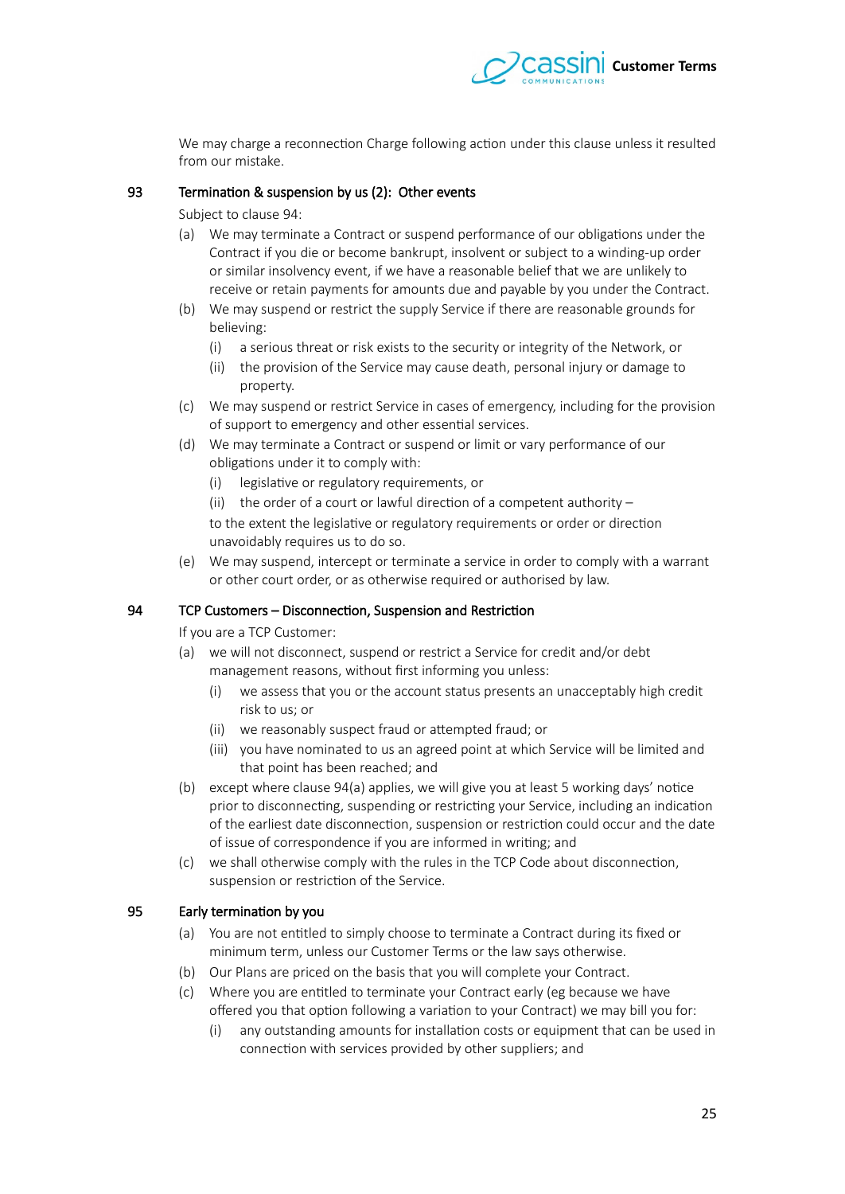We may charge a reconnection Charge following action under this clause unless it resulted from our mistake.

## 93 Termination & suspension by us (2): Other events

Subject to clause 94:

(a) We may terminate a Contract or suspend performance of our obligations under the Contract if you die or become bankrupt, insolvent or subject to a winding-up order or similar insolvency event, if we have a reasonable belief that we are unlikely to receive or retain payments for amounts due and payable by you under the Contract.

(b) We may suspend or restrict the supply Service if there are reasonable grounds for believing:

  (i) a serious threat or risk exists to the security or integrity of the Network, or

  (ii) the provision of the Service may cause death, personal injury or damage to property.

(c) We may suspend or restrict Service in cases of emergency, including for the provision of support to emergency and other essential services.

(d) We may terminate a Contract or suspend or limit or vary performance of our obligations under it to comply with:

  (i) legislative or regulatory requirements, or

  (ii) the order of a court or lawful direction of a competent authority –

  to the extent the legislative or regulatory requirements or order or direction unavoidably requires us to do so.

(e) We may suspend, intercept or terminate a service in order to comply with a warrant or other court order, or as otherwise required or authorised by law.

## 94 TCP Customers – Disconnection, Suspension and Restriction

If you are a TCP Customer:

(a) we will not disconnect, suspend or restrict a Service for credit and/or debt management reasons, without first informing you unless:

  (i) we assess that you or the account status presents an unacceptably high credit risk to us; or

  (ii) we reasonably suspect fraud or attempted fraud; or

  (iii) you have nominated to us an agreed point at which Service will be limited and that point has been reached; and

(b) except where clause 94(a) applies, we will give you at least 5 working days' notice prior to disconnecting, suspending or restricting your Service, including an indication of the earliest date disconnection, suspension or restriction could occur and the date of issue of correspondence if you are informed in writing; and

(c) we shall otherwise comply with the rules in the TCP Code about disconnection, suspension or restriction of the Service.

## 95 Early termination by you

(a) You are not entitled to simply choose to terminate a Contract during its fixed or minimum term, unless our Customer Terms or the law says otherwise.

(b) Our Plans are priced on the basis that you will complete your Contract.

(c) Where you are entitled to terminate your Contract early (eg because we have offered you that option following a variation to your Contract) we may bill you for:

  (i) any outstanding amounts for installation costs or equipment that can be used in connection with services provided by other suppliers; and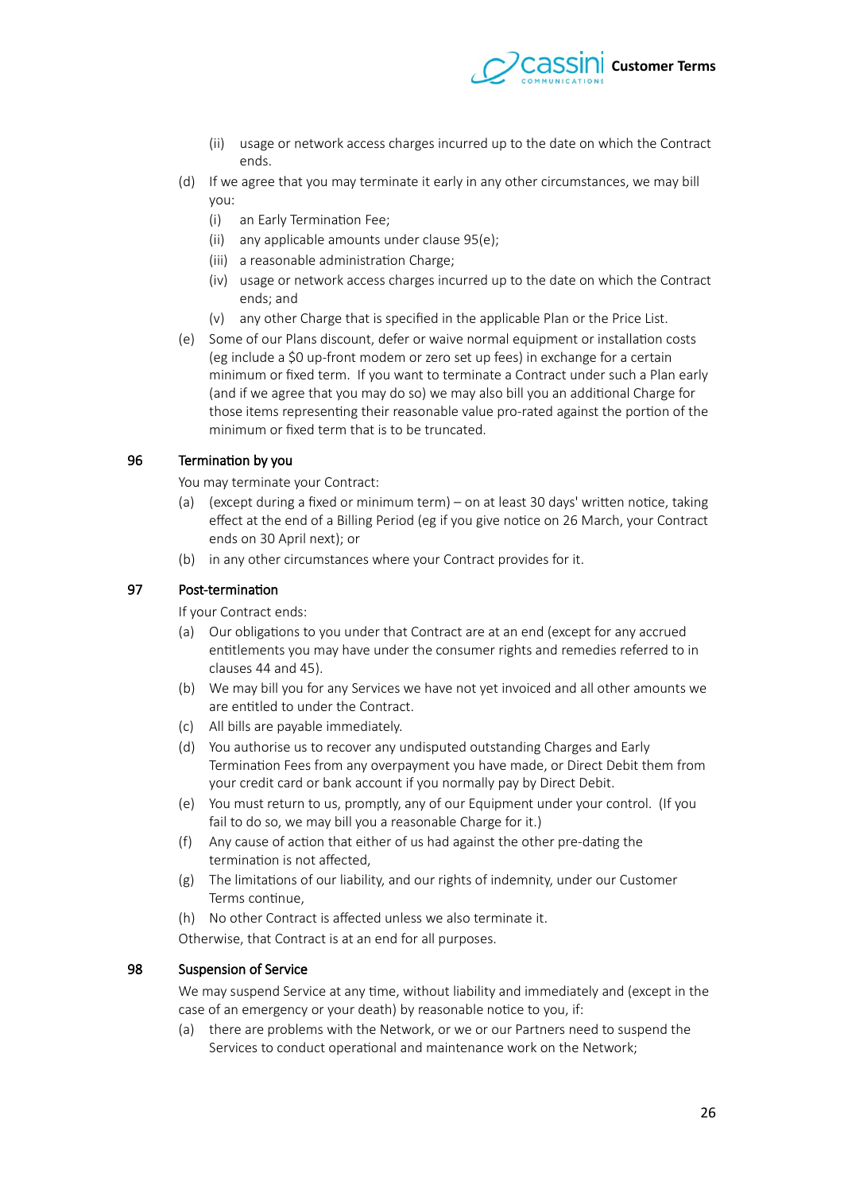- (ii) usage or network access charges incurred up to the date on which the Contract ends.

- (d) If we agree that you may terminate it early in any other circumstances, we may bill you:
   - (i) an Early Termination Fee;
   - (ii) any applicable amounts under clause 95(e);
   - (iii) a reasonable administration Charge;
   - (iv) usage or network access charges incurred up to the date on which the Contract ends; and
   - (v) any other Charge that is specified in the applicable Plan or the Price List.
- (e) Some of our Plans discount, defer or waive normal equipment or installation costs (eg include a $0 up-front modem or zero set up fees) in exchange for a certain minimum or fixed term. If you want to terminate a Contract under such a Plan early (and if we agree that you may do so) we may also bill you an additional Charge for those items representing their reasonable value pro-rated against the portion of the minimum or fixed term that is to be truncated.

## 96 Termination by you

You may terminate your Contract:

- (a) (except during a fixed or minimum term) – on at least 30 days' written notice, taking effect at the end of a Billing Period (eg if you give notice on 26 March, your Contract ends on 30 April next); or
- (b) in any other circumstances where your Contract provides for it.

## 97 Post-termination

If your Contract ends:

- (a) Our obligations to you under that Contract are at an end (except for any accrued entitlements you may have under the consumer rights and remedies referred to in clauses 44 and 45).
- (b) We may bill you for any Services we have not yet invoiced and all other amounts we are entitled to under the Contract.
- (c) All bills are payable immediately.
- (d) You authorise us to recover any undisputed outstanding Charges and Early Termination Fees from any overpayment you have made, or Direct Debit them from your credit card or bank account if you normally pay by Direct Debit.
- (e) You must return to us, promptly, any of our Equipment under your control. (If you fail to do so, we may bill you a reasonable Charge for it.)
- (f) Any cause of action that either of us had against the other pre-dating the termination is not affected,
- (g) The limitations of our liability, and our rights of indemnity, under our Customer Terms continue,
- (h) No other Contract is affected unless we also terminate it.

Otherwise, that Contract is at an end for all purposes.

## 98 Suspension of Service

We may suspend Service at any time, without liability and immediately and (except in the case of an emergency or your death) by reasonable notice to you, if:

- (a) there are problems with the Network, or we or our Partners need to suspend the Services to conduct operational and maintenance work on the Network;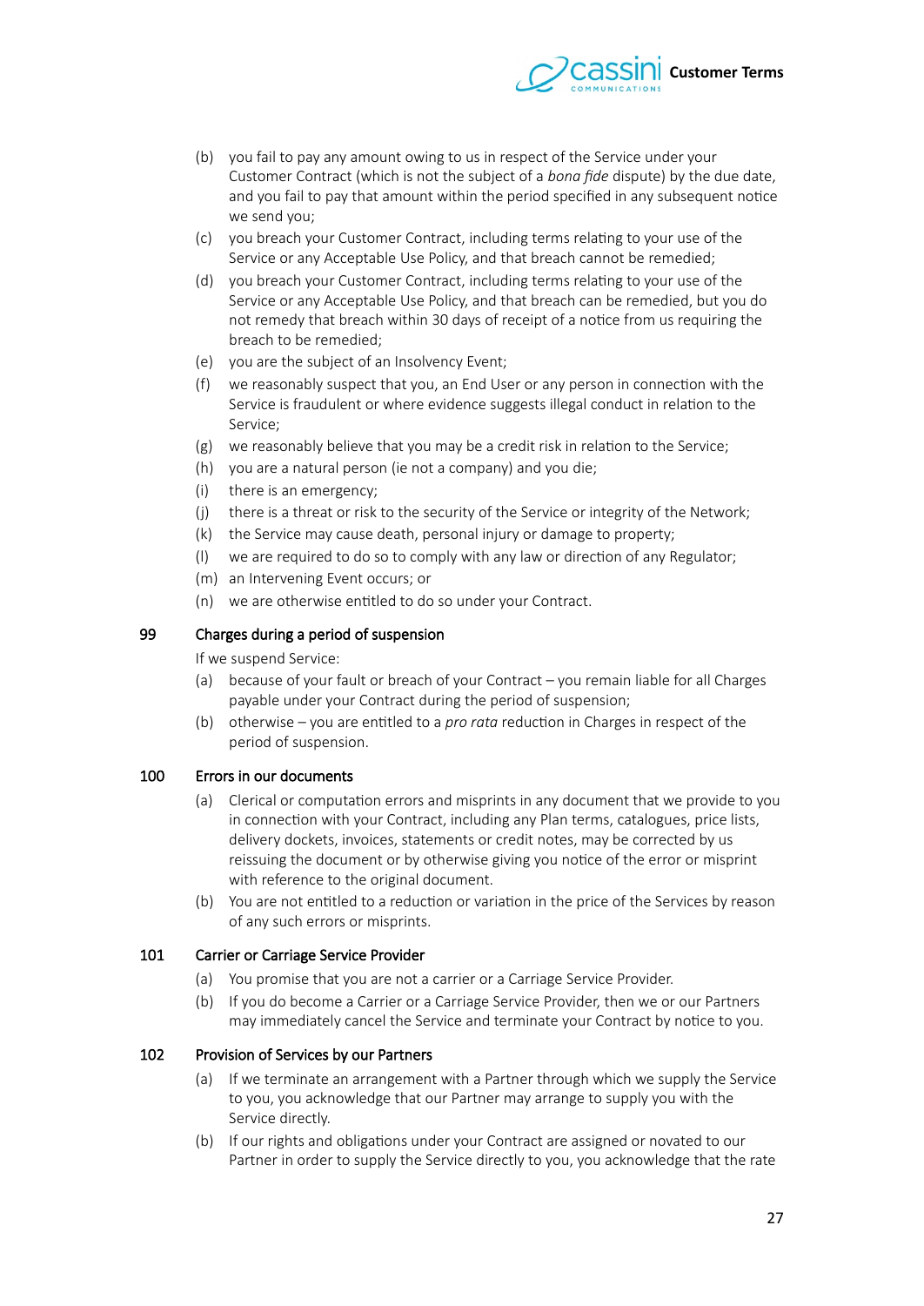(b) you fail to pay any amount owing to us in respect of the Service under your Customer Contract (which is not the subject of a *bona fide* dispute) by the due date, and you fail to pay that amount within the period specified in any subsequent notice we send you;

(c) you breach your Customer Contract, including terms relating to your use of the Service or any Acceptable Use Policy, and that breach cannot be remedied;

(d) you breach your Customer Contract, including terms relating to your use of the Service or any Acceptable Use Policy, and that breach can be remedied, but you do not remedy that breach within 30 days of receipt of a notice from us requiring the breach to be remedied;

(e) you are the subject of an Insolvency Event;

(f) we reasonably suspect that you, an End User or any person in connection with the Service is fraudulent or where evidence suggests illegal conduct in relation to the Service;

(g) we reasonably believe that you may be a credit risk in relation to the Service;

(h) you are a natural person (ie not a company) and you die;

(i) there is an emergency;

(j) there is a threat or risk to the security of the Service or integrity of the Network;

(k) the Service may cause death, personal injury or damage to property;

(l) we are required to do so to comply with any law or direction of any Regulator;

(m) an Intervening Event occurs; or

(n) we are otherwise entitled to do so under your Contract.

## 99 Charges during a period of suspension

If we suspend Service:

(a) because of your fault or breach of your Contract – you remain liable for all Charges payable under your Contract during the period of suspension;

(b) otherwise – you are entitled to a *pro rata* reduction in Charges in respect of the period of suspension.

## 100 Errors in our documents

(a) Clerical or computation errors and misprints in any document that we provide to you in connection with your Contract, including any Plan terms, catalogues, price lists, delivery dockets, invoices, statements or credit notes, may be corrected by us reissuing the document or by otherwise giving you notice of the error or misprint with reference to the original document.

(b) You are not entitled to a reduction or variation in the price of the Services by reason of any such errors or misprints.

## 101 Carrier or Carriage Service Provider

(a) You promise that you are not a carrier or a Carriage Service Provider.

(b) If you do become a Carrier or a Carriage Service Provider, then we or our Partners may immediately cancel the Service and terminate your Contract by notice to you.

## 102 Provision of Services by our Partners

(a) If we terminate an arrangement with a Partner through which we supply the Service to you, you acknowledge that our Partner may arrange to supply you with the Service directly.

(b) If our rights and obligations under your Contract are assigned or novated to our Partner in order to supply the Service directly to you, you acknowledge that the rate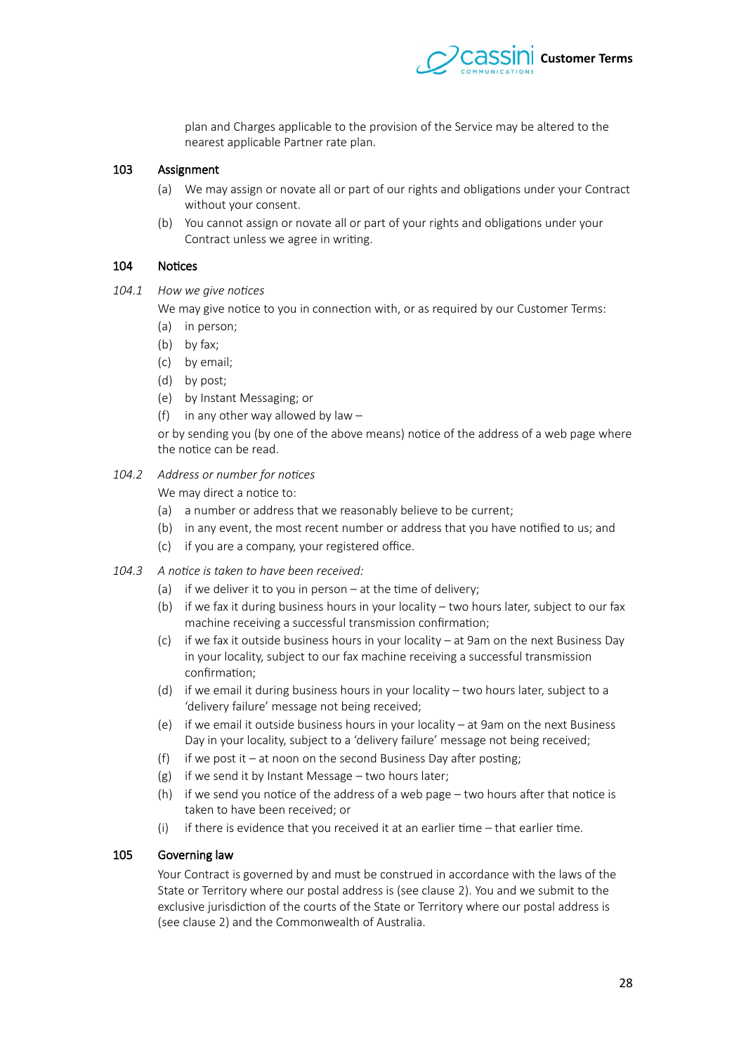plan and Charges applicable to the provision of the Service may be altered to the nearest applicable Partner rate plan.

## 103 Assignment

(a) We may assign or novate all or part of our rights and obligations under your Contract without your consent.

(b) You cannot assign or novate all or part of your rights and obligations under your Contract unless we agree in writing.

## 104 Notices

*104.1 How we give notices*

We may give notice to you in connection with, or as required by our Customer Terms:

(a) in person;

(b) by fax;

(c) by email;

(d) by post;

(e) by Instant Messaging; or

(f) in any other way allowed by law –

or by sending you (by one of the above means) notice of the address of a web page where the notice can be read.

*104.2 Address or number for notices*

We may direct a notice to:

(a) a number or address that we reasonably believe to be current;

(b) in any event, the most recent number or address that you have notified to us; and

(c) if you are a company, your registered office.

*104.3 A notice is taken to have been received:*

(a) if we deliver it to you in person – at the time of delivery;

(b) if we fax it during business hours in your locality – two hours later, subject to our fax machine receiving a successful transmission confirmation;

(c) if we fax it outside business hours in your locality – at 9am on the next Business Day in your locality, subject to our fax machine receiving a successful transmission confirmation;

(d) if we email it during business hours in your locality – two hours later, subject to a 'delivery failure' message not being received;

(e) if we email it outside business hours in your locality – at 9am on the next Business Day in your locality, subject to a 'delivery failure' message not being received;

(f) if we post it – at noon on the second Business Day after posting;

(g) if we send it by Instant Message – two hours later;

(h) if we send you notice of the address of a web page – two hours after that notice is taken to have been received; or

(i) if there is evidence that you received it at an earlier time – that earlier time.

## 105 Governing law

Your Contract is governed by and must be construed in accordance with the laws of the State or Territory where our postal address is (see clause 2). You and we submit to the exclusive jurisdiction of the courts of the State or Territory where our postal address is (see clause 2) and the Commonwealth of Australia.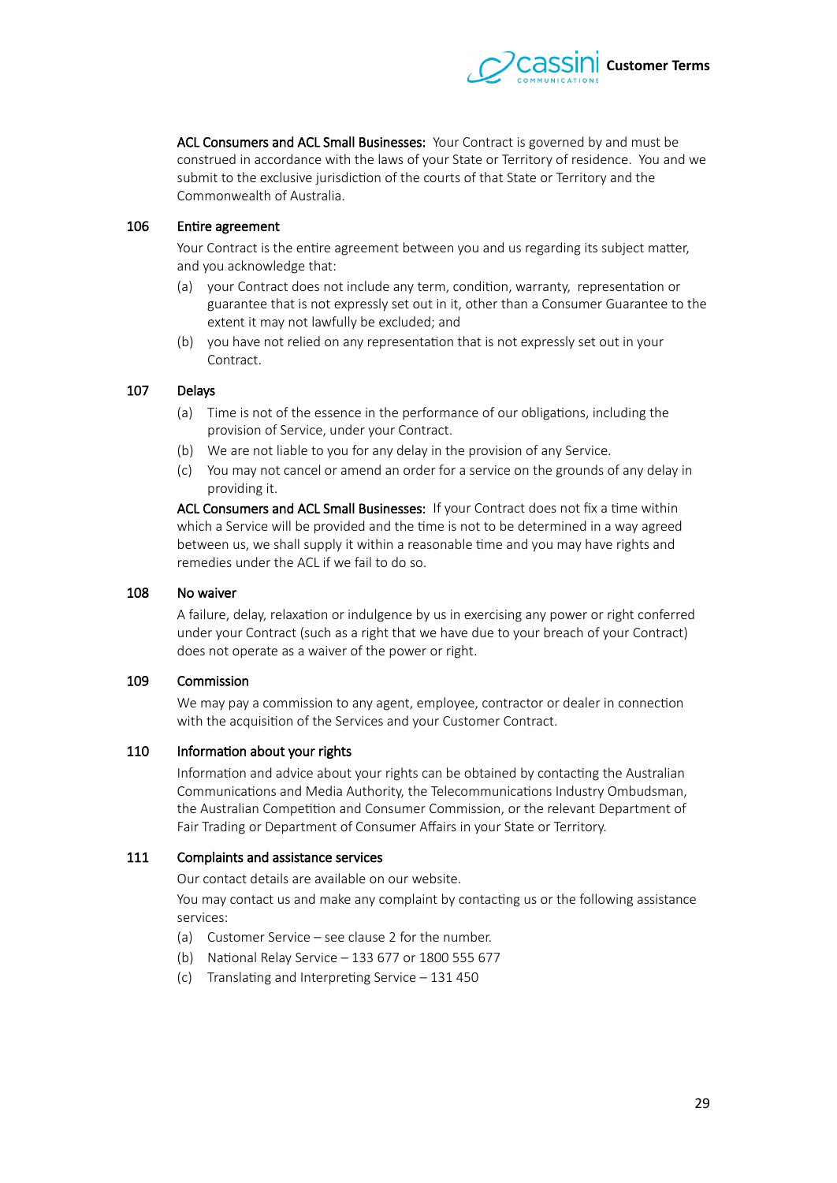**ACL Consumers and ACL Small Businesses:** Your Contract is governed by and must be construed in accordance with the laws of your State or Territory of residence. You and we submit to the exclusive jurisdiction of the courts of that State or Territory and the Commonwealth of Australia.

## 106 Entire agreement

Your Contract is the entire agreement between you and us regarding its subject matter, and you acknowledge that:

(a) your Contract does not include any term, condition, warranty, representation or guarantee that is not expressly set out in it, other than a Consumer Guarantee to the extent it may not lawfully be excluded; and

(b) you have not relied on any representation that is not expressly set out in your Contract.

## 107 Delays

(a) Time is not of the essence in the performance of our obligations, including the provision of Service, under your Contract.

(b) We are not liable to you for any delay in the provision of any Service.

(c) You may not cancel or amend an order for a service on the grounds of any delay in providing it.

**ACL Consumers and ACL Small Businesses:** If your Contract does not fix a time within which a Service will be provided and the time is not to be determined in a way agreed between us, we shall supply it within a reasonable time and you may have rights and remedies under the ACL if we fail to do so.

## 108 No waiver

A failure, delay, relaxation or indulgence by us in exercising any power or right conferred under your Contract (such as a right that we have due to your breach of your Contract) does not operate as a waiver of the power or right.

## 109 Commission

We may pay a commission to any agent, employee, contractor or dealer in connection with the acquisition of the Services and your Customer Contract.

## 110 Information about your rights

Information and advice about your rights can be obtained by contacting the Australian Communications and Media Authority, the Telecommunications Industry Ombudsman, the Australian Competition and Consumer Commission, or the relevant Department of Fair Trading or Department of Consumer Affairs in your State or Territory.

## 111 Complaints and assistance services

Our contact details are available on our website.

You may contact us and make any complaint by contacting us or the following assistance services:

(a) Customer Service – see clause 2 for the number.

(b) National Relay Service – 133 677 or 1800 555 677

(c) Translating and Interpreting Service – 131 450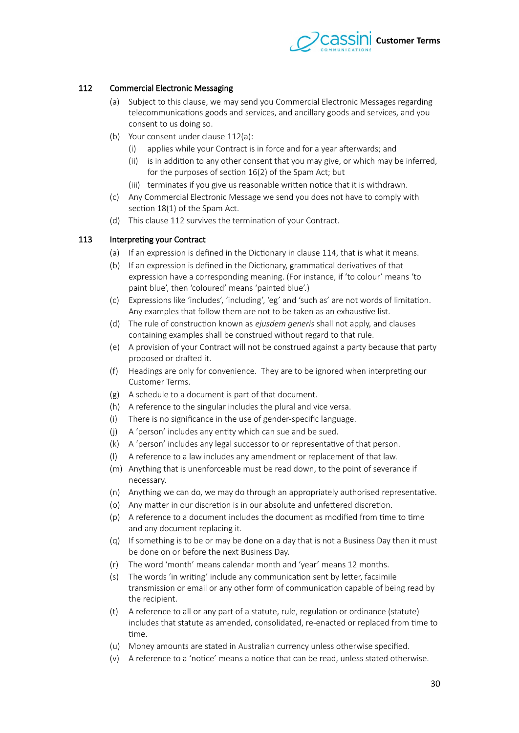## 112 Commercial Electronic Messaging

(a) Subject to this clause, we may send you Commercial Electronic Messages regarding telecommunications goods and services, and ancillary goods and services, and you consent to us doing so.

(b) Your consent under clause 112(a):

(i) applies while your Contract is in force and for a year afterwards; and

(ii) is in addition to any other consent that you may give, or which may be inferred, for the purposes of section 16(2) of the Spam Act; but

(iii) terminates if you give us reasonable written notice that it is withdrawn.

(c) Any Commercial Electronic Message we send you does not have to comply with section 18(1) of the Spam Act.

(d) This clause 112 survives the termination of your Contract.

## 113 Interpreting your Contract

(a) If an expression is defined in the Dictionary in clause 114, that is what it means.

(b) If an expression is defined in the Dictionary, grammatical derivatives of that expression have a corresponding meaning. (For instance, if 'to colour' means 'to paint blue', then 'coloured' means 'painted blue'.)

(c) Expressions like 'includes', 'including', 'eg' and 'such as' are not words of limitation. Any examples that follow them are not to be taken as an exhaustive list.

(d) The rule of construction known as *ejusdem generis* shall not apply, and clauses containing examples shall be construed without regard to that rule.

(e) A provision of your Contract will not be construed against a party because that party proposed or drafted it.

(f) Headings are only for convenience. They are to be ignored when interpreting our Customer Terms.

(g) A schedule to a document is part of that document.

(h) A reference to the singular includes the plural and vice versa.

(i) There is no significance in the use of gender-specific language.

(j) A 'person' includes any entity which can sue and be sued.

(k) A 'person' includes any legal successor to or representative of that person.

(l) A reference to a law includes any amendment or replacement of that law.

(m) Anything that is unenforceable must be read down, to the point of severance if necessary.

(n) Anything we can do, we may do through an appropriately authorised representative.

(o) Any matter in our discretion is in our absolute and unfettered discretion.

(p) A reference to a document includes the document as modified from time to time and any document replacing it.

(q) If something is to be or may be done on a day that is not a Business Day then it must be done on or before the next Business Day.

(r) The word 'month' means calendar month and 'year' means 12 months.

(s) The words 'in writing' include any communication sent by letter, facsimile transmission or email or any other form of communication capable of being read by the recipient.

(t) A reference to all or any part of a statute, rule, regulation or ordinance (statute) includes that statute as amended, consolidated, re-enacted or replaced from time to time.

(u) Money amounts are stated in Australian currency unless otherwise specified.

(v) A reference to a 'notice' means a notice that can be read, unless stated otherwise.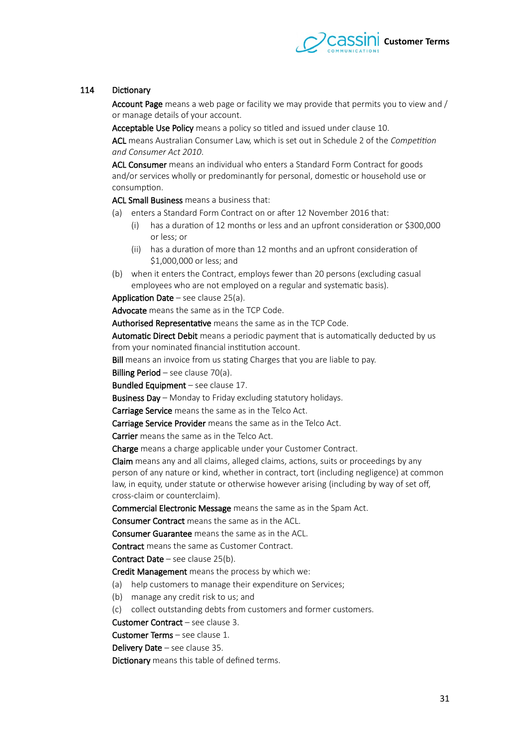## 114 Dictionary

**Account Page** means a web page or facility we may provide that permits you to view and / or manage details of your account.

**Acceptable Use Policy** means a policy so titled and issued under clause 10.

**ACL** means Australian Consumer Law, which is set out in Schedule 2 of the *Competition and Consumer Act 2010*.

**ACL Consumer** means an individual who enters a Standard Form Contract for goods and/or services wholly or predominantly for personal, domestic or household use or consumption.

**ACL Small Business** means a business that:

(a) enters a Standard Form Contract on or after 12 November 2016 that:

  (i) has a duration of 12 months or less and an upfront consideration or $300,000 or less; or

  (ii) has a duration of more than 12 months and an upfront consideration of $1,000,000 or less; and

(b) when it enters the Contract, employs fewer than 20 persons (excluding casual employees who are not employed on a regular and systematic basis).

**Application Date** – see clause 25(a).

**Advocate** means the same as in the TCP Code.

**Authorised Representative** means the same as in the TCP Code.

**Automatic Direct Debit** means a periodic payment that is automatically deducted by us from your nominated financial institution account.

**Bill** means an invoice from us stating Charges that you are liable to pay.

**Billing Period** – see clause 70(a).

**Bundled Equipment** – see clause 17.

**Business Day** – Monday to Friday excluding statutory holidays.

**Carriage Service** means the same as in the Telco Act.

**Carriage Service Provider** means the same as in the Telco Act.

**Carrier** means the same as in the Telco Act.

**Charge** means a charge applicable under your Customer Contract.

**Claim** means any and all claims, alleged claims, actions, suits or proceedings by any person of any nature or kind, whether in contract, tort (including negligence) at common law, in equity, under statute or otherwise however arising (including by way of set off, cross-claim or counterclaim).

**Commercial Electronic Message** means the same as in the Spam Act.

**Consumer Contract** means the same as in the ACL.

**Consumer Guarantee** means the same as in the ACL.

**Contract** means the same as Customer Contract.

**Contract Date** – see clause 25(b).

**Credit Management** means the process by which we:

(a) help customers to manage their expenditure on Services;

(b) manage any credit risk to us; and

(c) collect outstanding debts from customers and former customers.

**Customer Contract** – see clause 3.

**Customer Terms** – see clause 1.

**Delivery Date** – see clause 35.

**Dictionary** means this table of defined terms.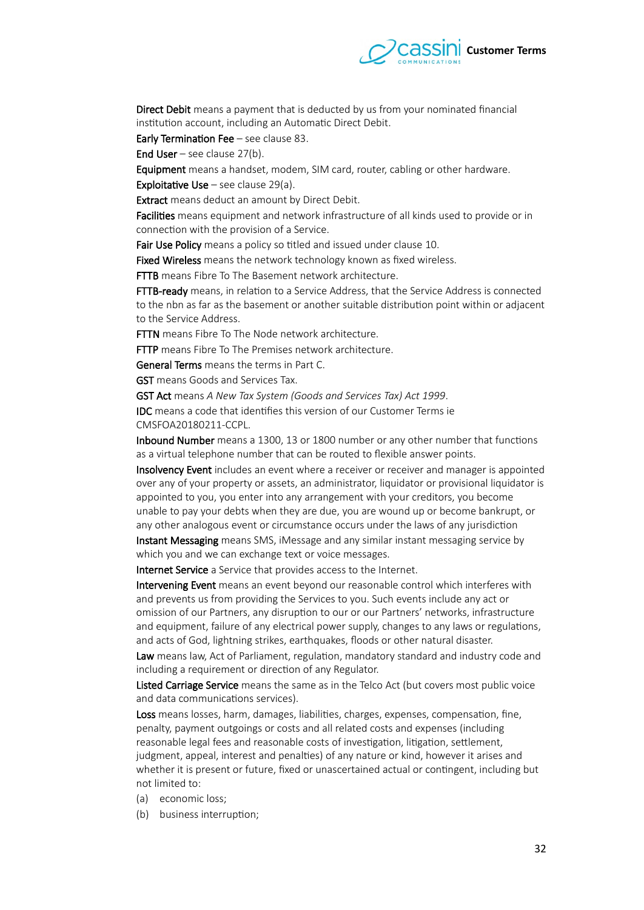**Direct Debit** means a payment that is deducted by us from your nominated financial institution account, including an Automatic Direct Debit.

**Early Termination Fee** – see clause 83.

**End User** – see clause 27(b).

**Equipment** means a handset, modem, SIM card, router, cabling or other hardware.

**Exploitative Use** – see clause 29(a).

**Extract** means deduct an amount by Direct Debit.

**Facilities** means equipment and network infrastructure of all kinds used to provide or in connection with the provision of a Service.

**Fair Use Policy** means a policy so titled and issued under clause 10.

**Fixed Wireless** means the network technology known as fixed wireless.

**FTTB** means Fibre To The Basement network architecture.

**FTTB-ready** means, in relation to a Service Address, that the Service Address is connected to the nbn as far as the basement or another suitable distribution point within or adjacent to the Service Address.

**FTTN** means Fibre To The Node network architecture.

**FTTP** means Fibre To The Premises network architecture.

**General Terms** means the terms in Part C.

**GST** means Goods and Services Tax.

**GST Act** means *A New Tax System (Goods and Services Tax) Act 1999*.

**IDC** means a code that identifies this version of our Customer Terms ie CMSFOA20180211-CCPL.

**Inbound Number** means a 1300, 13 or 1800 number or any other number that functions as a virtual telephone number that can be routed to flexible answer points.

**Insolvency Event** includes an event where a receiver or receiver and manager is appointed over any of your property or assets, an administrator, liquidator or provisional liquidator is appointed to you, you enter into any arrangement with your creditors, you become unable to pay your debts when they are due, you are wound up or become bankrupt, or any other analogous event or circumstance occurs under the laws of any jurisdiction

**Instant Messaging** means SMS, iMessage and any similar instant messaging service by which you and we can exchange text or voice messages.

**Internet Service** a Service that provides access to the Internet.

**Intervening Event** means an event beyond our reasonable control which interferes with and prevents us from providing the Services to you. Such events include any act or omission of our Partners, any disruption to our or our Partners' networks, infrastructure and equipment, failure of any electrical power supply, changes to any laws or regulations, and acts of God, lightning strikes, earthquakes, floods or other natural disaster.

**Law** means law, Act of Parliament, regulation, mandatory standard and industry code and including a requirement or direction of any Regulator.

**Listed Carriage Service** means the same as in the Telco Act (but covers most public voice and data communications services).

**Loss** means losses, harm, damages, liabilities, charges, expenses, compensation, fine, penalty, payment outgoings or costs and all related costs and expenses (including reasonable legal fees and reasonable costs of investigation, litigation, settlement, judgment, appeal, interest and penalties) of any nature or kind, however it arises and whether it is present or future, fixed or unascertained actual or contingent, including but not limited to:

(a) economic loss;

(b) business interruption;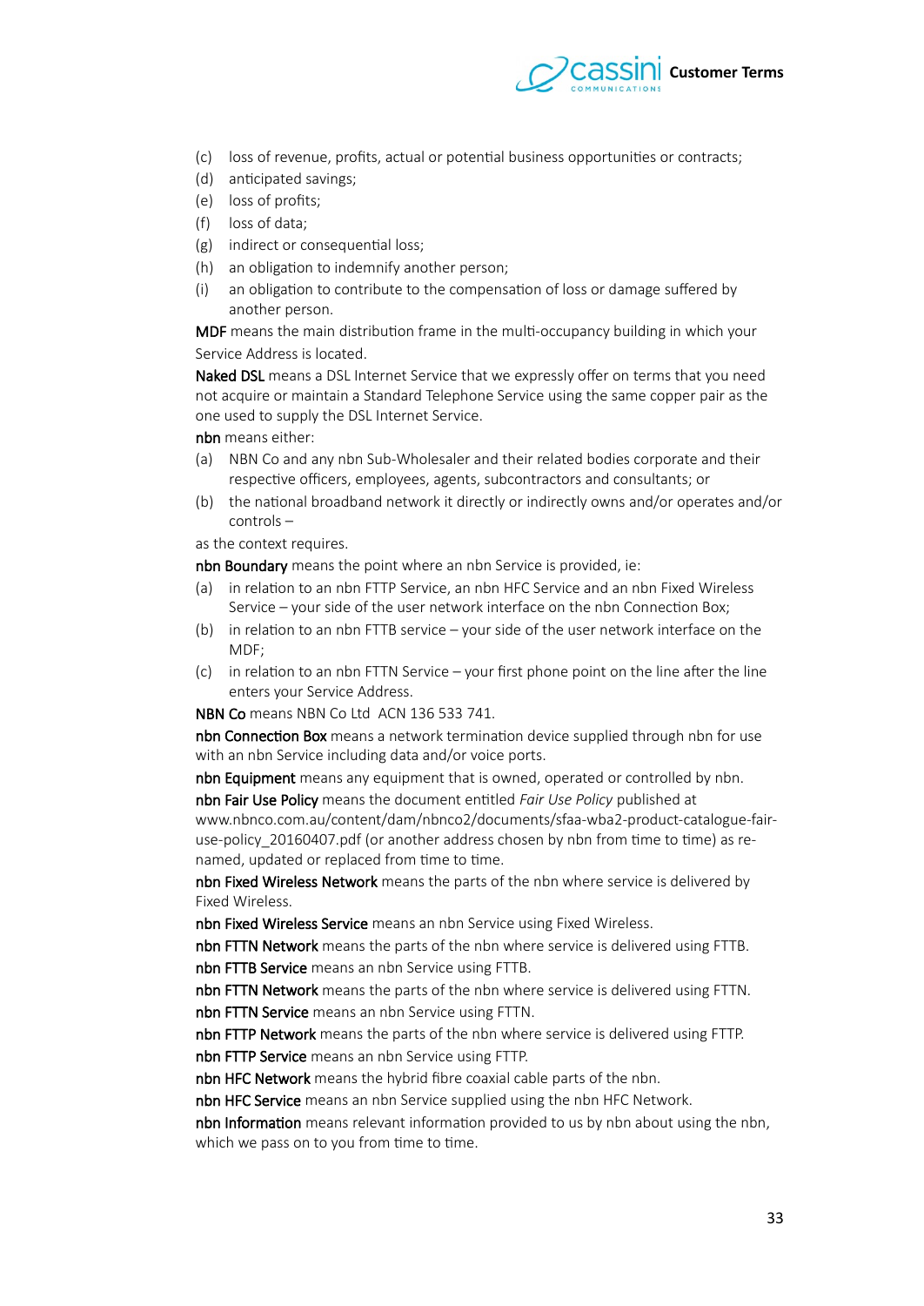(c) loss of revenue, profits, actual or potential business opportunities or contracts;

(d) anticipated savings;

(e) loss of profits;

(f) loss of data;

(g) indirect or consequential loss;

(h) an obligation to indemnify another person;

(i) an obligation to contribute to the compensation of loss or damage suffered by another person.

**MDF** means the main distribution frame in the multi-occupancy building in which your Service Address is located.

**Naked DSL** means a DSL Internet Service that we expressly offer on terms that you need not acquire or maintain a Standard Telephone Service using the same copper pair as the one used to supply the DSL Internet Service.

**nbn** means either:

(a) NBN Co and any nbn Sub-Wholesaler and their related bodies corporate and their respective officers, employees, agents, subcontractors and consultants; or

(b) the national broadband network it directly or indirectly owns and/or operates and/or controls –

as the context requires.

**nbn Boundary** means the point where an nbn Service is provided, ie:

(a) in relation to an nbn FTTP Service, an nbn HFC Service and an nbn Fixed Wireless Service – your side of the user network interface on the nbn Connection Box;

(b) in relation to an nbn FTTB service – your side of the user network interface on the MDF;

(c) in relation to an nbn FTTN Service – your first phone point on the line after the line enters your Service Address.

**NBN Co** means NBN Co Ltd ACN 136 533 741.

**nbn Connection Box** means a network termination device supplied through nbn for use with an nbn Service including data and/or voice ports.

**nbn Equipment** means any equipment that is owned, operated or controlled by nbn.

**nbn Fair Use Policy** means the document entitled *Fair Use Policy* published at www.nbnco.com.au/content/dam/nbnco2/documents/sfaa-wba2-product-catalogue-fair-use-policy_20160407.pdf (or another address chosen by nbn from time to time) as re-named, updated or replaced from time to time.

**nbn Fixed Wireless Network** means the parts of the nbn where service is delivered by Fixed Wireless.

**nbn Fixed Wireless Service** means an nbn Service using Fixed Wireless.

**nbn FTTN Network** means the parts of the nbn where service is delivered using FTTB.

**nbn FTTB Service** means an nbn Service using FTTB.

**nbn FTTN Network** means the parts of the nbn where service is delivered using FTTN.

**nbn FTTN Service** means an nbn Service using FTTN.

**nbn FTTP Network** means the parts of the nbn where service is delivered using FTTP.

**nbn FTTP Service** means an nbn Service using FTTP.

**nbn HFC Network** means the hybrid fibre coaxial cable parts of the nbn.

**nbn HFC Service** means an nbn Service supplied using the nbn HFC Network.

**nbn Information** means relevant information provided to us by nbn about using the nbn, which we pass on to you from time to time.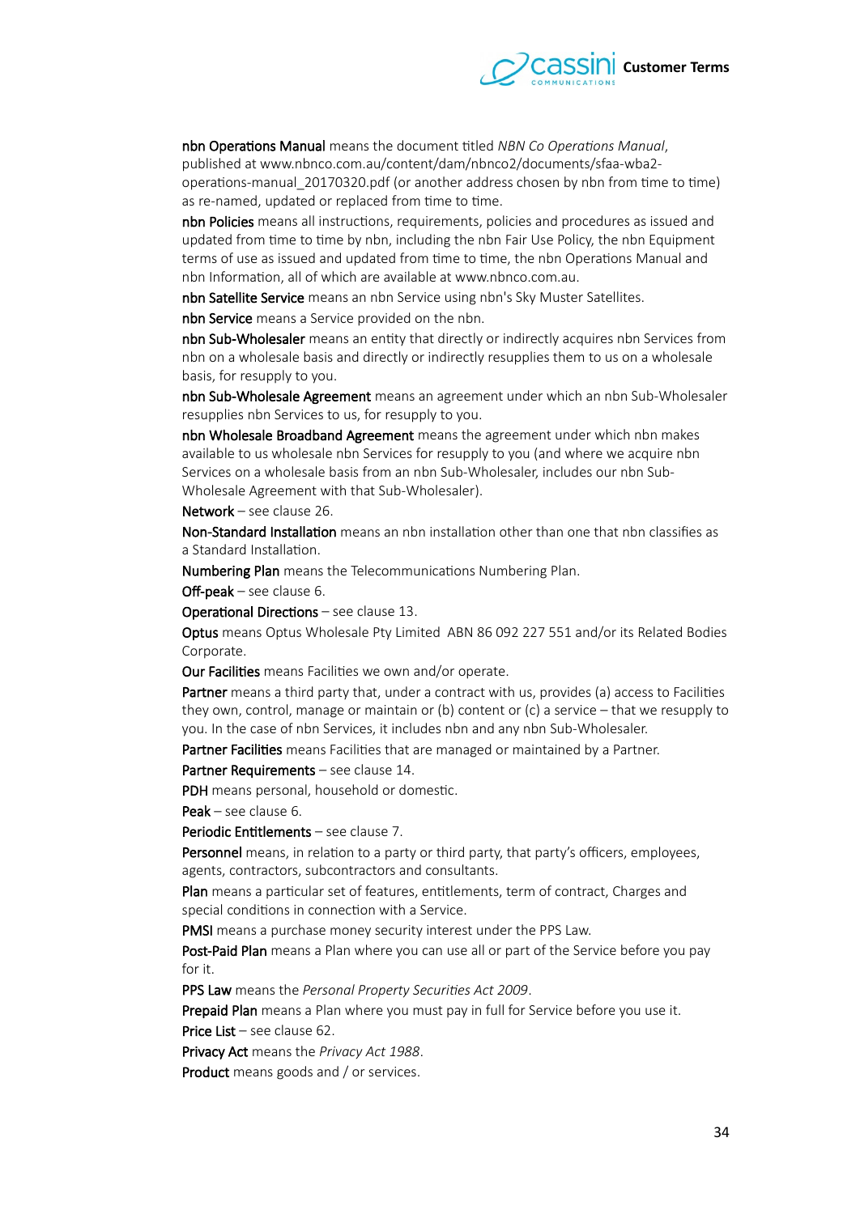**nbn Operations Manual** means the document titled *NBN Co Operations Manual*, published at www.nbnco.com.au/content/dam/nbnco2/documents/sfaa-wba2-operations-manual_20170320.pdf (or another address chosen by nbn from time to time) as re-named, updated or replaced from time to time.

**nbn Policies** means all instructions, requirements, policies and procedures as issued and updated from time to time by nbn, including the nbn Fair Use Policy, the nbn Equipment terms of use as issued and updated from time to time, the nbn Operations Manual and nbn Information, all of which are available at www.nbnco.com.au.

**nbn Satellite Service** means an nbn Service using nbn's Sky Muster Satellites.

**nbn Service** means a Service provided on the nbn.

**nbn Sub-Wholesaler** means an entity that directly or indirectly acquires nbn Services from nbn on a wholesale basis and directly or indirectly resupplies them to us on a wholesale basis, for resupply to you.

**nbn Sub-Wholesale Agreement** means an agreement under which an nbn Sub-Wholesaler resupplies nbn Services to us, for resupply to you.

**nbn Wholesale Broadband Agreement** means the agreement under which nbn makes available to us wholesale nbn Services for resupply to you (and where we acquire nbn Services on a wholesale basis from an nbn Sub-Wholesaler, includes our nbn Sub-Wholesale Agreement with that Sub-Wholesaler).

**Network** – see clause 26.

**Non-Standard Installation** means an nbn installation other than one that nbn classifies as a Standard Installation.

**Numbering Plan** means the Telecommunications Numbering Plan.

**Off-peak** – see clause 6.

**Operational Directions** – see clause 13.

**Optus** means Optus Wholesale Pty Limited ABN 86 092 227 551 and/or its Related Bodies Corporate.

**Our Facilities** means Facilities we own and/or operate.

**Partner** means a third party that, under a contract with us, provides (a) access to Facilities they own, control, manage or maintain or (b) content or (c) a service – that we resupply to you. In the case of nbn Services, it includes nbn and any nbn Sub-Wholesaler.

**Partner Facilities** means Facilities that are managed or maintained by a Partner.

**Partner Requirements** – see clause 14.

**PDH** means personal, household or domestic.

**Peak** – see clause 6.

**Periodic Entitlements** – see clause 7.

**Personnel** means, in relation to a party or third party, that party's officers, employees, agents, contractors, subcontractors and consultants.

**Plan** means a particular set of features, entitlements, term of contract, Charges and special conditions in connection with a Service.

**PMSI** means a purchase money security interest under the PPS Law.

**Post-Paid Plan** means a Plan where you can use all or part of the Service before you pay for it.

**PPS Law** means the *Personal Property Securities Act 2009*.

**Prepaid Plan** means a Plan where you must pay in full for Service before you use it.

**Price List** – see clause 62.

**Privacy Act** means the *Privacy Act 1988*.

**Product** means goods and / or services.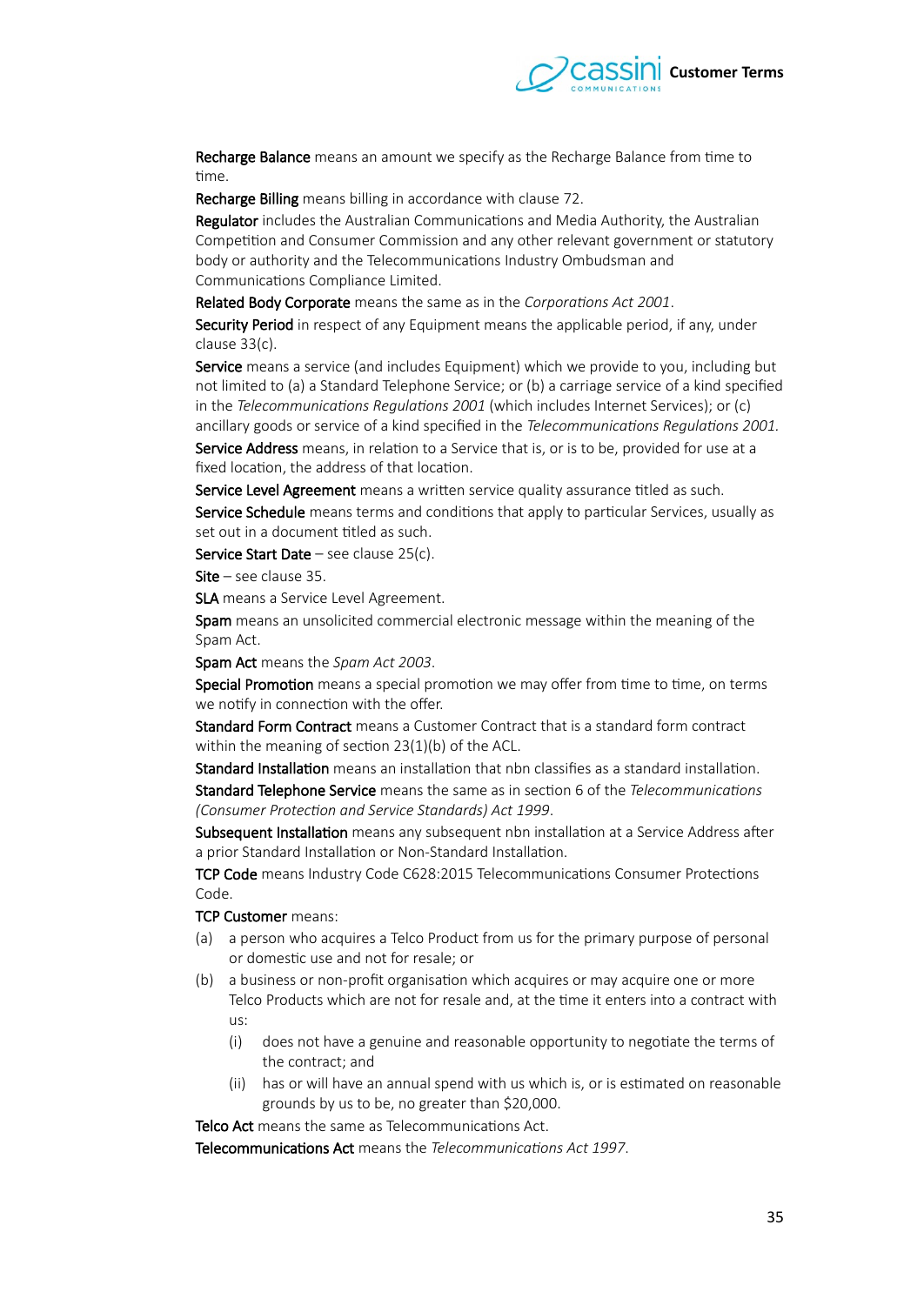**Recharge Balance** means an amount we specify as the Recharge Balance from time to time.

**Recharge Billing** means billing in accordance with clause 72.

**Regulator** includes the Australian Communications and Media Authority, the Australian Competition and Consumer Commission and any other relevant government or statutory body or authority and the Telecommunications Industry Ombudsman and Communications Compliance Limited.

**Related Body Corporate** means the same as in the *Corporations Act 2001*.

**Security Period** in respect of any Equipment means the applicable period, if any, under clause 33(c).

**Service** means a service (and includes Equipment) which we provide to you, including but not limited to (a) a Standard Telephone Service; or (b) a carriage service of a kind specified in the *Telecommunications Regulations 2001* (which includes Internet Services); or (c) ancillary goods or service of a kind specified in the *Telecommunications Regulations 2001*.

**Service Address** means, in relation to a Service that is, or is to be, provided for use at a fixed location, the address of that location.

**Service Level Agreement** means a written service quality assurance titled as such.

**Service Schedule** means terms and conditions that apply to particular Services, usually as set out in a document titled as such.

**Service Start Date** – see clause 25(c).

**Site** – see clause 35.

**SLA** means a Service Level Agreement.

**Spam** means an unsolicited commercial electronic message within the meaning of the Spam Act.

**Spam Act** means the *Spam Act 2003*.

**Special Promotion** means a special promotion we may offer from time to time, on terms we notify in connection with the offer.

**Standard Form Contract** means a Customer Contract that is a standard form contract within the meaning of section 23(1)(b) of the ACL.

**Standard Installation** means an installation that nbn classifies as a standard installation.

**Standard Telephone Service** means the same as in section 6 of the *Telecommunications (Consumer Protection and Service Standards) Act 1999*.

**Subsequent Installation** means any subsequent nbn installation at a Service Address after a prior Standard Installation or Non-Standard Installation.

**TCP Code** means Industry Code C628:2015 Telecommunications Consumer Protections Code.

**TCP Customer** means:

(a) a person who acquires a Telco Product from us for the primary purpose of personal or domestic use and not for resale; or

(b) a business or non-profit organisation which acquires or may acquire one or more Telco Products which are not for resale and, at the time it enters into a contract with us:

  (i) does not have a genuine and reasonable opportunity to negotiate the terms of the contract; and

  (ii) has or will have an annual spend with us which is, or is estimated on reasonable grounds by us to be, no greater than $20,000.

**Telco Act** means the same as Telecommunications Act.

**Telecommunications Act** means the *Telecommunications Act 1997*.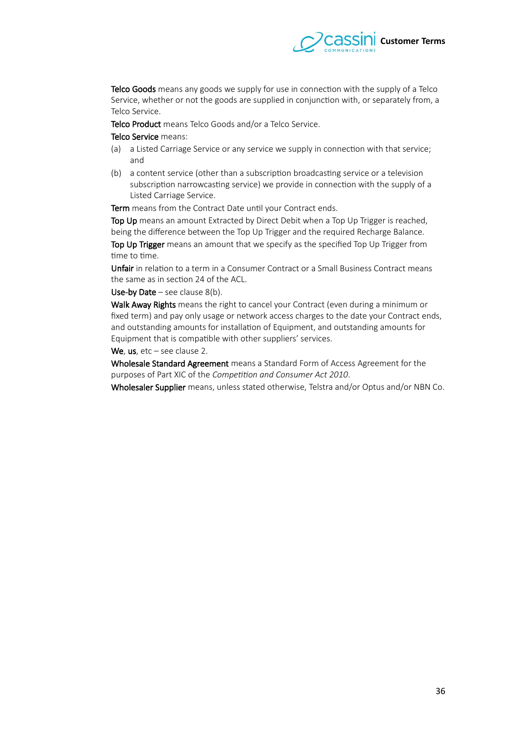**Telco Goods** means any goods we supply for use in connection with the supply of a Telco Service, whether or not the goods are supplied in conjunction with, or separately from, a Telco Service.

**Telco Product** means Telco Goods and/or a Telco Service.

**Telco Service** means:

(a) a Listed Carriage Service or any service we supply in connection with that service; and

(b) a content service (other than a subscription broadcasting service or a television subscription narrowcasting service) we provide in connection with the supply of a Listed Carriage Service.

**Term** means from the Contract Date until your Contract ends.

**Top Up** means an amount Extracted by Direct Debit when a Top Up Trigger is reached, being the difference between the Top Up Trigger and the required Recharge Balance.

**Top Up Trigger** means an amount that we specify as the specified Top Up Trigger from time to time.

**Unfair** in relation to a term in a Consumer Contract or a Small Business Contract means the same as in section 24 of the ACL.

**Use-by Date** – see clause 8(b).

**Walk Away Rights** means the right to cancel your Contract (even during a minimum or fixed term) and pay only usage or network access charges to the date your Contract ends, and outstanding amounts for installation of Equipment, and outstanding amounts for Equipment that is compatible with other suppliers' services.

**We**, **us**, etc – see clause 2.

**Wholesale Standard Agreement** means a Standard Form of Access Agreement for the purposes of Part XIC of the *Competition and Consumer Act 2010*.

**Wholesaler Supplier** means, unless stated otherwise, Telstra and/or Optus and/or NBN Co.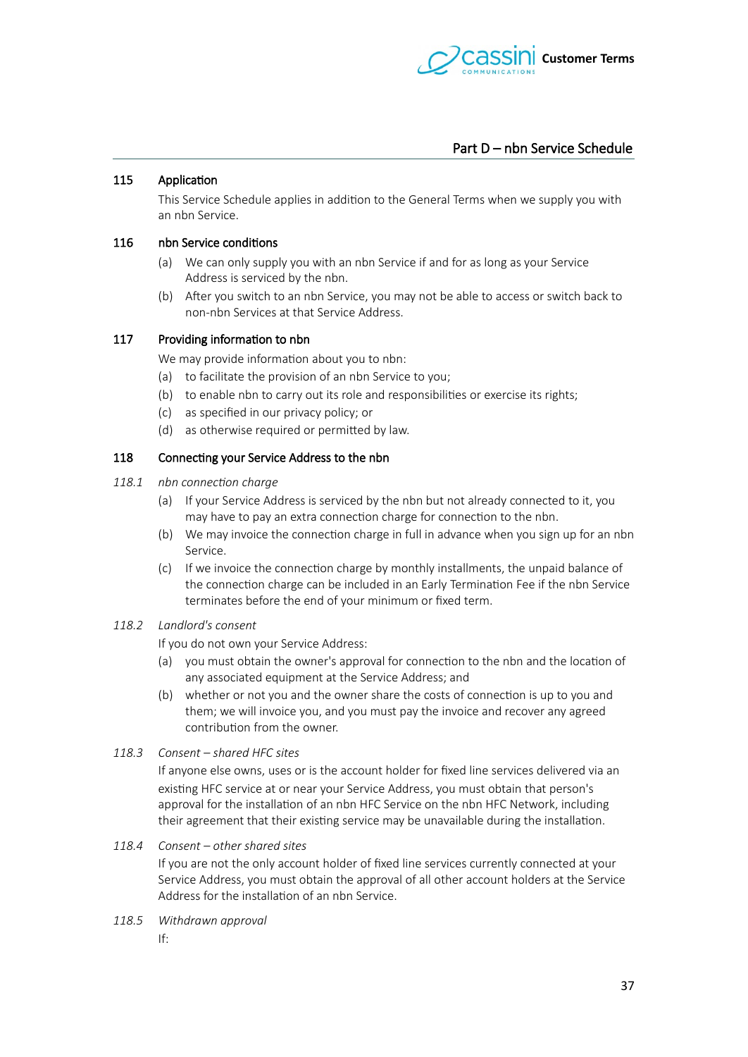## Part D – nbn Service Schedule

### 115 Application

This Service Schedule applies in addition to the General Terms when we supply you with an nbn Service.

### 116 nbn Service conditions

(a) We can only supply you with an nbn Service if and for as long as your Service Address is serviced by the nbn.

(b) After you switch to an nbn Service, you may not be able to access or switch back to non-nbn Services at that Service Address.

### 117 Providing information to nbn

We may provide information about you to nbn:

(a) to facilitate the provision of an nbn Service to you;

(b) to enable nbn to carry out its role and responsibilities or exercise its rights;

(c) as specified in our privacy policy; or

(d) as otherwise required or permitted by law.

### 118 Connecting your Service Address to the nbn

*118.1 nbn connection charge*

(a) If your Service Address is serviced by the nbn but not already connected to it, you may have to pay an extra connection charge for connection to the nbn.

(b) We may invoice the connection charge in full in advance when you sign up for an nbn Service.

(c) If we invoice the connection charge by monthly installments, the unpaid balance of the connection charge can be included in an Early Termination Fee if the nbn Service terminates before the end of your minimum or fixed term.

*118.2 Landlord's consent*

If you do not own your Service Address:

(a) you must obtain the owner's approval for connection to the nbn and the location of any associated equipment at the Service Address; and

(b) whether or not you and the owner share the costs of connection is up to you and them; we will invoice you, and you must pay the invoice and recover any agreed contribution from the owner.

*118.3 Consent – shared HFC sites*

If anyone else owns, uses or is the account holder for fixed line services delivered via an existing HFC service at or near your Service Address, you must obtain that person's approval for the installation of an nbn HFC Service on the nbn HFC Network, including their agreement that their existing service may be unavailable during the installation.

*118.4 Consent – other shared sites*

If you are not the only account holder of fixed line services currently connected at your Service Address, you must obtain the approval of all other account holders at the Service Address for the installation of an nbn Service.

*118.5 Withdrawn approval*

If: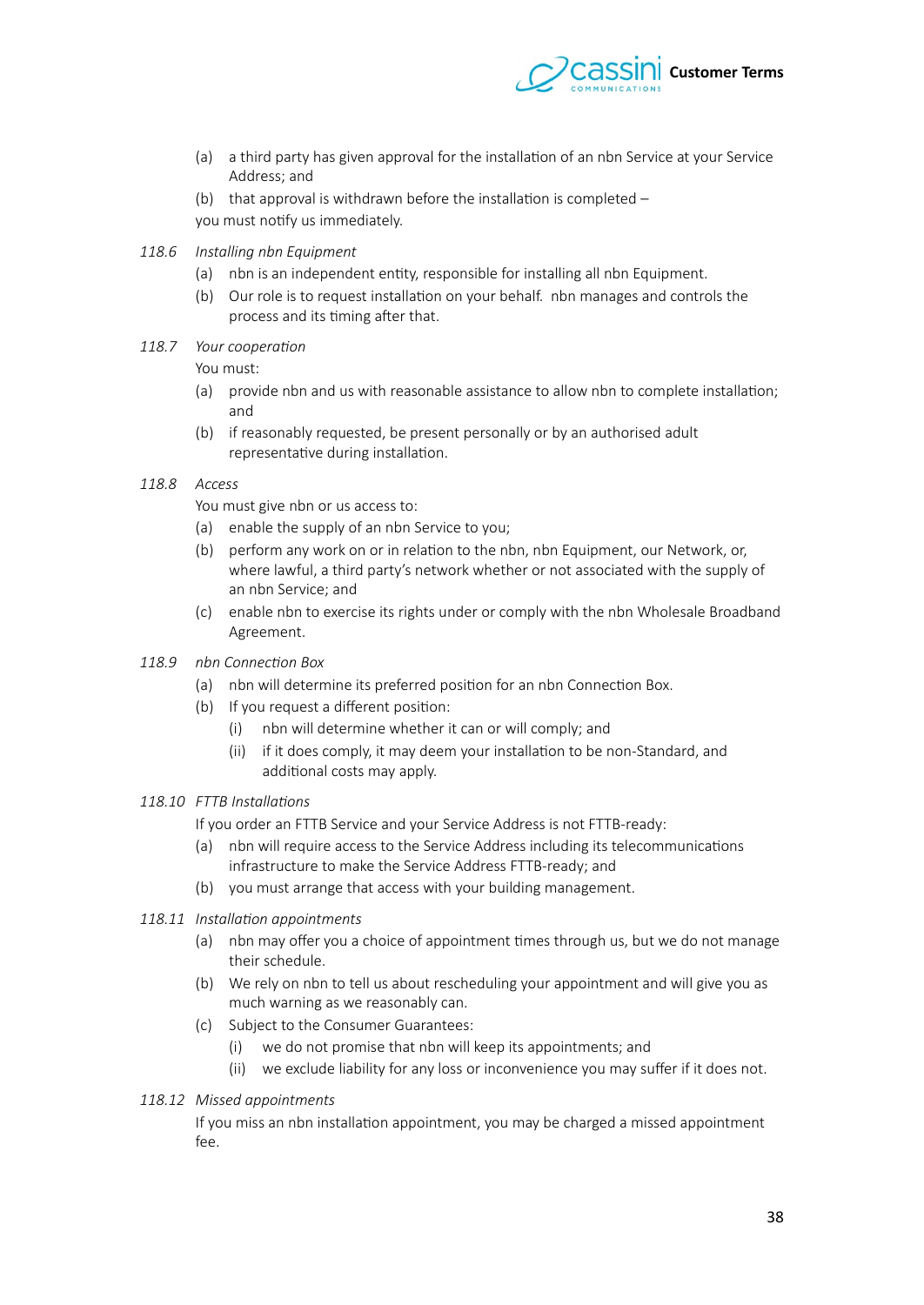(a) a third party has given approval for the installation of an nbn Service at your Service Address; and

(b) that approval is withdrawn before the installation is completed –

you must notify us immediately.

*118.6 Installing nbn Equipment*

(a) nbn is an independent entity, responsible for installing all nbn Equipment.

(b) Our role is to request installation on your behalf. nbn manages and controls the process and its timing after that.

*118.7 Your cooperation*

You must:

(a) provide nbn and us with reasonable assistance to allow nbn to complete installation; and

(b) if reasonably requested, be present personally or by an authorised adult representative during installation.

*118.8 Access*

You must give nbn or us access to:

(a) enable the supply of an nbn Service to you;

(b) perform any work on or in relation to the nbn, nbn Equipment, our Network, or, where lawful, a third party's network whether or not associated with the supply of an nbn Service; and

(c) enable nbn to exercise its rights under or comply with the nbn Wholesale Broadband Agreement.

*118.9 nbn Connection Box*

(a) nbn will determine its preferred position for an nbn Connection Box.

(b) If you request a different position:

  (i) nbn will determine whether it can or will comply; and

  (ii) if it does comply, it may deem your installation to be non-Standard, and additional costs may apply.

*118.10 FTTB Installations*

If you order an FTTB Service and your Service Address is not FTTB-ready:

(a) nbn will require access to the Service Address including its telecommunications infrastructure to make the Service Address FTTB-ready; and

(b) you must arrange that access with your building management.

*118.11 Installation appointments*

(a) nbn may offer you a choice of appointment times through us, but we do not manage their schedule.

(b) We rely on nbn to tell us about rescheduling your appointment and will give you as much warning as we reasonably can.

(c) Subject to the Consumer Guarantees:

  (i) we do not promise that nbn will keep its appointments; and

  (ii) we exclude liability for any loss or inconvenience you may suffer if it does not.

*118.12 Missed appointments*

If you miss an nbn installation appointment, you may be charged a missed appointment fee.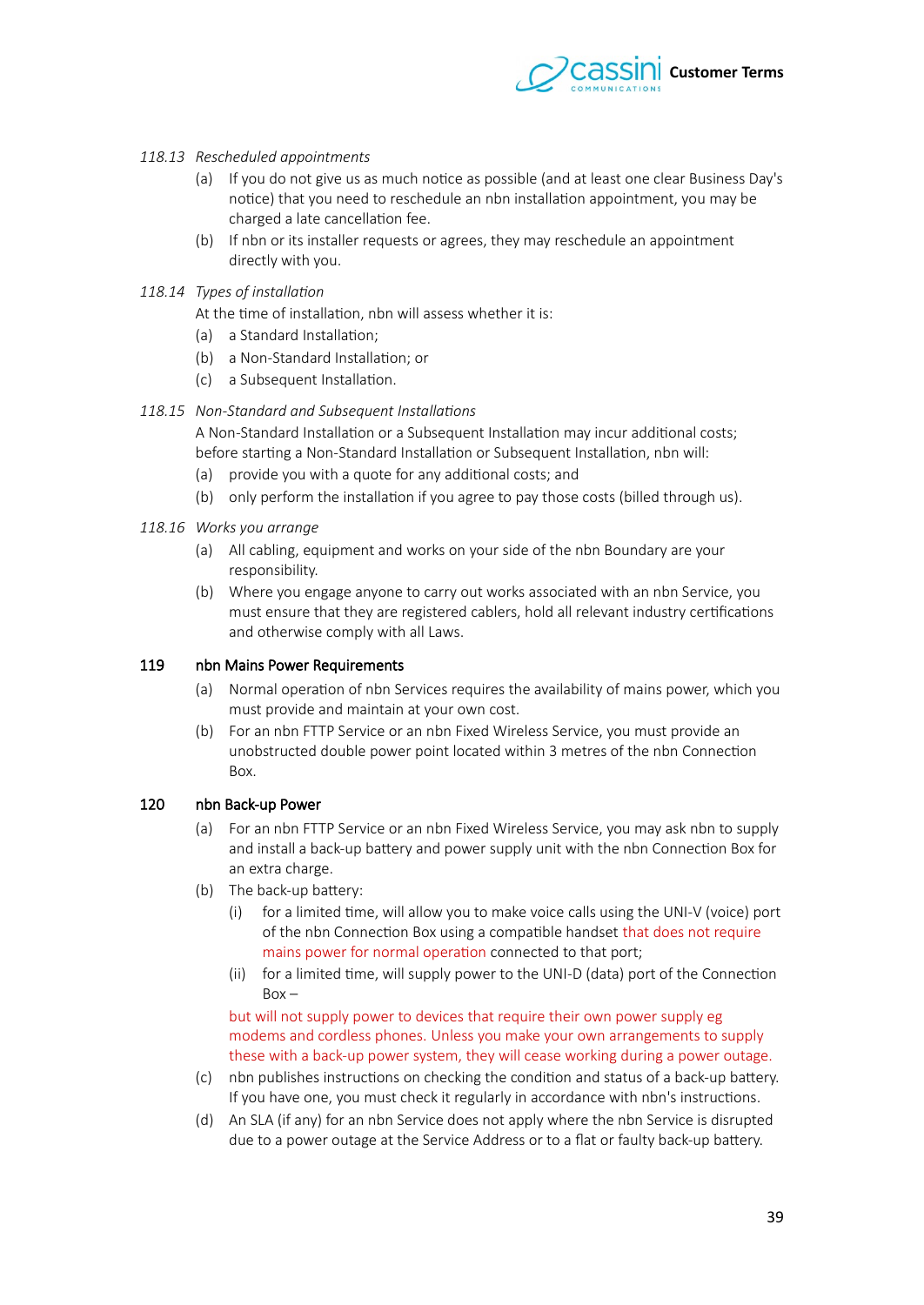*118.13 Rescheduled appointments*

(a) If you do not give us as much notice as possible (and at least one clear Business Day's notice) that you need to reschedule an nbn installation appointment, you may be charged a late cancellation fee.

(b) If nbn or its installer requests or agrees, they may reschedule an appointment directly with you.

*118.14 Types of installation*

At the time of installation, nbn will assess whether it is:

(a) a Standard Installation;

(b) a Non-Standard Installation; or

(c) a Subsequent Installation.

*118.15 Non-Standard and Subsequent Installations*

A Non-Standard Installation or a Subsequent Installation may incur additional costs; before starting a Non-Standard Installation or Subsequent Installation, nbn will:

(a) provide you with a quote for any additional costs; and

(b) only perform the installation if you agree to pay those costs (billed through us).

*118.16 Works you arrange*

(a) All cabling, equipment and works on your side of the nbn Boundary are your responsibility.

(b) Where you engage anyone to carry out works associated with an nbn Service, you must ensure that they are registered cablers, hold all relevant industry certifications and otherwise comply with all Laws.

## 119 nbn Mains Power Requirements

(a) Normal operation of nbn Services requires the availability of mains power, which you must provide and maintain at your own cost.

(b) For an nbn FTTP Service or an nbn Fixed Wireless Service, you must provide an unobstructed double power point located within 3 metres of the nbn Connection Box.

## 120 nbn Back-up Power

(a) For an nbn FTTP Service or an nbn Fixed Wireless Service, you may ask nbn to supply and install a back-up battery and power supply unit with the nbn Connection Box for an extra charge.

(b) The back-up battery:

(i) for a limited time, will allow you to make voice calls using the UNI-V (voice) port of the nbn Connection Box using a compatible handset that does not require mains power for normal operation connected to that port;

(ii) for a limited time, will supply power to the UNI-D (data) port of the Connection Box –

but will not supply power to devices that require their own power supply eg modems and cordless phones. Unless you make your own arrangements to supply these with a back-up power system, they will cease working during a power outage.

(c) nbn publishes instructions on checking the condition and status of a back-up battery. If you have one, you must check it regularly in accordance with nbn's instructions.

(d) An SLA (if any) for an nbn Service does not apply where the nbn Service is disrupted due to a power outage at the Service Address or to a flat or faulty back-up battery.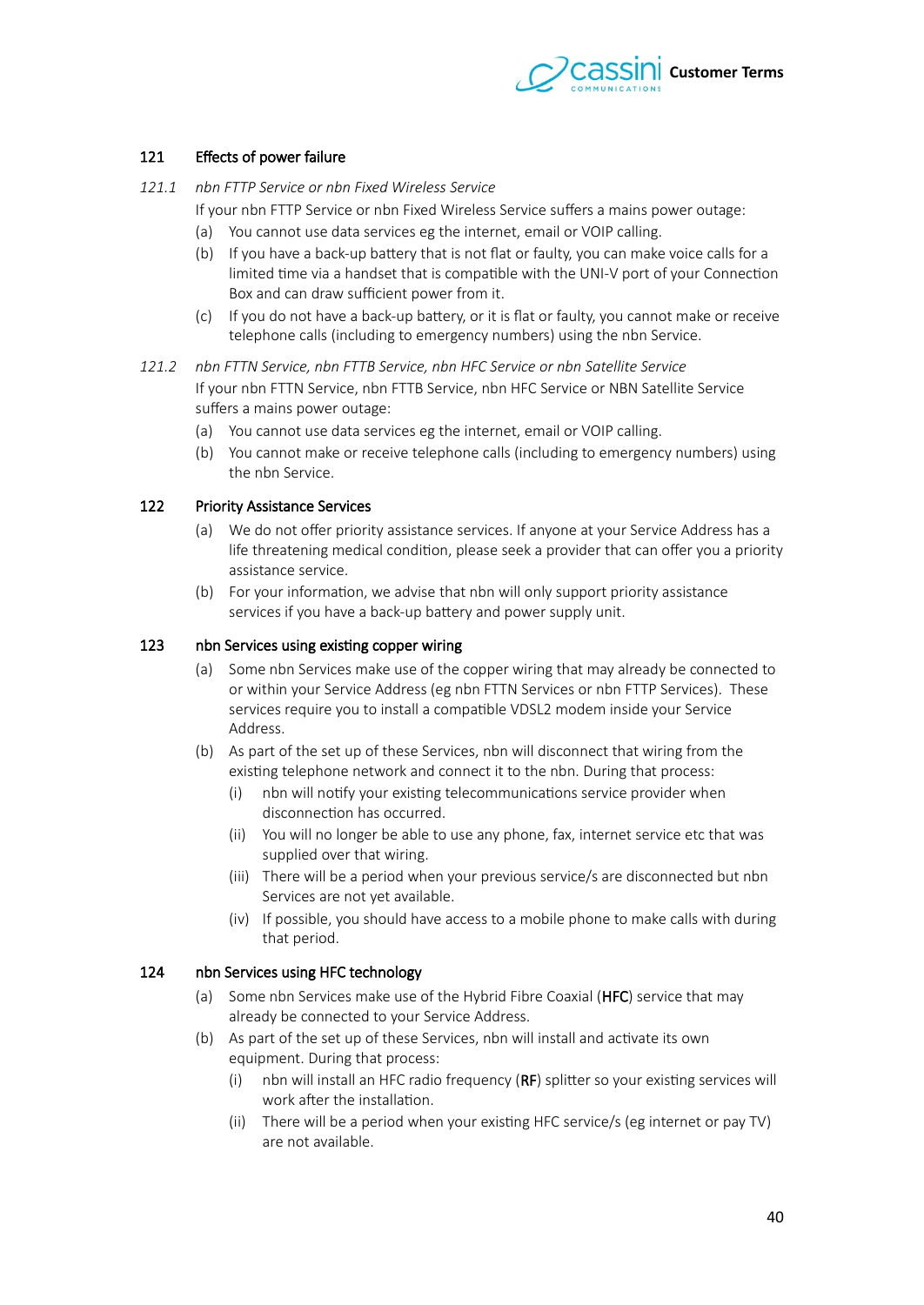## 121 Effects of power failure

*121.1 nbn FTTP Service or nbn Fixed Wireless Service*

If your nbn FTTP Service or nbn Fixed Wireless Service suffers a mains power outage:

(a) You cannot use data services eg the internet, email or VOIP calling.

(b) If you have a back-up battery that is not flat or faulty, you can make voice calls for a limited time via a handset that is compatible with the UNI-V port of your Connection Box and can draw sufficient power from it.

(c) If you do not have a back-up battery, or it is flat or faulty, you cannot make or receive telephone calls (including to emergency numbers) using the nbn Service.

*121.2 nbn FTTN Service, nbn FTTB Service, nbn HFC Service or nbn Satellite Service*

If your nbn FTTN Service, nbn FTTB Service, nbn HFC Service or NBN Satellite Service suffers a mains power outage:

(a) You cannot use data services eg the internet, email or VOIP calling.

(b) You cannot make or receive telephone calls (including to emergency numbers) using the nbn Service.

## 122 Priority Assistance Services

(a) We do not offer priority assistance services. If anyone at your Service Address has a life threatening medical condition, please seek a provider that can offer you a priority assistance service.

(b) For your information, we advise that nbn will only support priority assistance services if you have a back-up battery and power supply unit.

## 123 nbn Services using existing copper wiring

(a) Some nbn Services make use of the copper wiring that may already be connected to or within your Service Address (eg nbn FTTN Services or nbn FTTP Services). These services require you to install a compatible VDSL2 modem inside your Service Address.

(b) As part of the set up of these Services, nbn will disconnect that wiring from the existing telephone network and connect it to the nbn. During that process:

   (i) nbn will notify your existing telecommunications service provider when disconnection has occurred.

   (ii) You will no longer be able to use any phone, fax, internet service etc that was supplied over that wiring.

   (iii) There will be a period when your previous service/s are disconnected but nbn Services are not yet available.

   (iv) If possible, you should have access to a mobile phone to make calls with during that period.

## 124 nbn Services using HFC technology

(a) Some nbn Services make use of the Hybrid Fibre Coaxial (**HFC**) service that may already be connected to your Service Address.

(b) As part of the set up of these Services, nbn will install and activate its own equipment. During that process:

   (i) nbn will install an HFC radio frequency (**RF**) splitter so your existing services will work after the installation.

   (ii) There will be a period when your existing HFC service/s (eg internet or pay TV) are not available.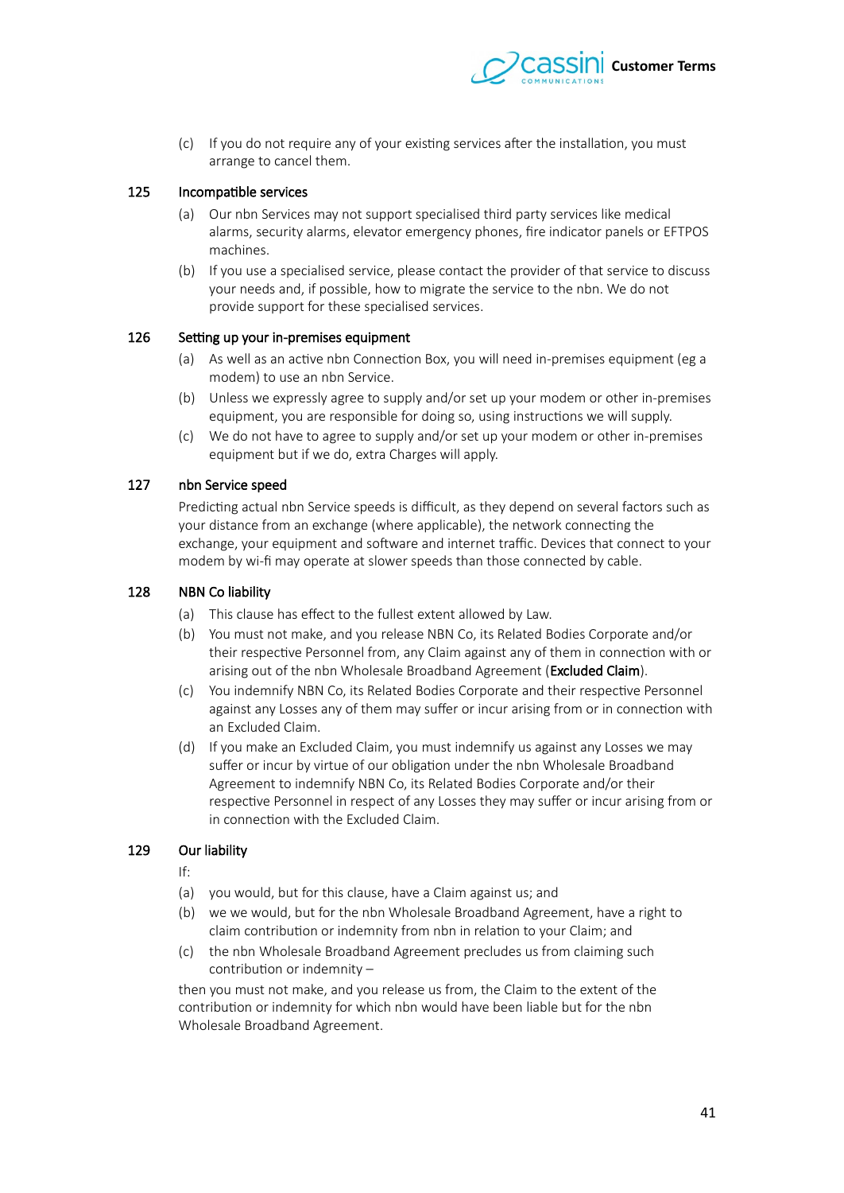(c) If you do not require any of your existing services after the installation, you must arrange to cancel them.

### 125 Incompatible services

(a) Our nbn Services may not support specialised third party services like medical alarms, security alarms, elevator emergency phones, fire indicator panels or EFTPOS machines.

(b) If you use a specialised service, please contact the provider of that service to discuss your needs and, if possible, how to migrate the service to the nbn. We do not provide support for these specialised services.

### 126 Setting up your in-premises equipment

(a) As well as an active nbn Connection Box, you will need in-premises equipment (eg a modem) to use an nbn Service.

(b) Unless we expressly agree to supply and/or set up your modem or other in-premises equipment, you are responsible for doing so, using instructions we will supply.

(c) We do not have to agree to supply and/or set up your modem or other in-premises equipment but if we do, extra Charges will apply.

### 127 nbn Service speed

Predicting actual nbn Service speeds is difficult, as they depend on several factors such as your distance from an exchange (where applicable), the network connecting the exchange, your equipment and software and internet traffic. Devices that connect to your modem by wi-fi may operate at slower speeds than those connected by cable.

### 128 NBN Co liability

(a) This clause has effect to the fullest extent allowed by Law.

(b) You must not make, and you release NBN Co, its Related Bodies Corporate and/or their respective Personnel from, any Claim against any of them in connection with or arising out of the nbn Wholesale Broadband Agreement (**Excluded Claim**).

(c) You indemnify NBN Co, its Related Bodies Corporate and their respective Personnel against any Losses any of them may suffer or incur arising from or in connection with an Excluded Claim.

(d) If you make an Excluded Claim, you must indemnify us against any Losses we may suffer or incur by virtue of our obligation under the nbn Wholesale Broadband Agreement to indemnify NBN Co, its Related Bodies Corporate and/or their respective Personnel in respect of any Losses they may suffer or incur arising from or in connection with the Excluded Claim.

### 129 Our liability

If:

(a) you would, but for this clause, have a Claim against us; and

(b) we we would, but for the nbn Wholesale Broadband Agreement, have a right to claim contribution or indemnity from nbn in relation to your Claim; and

(c) the nbn Wholesale Broadband Agreement precludes us from claiming such contribution or indemnity –

then you must not make, and you release us from, the Claim to the extent of the contribution or indemnity for which nbn would have been liable but for the nbn Wholesale Broadband Agreement.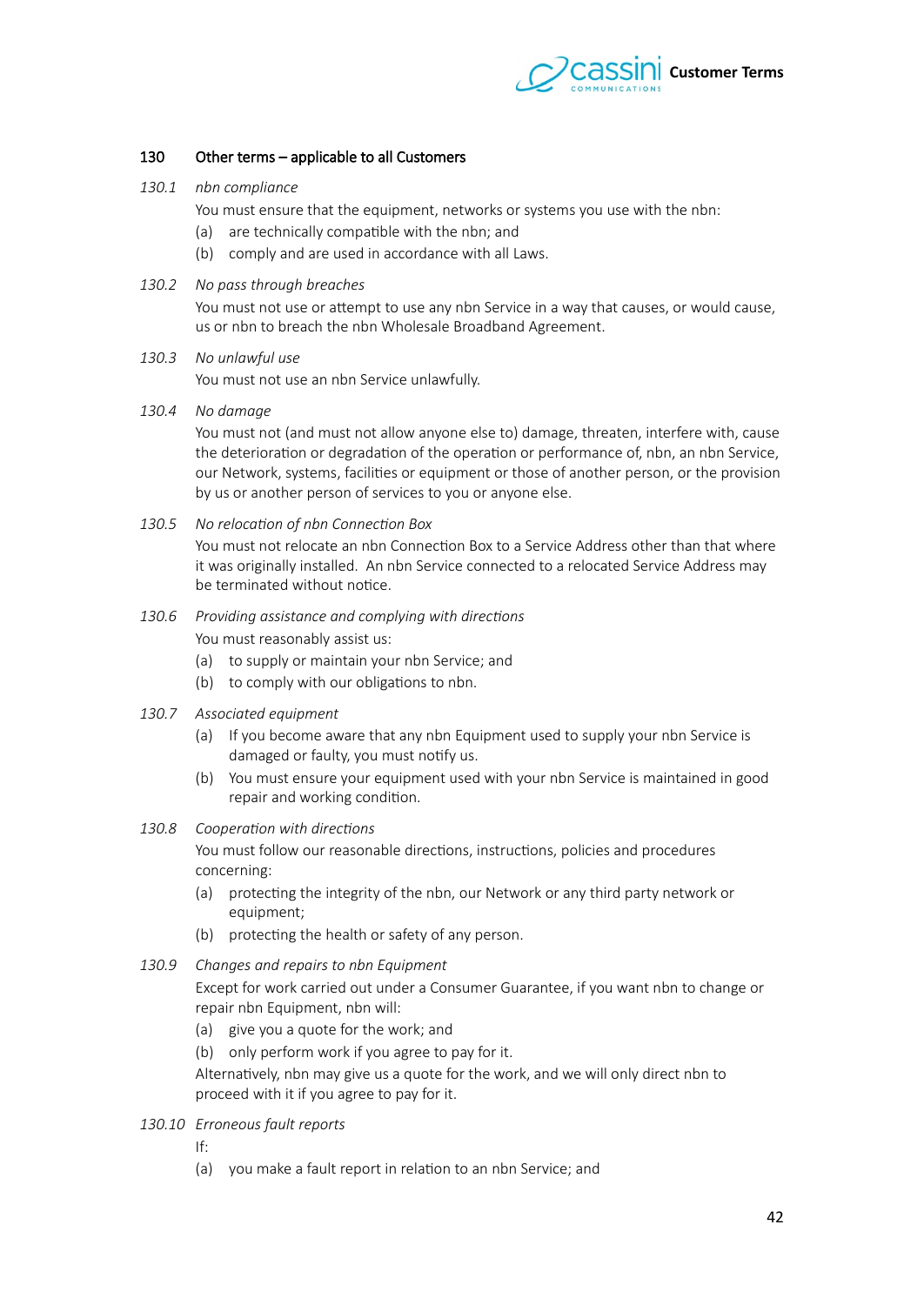## 130 Other terms – applicable to all Customers

*130.1 nbn compliance*

You must ensure that the equipment, networks or systems you use with the nbn:

(a) are technically compatible with the nbn; and

(b) comply and are used in accordance with all Laws.

*130.2 No pass through breaches*

You must not use or attempt to use any nbn Service in a way that causes, or would cause, us or nbn to breach the nbn Wholesale Broadband Agreement.

*130.3 No unlawful use*

You must not use an nbn Service unlawfully.

*130.4 No damage*

You must not (and must not allow anyone else to) damage, threaten, interfere with, cause the deterioration or degradation of the operation or performance of, nbn, an nbn Service, our Network, systems, facilities or equipment or those of another person, or the provision by us or another person of services to you or anyone else.

*130.5 No relocation of nbn Connection Box*

You must not relocate an nbn Connection Box to a Service Address other than that where it was originally installed. An nbn Service connected to a relocated Service Address may be terminated without notice.

*130.6 Providing assistance and complying with directions*

You must reasonably assist us:

(a) to supply or maintain your nbn Service; and

(b) to comply with our obligations to nbn.

*130.7 Associated equipment*

(a) If you become aware that any nbn Equipment used to supply your nbn Service is damaged or faulty, you must notify us.

(b) You must ensure your equipment used with your nbn Service is maintained in good repair and working condition.

*130.8 Cooperation with directions*

You must follow our reasonable directions, instructions, policies and procedures concerning:

(a) protecting the integrity of the nbn, our Network or any third party network or equipment;

(b) protecting the health or safety of any person.

*130.9 Changes and repairs to nbn Equipment*

Except for work carried out under a Consumer Guarantee, if you want nbn to change or repair nbn Equipment, nbn will:

(a) give you a quote for the work; and

(b) only perform work if you agree to pay for it.

Alternatively, nbn may give us a quote for the work, and we will only direct nbn to proceed with it if you agree to pay for it.

*130.10 Erroneous fault reports*

If:

(a) you make a fault report in relation to an nbn Service; and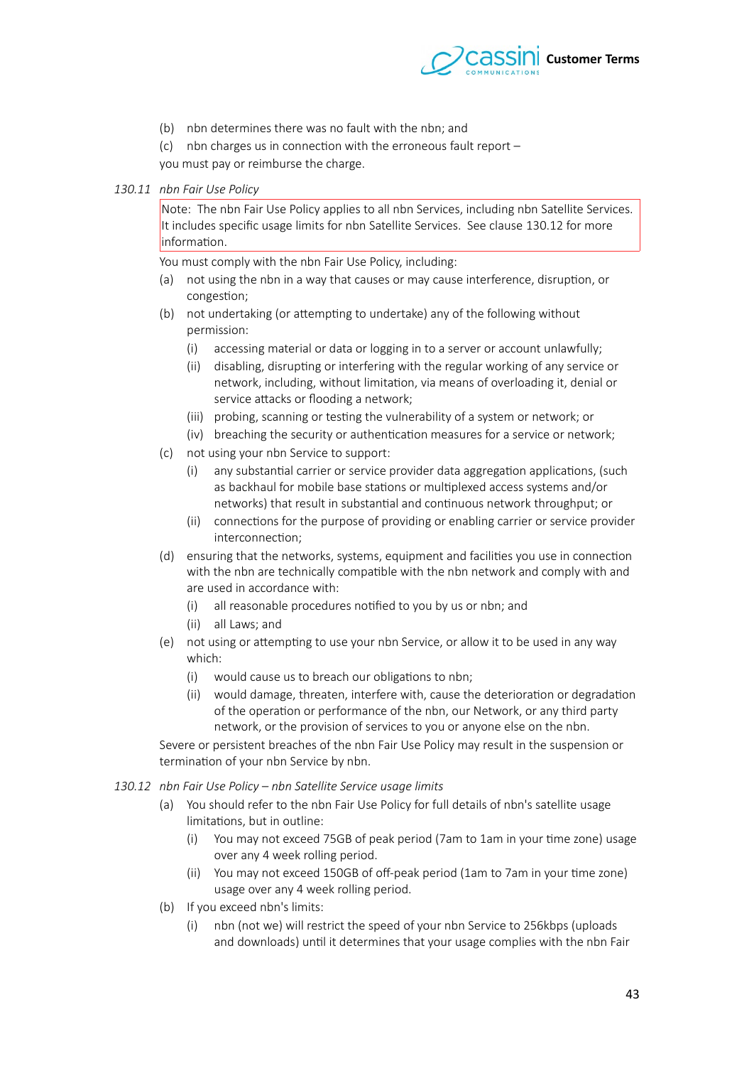(b) nbn determines there was no fault with the nbn; and

(c) nbn charges us in connection with the erroneous fault report –

you must pay or reimburse the charge.

*130.11 nbn Fair Use Policy*

> Note: The nbn Fair Use Policy applies to all nbn Services, including nbn Satellite Services. It includes specific usage limits for nbn Satellite Services. See clause 130.12 for more information.

You must comply with the nbn Fair Use Policy, including:

(a) not using the nbn in a way that causes or may cause interference, disruption, or congestion;

(b) not undertaking (or attempting to undertake) any of the following without permission:

  (i) accessing material or data or logging in to a server or account unlawfully;

  (ii) disabling, disrupting or interfering with the regular working of any service or network, including, without limitation, via means of overloading it, denial or service attacks or flooding a network;

  (iii) probing, scanning or testing the vulnerability of a system or network; or

  (iv) breaching the security or authentication measures for a service or network;

(c) not using your nbn Service to support:

  (i) any substantial carrier or service provider data aggregation applications, (such as backhaul for mobile base stations or multiplexed access systems and/or networks) that result in substantial and continuous network throughput; or

  (ii) connections for the purpose of providing or enabling carrier or service provider interconnection;

(d) ensuring that the networks, systems, equipment and facilities you use in connection with the nbn are technically compatible with the nbn network and comply with and are used in accordance with:

  (i) all reasonable procedures notified to you by us or nbn; and

  (ii) all Laws; and

(e) not using or attempting to use your nbn Service, or allow it to be used in any way which:

  (i) would cause us to breach our obligations to nbn;

  (ii) would damage, threaten, interfere with, cause the deterioration or degradation of the operation or performance of the nbn, our Network, or any third party network, or the provision of services to you or anyone else on the nbn.

Severe or persistent breaches of the nbn Fair Use Policy may result in the suspension or termination of your nbn Service by nbn.

*130.12 nbn Fair Use Policy – nbn Satellite Service usage limits*

(a) You should refer to the nbn Fair Use Policy for full details of nbn's satellite usage limitations, but in outline:

  (i) You may not exceed 75GB of peak period (7am to 1am in your time zone) usage over any 4 week rolling period.

  (ii) You may not exceed 150GB of off-peak period (1am to 7am in your time zone) usage over any 4 week rolling period.

(b) If you exceed nbn's limits:

  (i) nbn (not we) will restrict the speed of your nbn Service to 256kbps (uploads and downloads) until it determines that your usage complies with the nbn Fair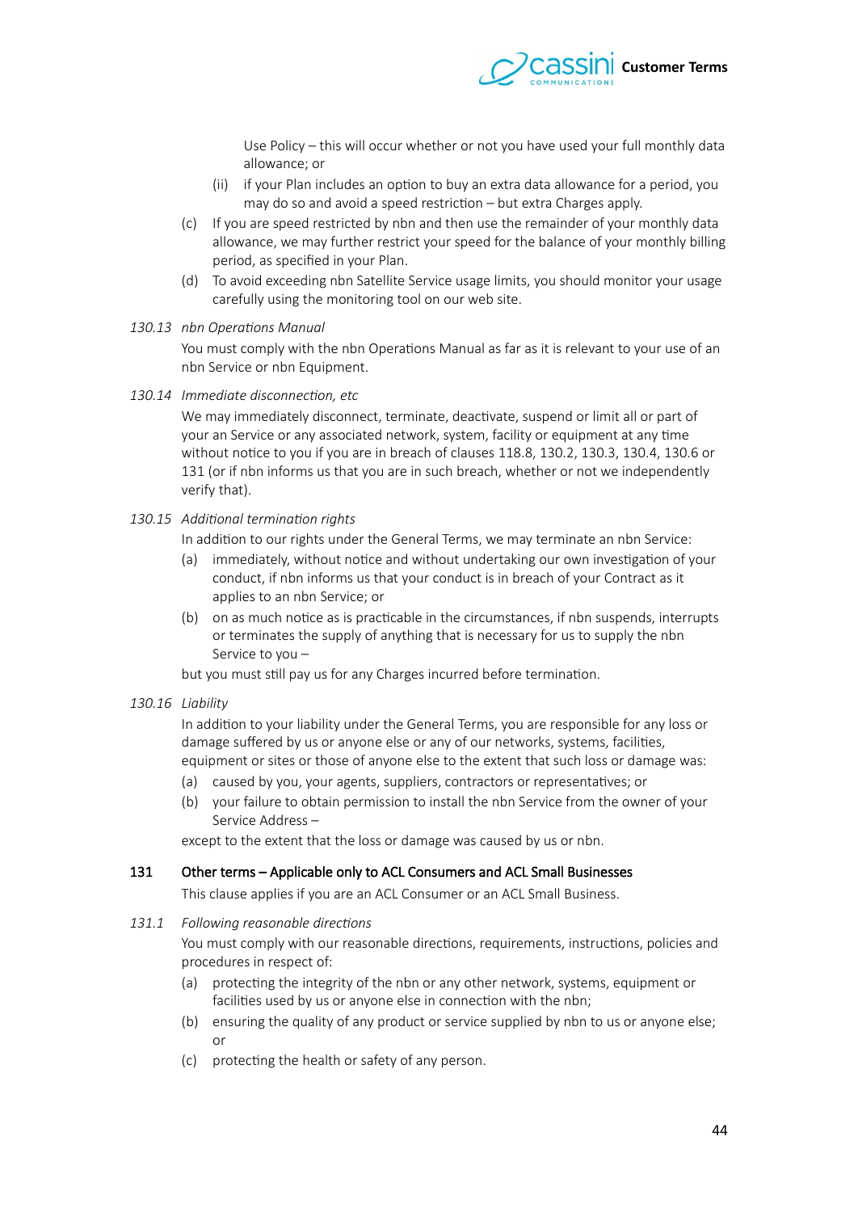Use Policy – this will occur whether or not you have used your full monthly data allowance; or

(ii) if your Plan includes an option to buy an extra data allowance for a period, you may do so and avoid a speed restriction – but extra Charges apply.

(c) If you are speed restricted by nbn and then use the remainder of your monthly data allowance, we may further restrict your speed for the balance of your monthly billing period, as specified in your Plan.

(d) To avoid exceeding nbn Satellite Service usage limits, you should monitor your usage carefully using the monitoring tool on our web site.

*130.13 nbn Operations Manual*

You must comply with the nbn Operations Manual as far as it is relevant to your use of an nbn Service or nbn Equipment.

*130.14 Immediate disconnection, etc*

We may immediately disconnect, terminate, deactivate, suspend or limit all or part of your an Service or any associated network, system, facility or equipment at any time without notice to you if you are in breach of clauses 118.8, 130.2, 130.3, 130.4, 130.6 or 131 (or if nbn informs us that you are in such breach, whether or not we independently verify that).

*130.15 Additional termination rights*

In addition to our rights under the General Terms, we may terminate an nbn Service:

(a) immediately, without notice and without undertaking our own investigation of your conduct, if nbn informs us that your conduct is in breach of your Contract as it applies to an nbn Service; or

(b) on as much notice as is practicable in the circumstances, if nbn suspends, interrupts or terminates the supply of anything that is necessary for us to supply the nbn Service to you –

but you must still pay us for any Charges incurred before termination.

*130.16 Liability*

In addition to your liability under the General Terms, you are responsible for any loss or damage suffered by us or anyone else or any of our networks, systems, facilities, equipment or sites or those of anyone else to the extent that such loss or damage was:

(a) caused by you, your agents, suppliers, contractors or representatives; or

(b) your failure to obtain permission to install the nbn Service from the owner of your Service Address –

except to the extent that the loss or damage was caused by us or nbn.

## 131 Other terms – Applicable only to ACL Consumers and ACL Small Businesses

This clause applies if you are an ACL Consumer or an ACL Small Business.

*131.1 Following reasonable directions*

You must comply with our reasonable directions, requirements, instructions, policies and procedures in respect of:

(a) protecting the integrity of the nbn or any other network, systems, equipment or facilities used by us or anyone else in connection with the nbn;

(b) ensuring the quality of any product or service supplied by nbn to us or anyone else; or

(c) protecting the health or safety of any person.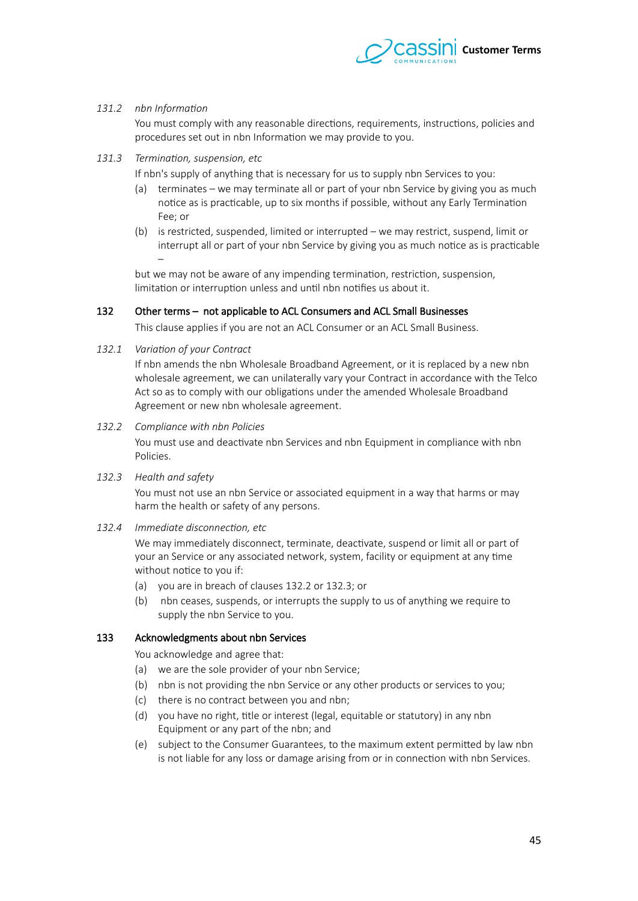*131.2 nbn Information*

You must comply with any reasonable directions, requirements, instructions, policies and procedures set out in nbn Information we may provide to you.

*131.3 Termination, suspension, etc*

If nbn's supply of anything that is necessary for us to supply nbn Services to you:

(a) terminates – we may terminate all or part of your nbn Service by giving you as much notice as is practicable, up to six months if possible, without any Early Termination Fee; or

(b) is restricted, suspended, limited or interrupted – we may restrict, suspend, limit or interrupt all or part of your nbn Service by giving you as much notice as is practicable –

but we may not be aware of any impending termination, restriction, suspension, limitation or interruption unless and until nbn notifies us about it.

## 132 Other terms – not applicable to ACL Consumers and ACL Small Businesses

This clause applies if you are not an ACL Consumer or an ACL Small Business.

*132.1 Variation of your Contract*

If nbn amends the nbn Wholesale Broadband Agreement, or it is replaced by a new nbn wholesale agreement, we can unilaterally vary your Contract in accordance with the Telco Act so as to comply with our obligations under the amended Wholesale Broadband Agreement or new nbn wholesale agreement.

*132.2 Compliance with nbn Policies*

You must use and deactivate nbn Services and nbn Equipment in compliance with nbn Policies.

*132.3 Health and safety*

You must not use an nbn Service or associated equipment in a way that harms or may harm the health or safety of any persons.

*132.4 Immediate disconnection, etc*

We may immediately disconnect, terminate, deactivate, suspend or limit all or part of your an Service or any associated network, system, facility or equipment at any time without notice to you if:

(a) you are in breach of clauses 132.2 or 132.3; or

(b) nbn ceases, suspends, or interrupts the supply to us of anything we require to supply the nbn Service to you.

## 133 Acknowledgments about nbn Services

You acknowledge and agree that:

(a) we are the sole provider of your nbn Service;

(b) nbn is not providing the nbn Service or any other products or services to you;

(c) there is no contract between you and nbn;

(d) you have no right, title or interest (legal, equitable or statutory) in any nbn Equipment or any part of the nbn; and

(e) subject to the Consumer Guarantees, to the maximum extent permitted by law nbn is not liable for any loss or damage arising from or in connection with nbn Services.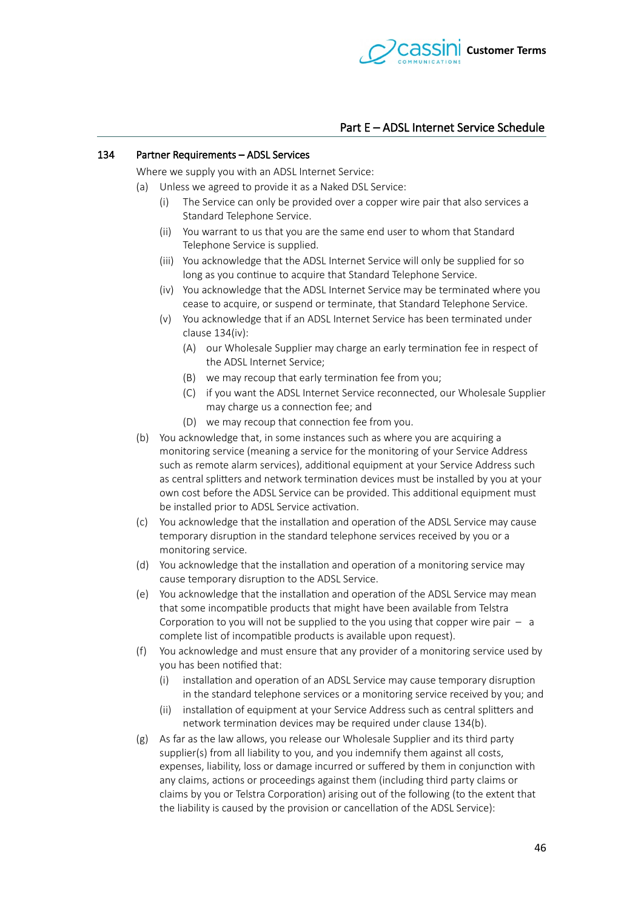## Part E – ADSL Internet Service Schedule

### 134 Partner Requirements – ADSL Services

Where we supply you with an ADSL Internet Service:

(a) Unless we agreed to provide it as a Naked DSL Service:

- (i) The Service can only be provided over a copper wire pair that also services a Standard Telephone Service.
- (ii) You warrant to us that you are the same end user to whom that Standard Telephone Service is supplied.
- (iii) You acknowledge that the ADSL Internet Service will only be supplied for so long as you continue to acquire that Standard Telephone Service.
- (iv) You acknowledge that the ADSL Internet Service may be terminated where you cease to acquire, or suspend or terminate, that Standard Telephone Service.
- (v) You acknowledge that if an ADSL Internet Service has been terminated under clause 134(iv):
  - (A) our Wholesale Supplier may charge an early termination fee in respect of the ADSL Internet Service;
  - (B) we may recoup that early termination fee from you;
  - (C) if you want the ADSL Internet Service reconnected, our Wholesale Supplier may charge us a connection fee; and
  - (D) we may recoup that connection fee from you.

(b) You acknowledge that, in some instances such as where you are acquiring a monitoring service (meaning a service for the monitoring of your Service Address such as remote alarm services), additional equipment at your Service Address such as central splitters and network termination devices must be installed by you at your own cost before the ADSL Service can be provided. This additional equipment must be installed prior to ADSL Service activation.

(c) You acknowledge that the installation and operation of the ADSL Service may cause temporary disruption in the standard telephone services received by you or a monitoring service.

(d) You acknowledge that the installation and operation of a monitoring service may cause temporary disruption to the ADSL Service.

(e) You acknowledge that the installation and operation of the ADSL Service may mean that some incompatible products that might have been available from Telstra Corporation to you will not be supplied to the you using that copper wire pair – a complete list of incompatible products is available upon request).

(f) You acknowledge and must ensure that any provider of a monitoring service used by you has been notified that:

- (i) installation and operation of an ADSL Service may cause temporary disruption in the standard telephone services or a monitoring service received by you; and
- (ii) installation of equipment at your Service Address such as central splitters and network termination devices may be required under clause 134(b).

(g) As far as the law allows, you release our Wholesale Supplier and its third party supplier(s) from all liability to you, and you indemnify them against all costs, expenses, liability, loss or damage incurred or suffered by them in conjunction with any claims, actions or proceedings against them (including third party claims or claims by you or Telstra Corporation) arising out of the following (to the extent that the liability is caused by the provision or cancellation of the ADSL Service):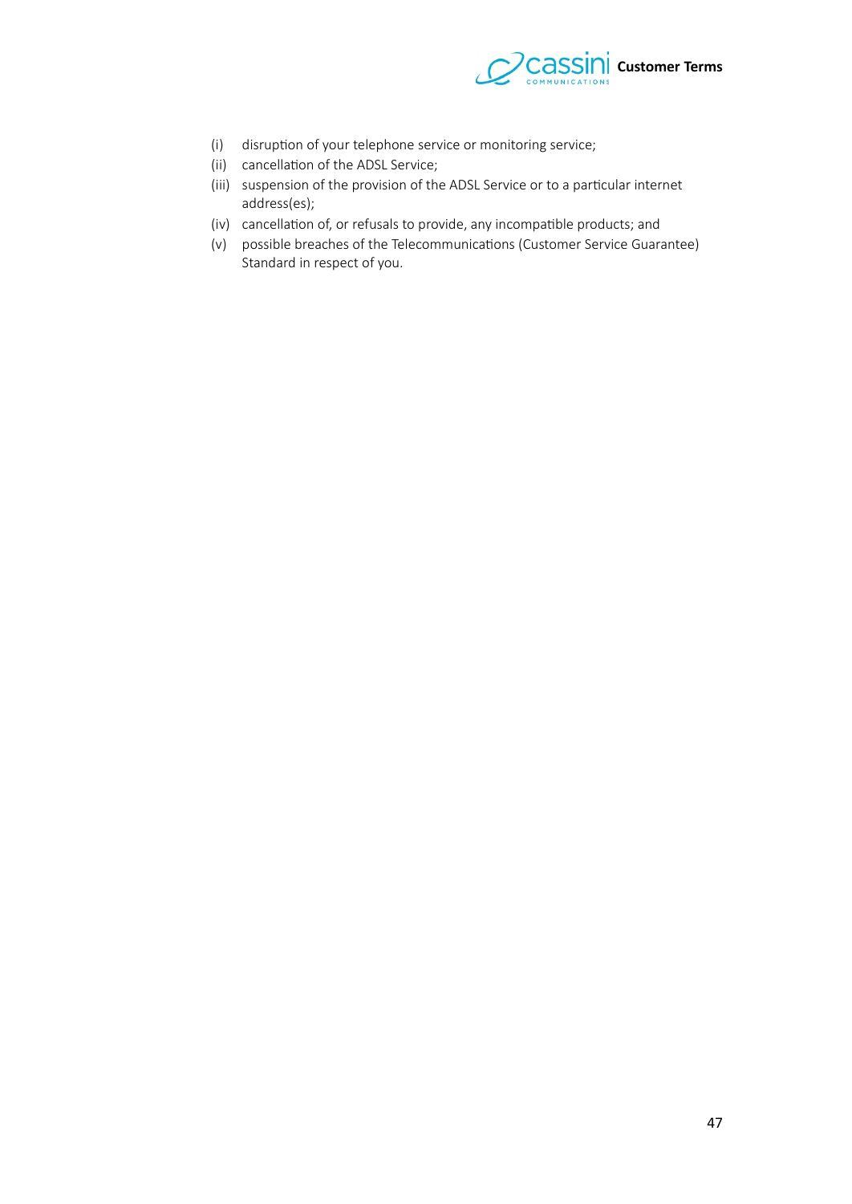(i) disruption of your telephone service or monitoring service;
(ii) cancellation of the ADSL Service;
(iii) suspension of the provision of the ADSL Service or to a particular internet address(es);
(iv) cancellation of, or refusals to provide, any incompatible products; and
(v) possible breaches of the Telecommunications (Customer Service Guarantee) Standard in respect of you.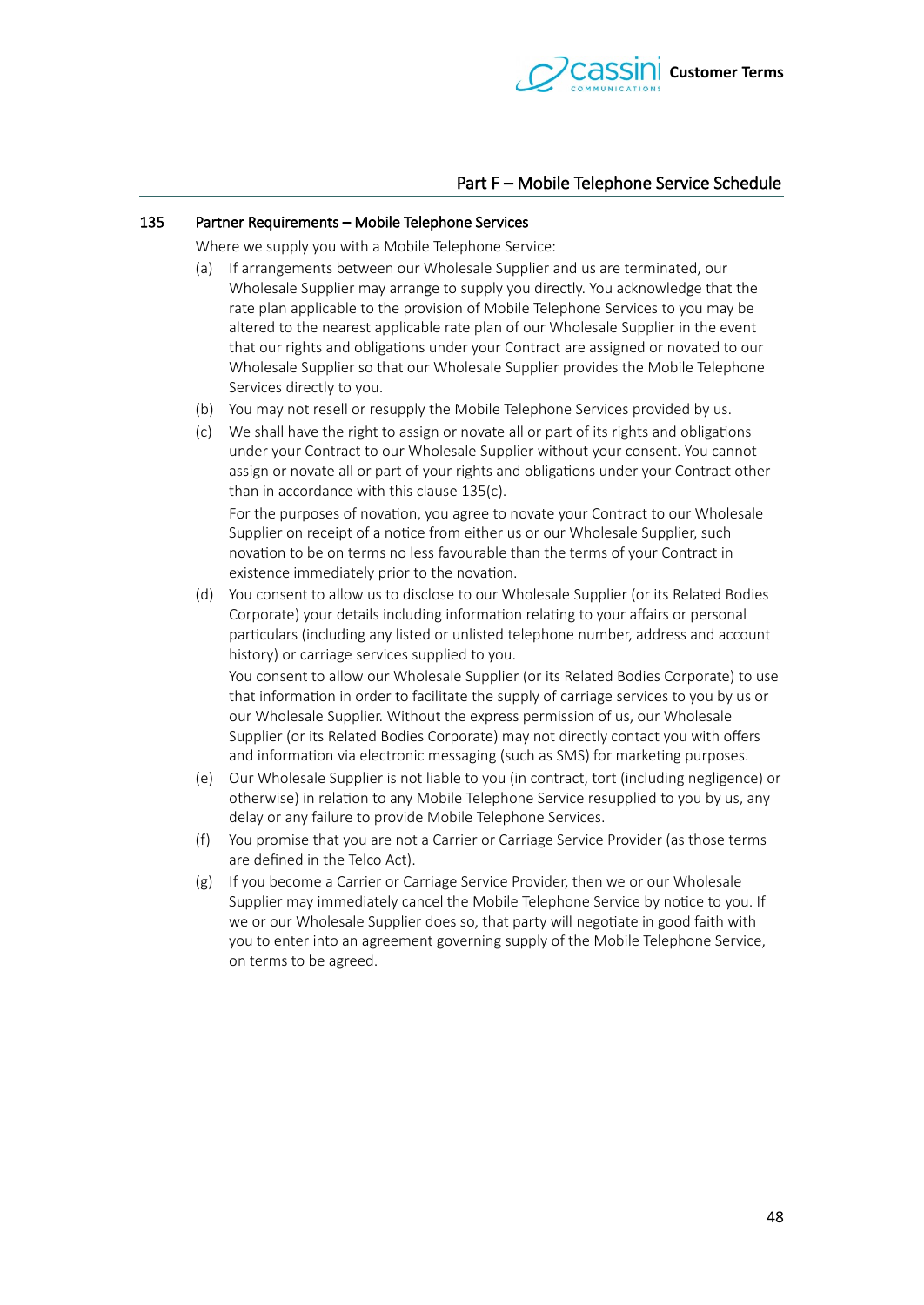## Part F – Mobile Telephone Service Schedule

### 135 Partner Requirements – Mobile Telephone Services

Where we supply you with a Mobile Telephone Service:

(a) If arrangements between our Wholesale Supplier and us are terminated, our Wholesale Supplier may arrange to supply you directly. You acknowledge that the rate plan applicable to the provision of Mobile Telephone Services to you may be altered to the nearest applicable rate plan of our Wholesale Supplier in the event that our rights and obligations under your Contract are assigned or novated to our Wholesale Supplier so that our Wholesale Supplier provides the Mobile Telephone Services directly to you.

(b) You may not resell or resupply the Mobile Telephone Services provided by us.

(c) We shall have the right to assign or novate all or part of its rights and obligations under your Contract to our Wholesale Supplier without your consent. You cannot assign or novate all or part of your rights and obligations under your Contract other than in accordance with this clause 135(c).

For the purposes of novation, you agree to novate your Contract to our Wholesale Supplier on receipt of a notice from either us or our Wholesale Supplier, such novation to be on terms no less favourable than the terms of your Contract in existence immediately prior to the novation.

(d) You consent to allow us to disclose to our Wholesale Supplier (or its Related Bodies Corporate) your details including information relating to your affairs or personal particulars (including any listed or unlisted telephone number, address and account history) or carriage services supplied to you.

You consent to allow our Wholesale Supplier (or its Related Bodies Corporate) to use that information in order to facilitate the supply of carriage services to you by us or our Wholesale Supplier. Without the express permission of us, our Wholesale Supplier (or its Related Bodies Corporate) may not directly contact you with offers and information via electronic messaging (such as SMS) for marketing purposes.

(e) Our Wholesale Supplier is not liable to you (in contract, tort (including negligence) or otherwise) in relation to any Mobile Telephone Service resupplied to you by us, any delay or any failure to provide Mobile Telephone Services.

(f) You promise that you are not a Carrier or Carriage Service Provider (as those terms are defined in the Telco Act).

(g) If you become a Carrier or Carriage Service Provider, then we or our Wholesale Supplier may immediately cancel the Mobile Telephone Service by notice to you. If we or our Wholesale Supplier does so, that party will negotiate in good faith with you to enter into an agreement governing supply of the Mobile Telephone Service, on terms to be agreed.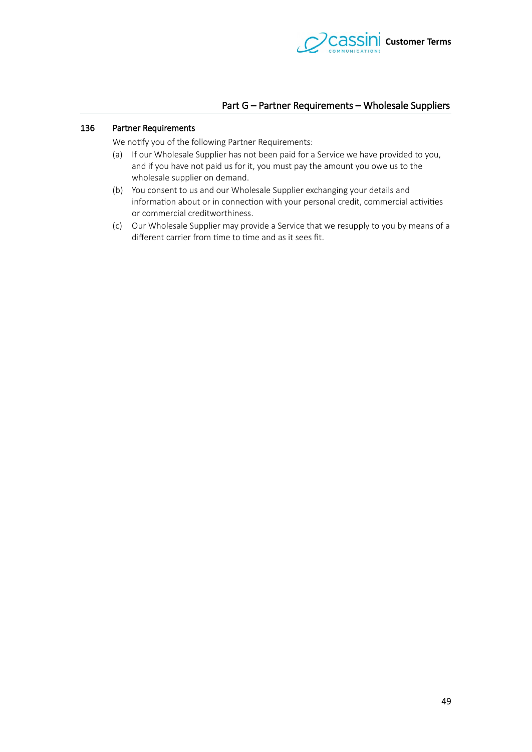## Part G – Partner Requirements – Wholesale Suppliers

### 136 Partner Requirements

We notify you of the following Partner Requirements:

(a) If our Wholesale Supplier has not been paid for a Service we have provided to you, and if you have not paid us for it, you must pay the amount you owe us to the wholesale supplier on demand.

(b) You consent to us and our Wholesale Supplier exchanging your details and information about or in connection with your personal credit, commercial activities or commercial creditworthiness.

(c) Our Wholesale Supplier may provide a Service that we resupply to you by means of a different carrier from time to time and as it sees fit.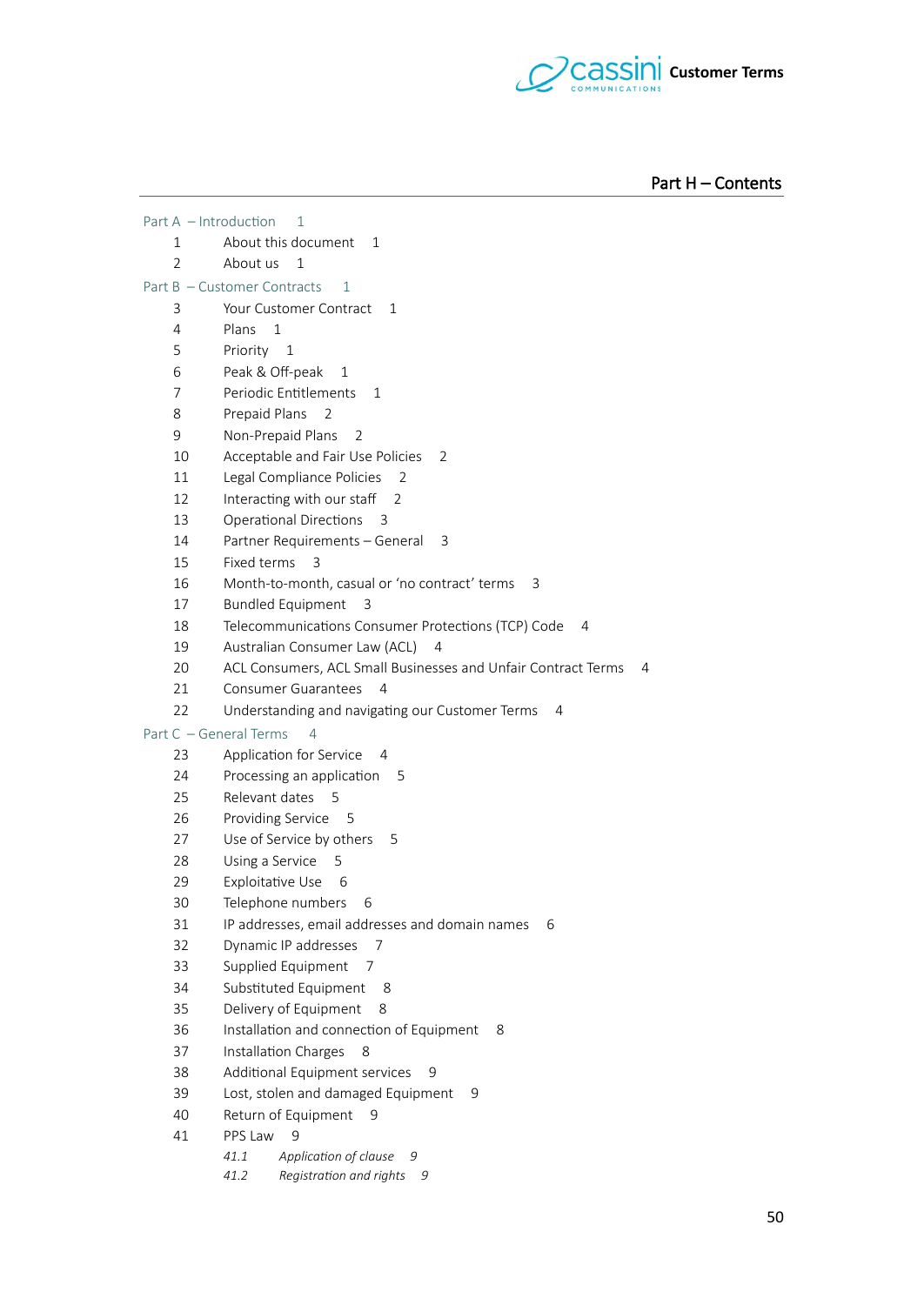## Part H – Contents

Part A – Introduction 1

1 About this document 1

2 About us 1

Part B – Customer Contracts 1

3 Your Customer Contract 1

4 Plans 1

5 Priority 1

6 Peak & Off-peak 1

7 Periodic Entitlements 1

8 Prepaid Plans 2

9 Non-Prepaid Plans 2

10 Acceptable and Fair Use Policies 2

11 Legal Compliance Policies 2

12 Interacting with our staff 2

13 Operational Directions 3

14 Partner Requirements – General 3

15 Fixed terms 3

16 Month-to-month, casual or 'no contract' terms 3

17 Bundled Equipment 3

18 Telecommunications Consumer Protections (TCP) Code 4

19 Australian Consumer Law (ACL) 4

20 ACL Consumers, ACL Small Businesses and Unfair Contract Terms 4

21 Consumer Guarantees 4

22 Understanding and navigating our Customer Terms 4

Part C – General Terms 4

23 Application for Service 4

24 Processing an application 5

25 Relevant dates 5

26 Providing Service 5

27 Use of Service by others 5

28 Using a Service 5

29 Exploitative Use 6

30 Telephone numbers 6

31 IP addresses, email addresses and domain names 6

32 Dynamic IP addresses 7

33 Supplied Equipment 7

34 Substituted Equipment 8

35 Delivery of Equipment 8

36 Installation and connection of Equipment 8

37 Installation Charges 8

38 Additional Equipment services 9

39 Lost, stolen and damaged Equipment 9

40 Return of Equipment 9

41 PPS Law 9

*41.1 Application of clause 9*

*41.2 Registration and rights 9*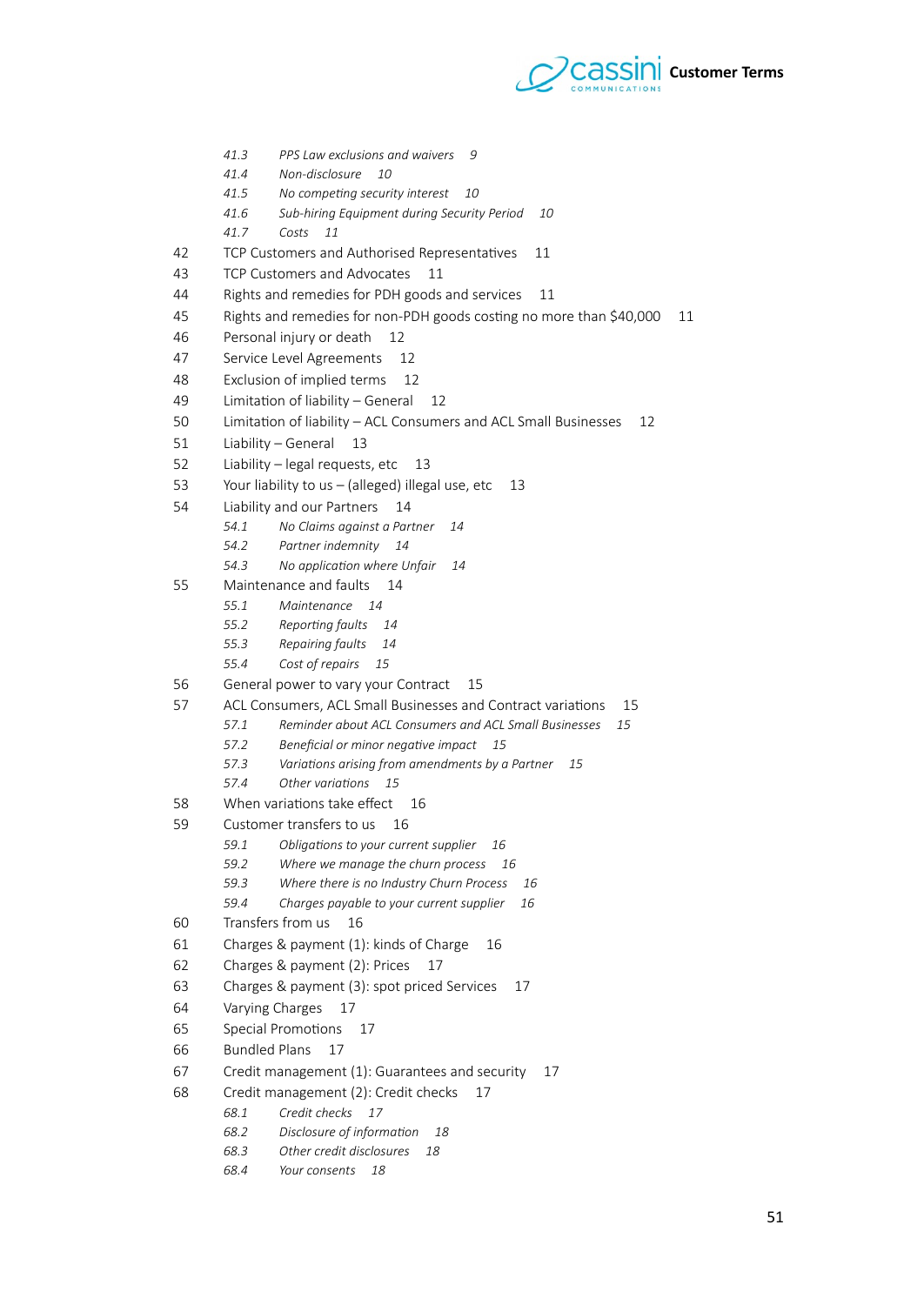*41.3 PPS Law exclusions and waivers 9*

*41.4 Non-disclosure 10*

*41.5 No competing security interest 10*

*41.6 Sub-hiring Equipment during Security Period 10*

*41.7 Costs 11*

42 TCP Customers and Authorised Representatives 11

43 TCP Customers and Advocates 11

44 Rights and remedies for PDH goods and services 11

45 Rights and remedies for non-PDH goods costing no more than $40,000 11

46 Personal injury or death 12

47 Service Level Agreements 12

48 Exclusion of implied terms 12

49 Limitation of liability – General 12

50 Limitation of liability – ACL Consumers and ACL Small Businesses 12

51 Liability – General 13

52 Liability – legal requests, etc 13

53 Your liability to us – (alleged) illegal use, etc 13

54 Liability and our Partners 14

*54.1 No Claims against a Partner 14*

*54.2 Partner indemnity 14*

*54.3 No application where Unfair 14*

55 Maintenance and faults 14

*55.1 Maintenance 14*

*55.2 Reporting faults 14*

*55.3 Repairing faults 14*

*55.4 Cost of repairs 15*

56 General power to vary your Contract 15

57 ACL Consumers, ACL Small Businesses and Contract variations 15

*57.1 Reminder about ACL Consumers and ACL Small Businesses 15*

*57.2 Beneficial or minor negative impact 15*

*57.3 Variations arising from amendments by a Partner 15*

*57.4 Other variations 15*

58 When variations take effect 16

59 Customer transfers to us 16

*59.1 Obligations to your current supplier 16*

*59.2 Where we manage the churn process 16*

*59.3 Where there is no Industry Churn Process 16*

*59.4 Charges payable to your current supplier 16*

60 Transfers from us 16

61 Charges & payment (1): kinds of Charge 16

62 Charges & payment (2): Prices 17

63 Charges & payment (3): spot priced Services 17

64 Varying Charges 17

65 Special Promotions 17

66 Bundled Plans 17

67 Credit management (1): Guarantees and security 17

68 Credit management (2): Credit checks 17

*68.1 Credit checks 17*

*68.2 Disclosure of information 18*

*68.3 Other credit disclosures 18*

*68.4 Your consents 18*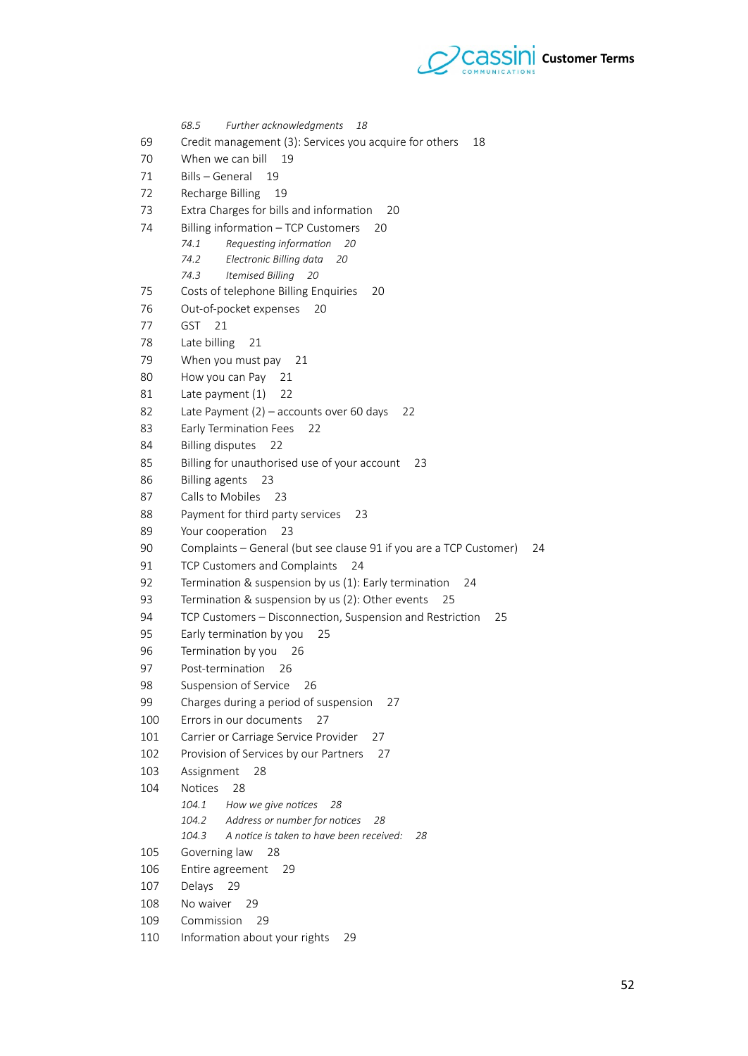*68.5 Further acknowledgments 18*

69 Credit management (3): Services you acquire for others 18

70 When we can bill 19

71 Bills – General 19

72 Recharge Billing 19

73 Extra Charges for bills and information 20

74 Billing information – TCP Customers 20

*74.1 Requesting information 20*

*74.2 Electronic Billing data 20*

*74.3 Itemised Billing 20*

75 Costs of telephone Billing Enquiries 20

76 Out-of-pocket expenses 20

77 GST 21

78 Late billing 21

79 When you must pay 21

80 How you can Pay 21

81 Late payment (1) 22

82 Late Payment (2) – accounts over 60 days 22

83 Early Termination Fees 22

84 Billing disputes 22

85 Billing for unauthorised use of your account 23

86 Billing agents 23

87 Calls to Mobiles 23

88 Payment for third party services 23

89 Your cooperation 23

90 Complaints – General (but see clause 91 if you are a TCP Customer) 24

91 TCP Customers and Complaints 24

92 Termination & suspension by us (1): Early termination 24

93 Termination & suspension by us (2): Other events 25

94 TCP Customers – Disconnection, Suspension and Restriction 25

95 Early termination by you 25

96 Termination by you 26

97 Post-termination 26

98 Suspension of Service 26

99 Charges during a period of suspension 27

100 Errors in our documents 27

101 Carrier or Carriage Service Provider 27

102 Provision of Services by our Partners 27

103 Assignment 28

104 Notices 28

*104.1 How we give notices 28*

*104.2 Address or number for notices 28*

*104.3 A notice is taken to have been received: 28*

105 Governing law 28

106 Entire agreement 29

107 Delays 29

108 No waiver 29

109 Commission 29

110 Information about your rights 29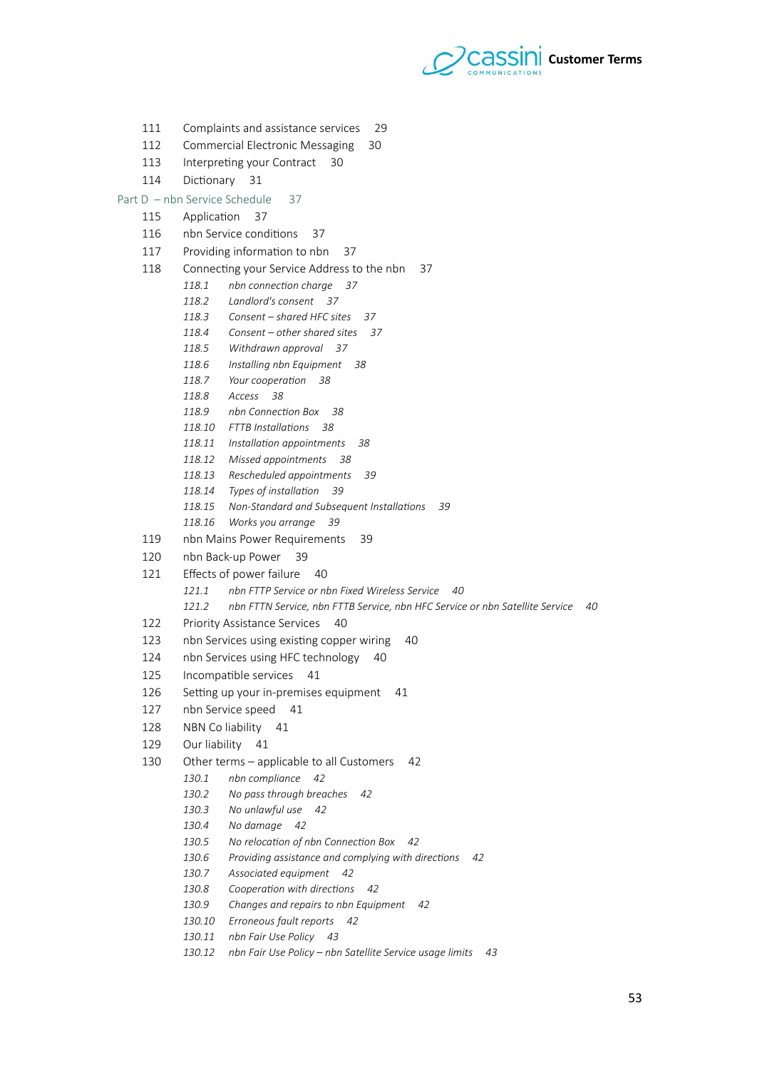- 111 Complaints and assistance services 29
- 112 Commercial Electronic Messaging 30
- 113 Interpreting your Contract 30
- 114 Dictionary 31

Part D – nbn Service Schedule 37

- 115 Application 37
- 116 nbn Service conditions 37
- 117 Providing information to nbn 37
- 118 Connecting your Service Address to the nbn 37
  - *118.1 nbn connection charge 37*
  - *118.2 Landlord's consent 37*
  - *118.3 Consent – shared HFC sites 37*
  - *118.4 Consent – other shared sites 37*
  - *118.5 Withdrawn approval 37*
  - *118.6 Installing nbn Equipment 38*
  - *118.7 Your cooperation 38*
  - *118.8 Access 38*
  - *118.9 nbn Connection Box 38*
  - *118.10 FTTB Installations 38*
  - *118.11 Installation appointments 38*
  - *118.12 Missed appointments 38*
  - *118.13 Rescheduled appointments 39*
  - *118.14 Types of installation 39*
  - *118.15 Non-Standard and Subsequent Installations 39*
  - *118.16 Works you arrange 39*
- 119 nbn Mains Power Requirements 39
- 120 nbn Back-up Power 39
- 121 Effects of power failure 40
  - *121.1 nbn FTTP Service or nbn Fixed Wireless Service 40*
  - *121.2 nbn FTTN Service, nbn FTTB Service, nbn HFC Service or nbn Satellite Service 40*
- 122 Priority Assistance Services 40
- 123 nbn Services using existing copper wiring 40
- 124 nbn Services using HFC technology 40
- 125 Incompatible services 41
- 126 Setting up your in-premises equipment 41
- 127 nbn Service speed 41
- 128 NBN Co liability 41
- 129 Our liability 41
- 130 Other terms – applicable to all Customers 42
  - *130.1 nbn compliance 42*
  - *130.2 No pass through breaches 42*
  - *130.3 No unlawful use 42*
  - *130.4 No damage 42*
  - *130.5 No relocation of nbn Connection Box 42*
  - *130.6 Providing assistance and complying with directions 42*
  - *130.7 Associated equipment 42*
  - *130.8 Cooperation with directions 42*
  - *130.9 Changes and repairs to nbn Equipment 42*
  - *130.10 Erroneous fault reports 42*
  - *130.11 nbn Fair Use Policy 43*
  - *130.12 nbn Fair Use Policy – nbn Satellite Service usage limits 43*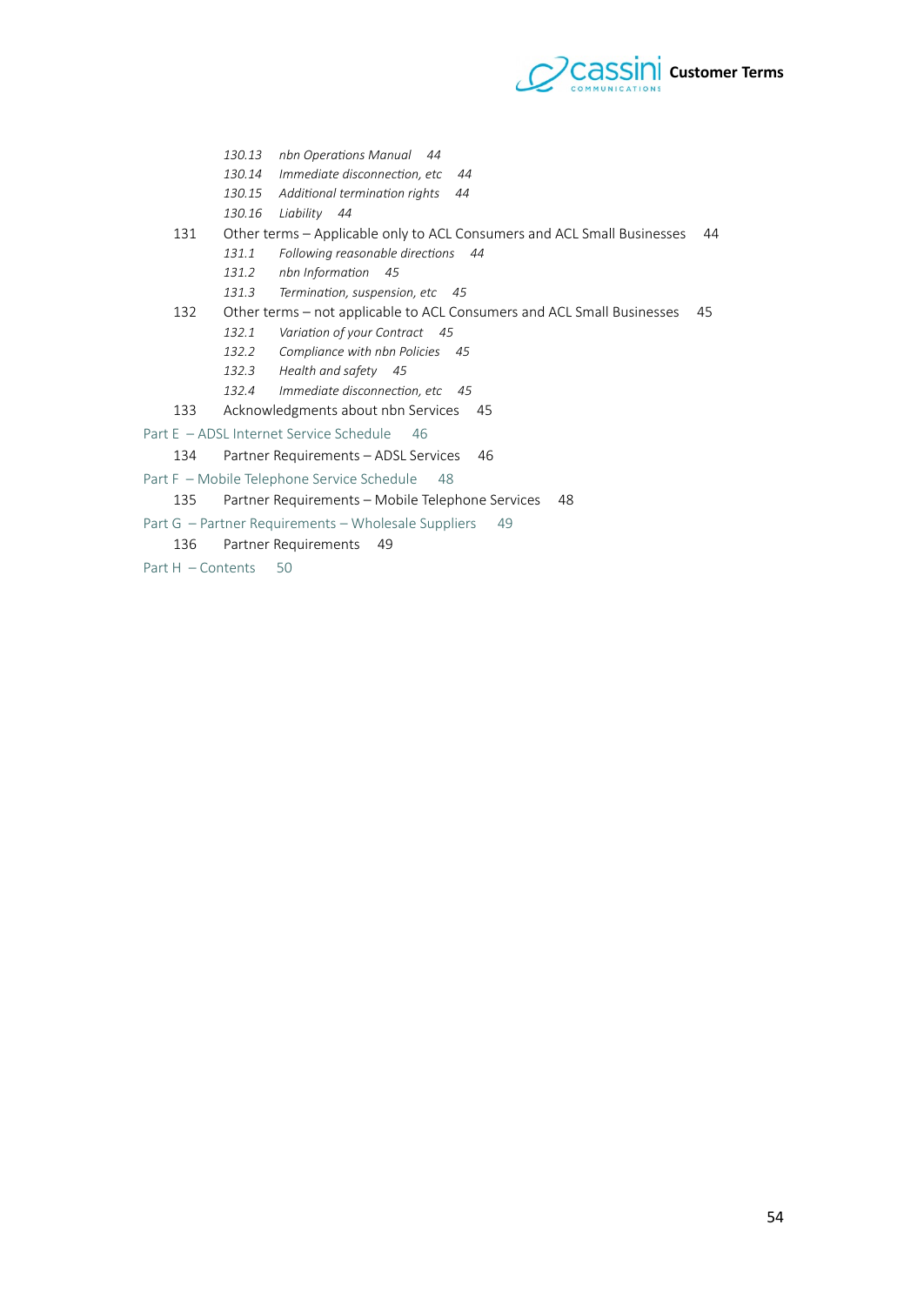*130.13 nbn Operations Manual 44*

*130.14 Immediate disconnection, etc 44*

*130.15 Additional termination rights 44*

*130.16 Liability 44*

131 Other terms – Applicable only to ACL Consumers and ACL Small Businesses 44

*131.1 Following reasonable directions 44*

*131.2 nbn Information 45*

*131.3 Termination, suspension, etc 45*

132 Other terms – not applicable to ACL Consumers and ACL Small Businesses 45

*132.1 Variation of your Contract 45*

*132.2 Compliance with nbn Policies 45*

*132.3 Health and safety 45*

*132.4 Immediate disconnection, etc 45*

133 Acknowledgments about nbn Services 45

Part E – ADSL Internet Service Schedule 46

134 Partner Requirements – ADSL Services 46

Part F – Mobile Telephone Service Schedule 48

135 Partner Requirements – Mobile Telephone Services 48

Part G – Partner Requirements – Wholesale Suppliers 49

136 Partner Requirements 49

Part H – Contents 50